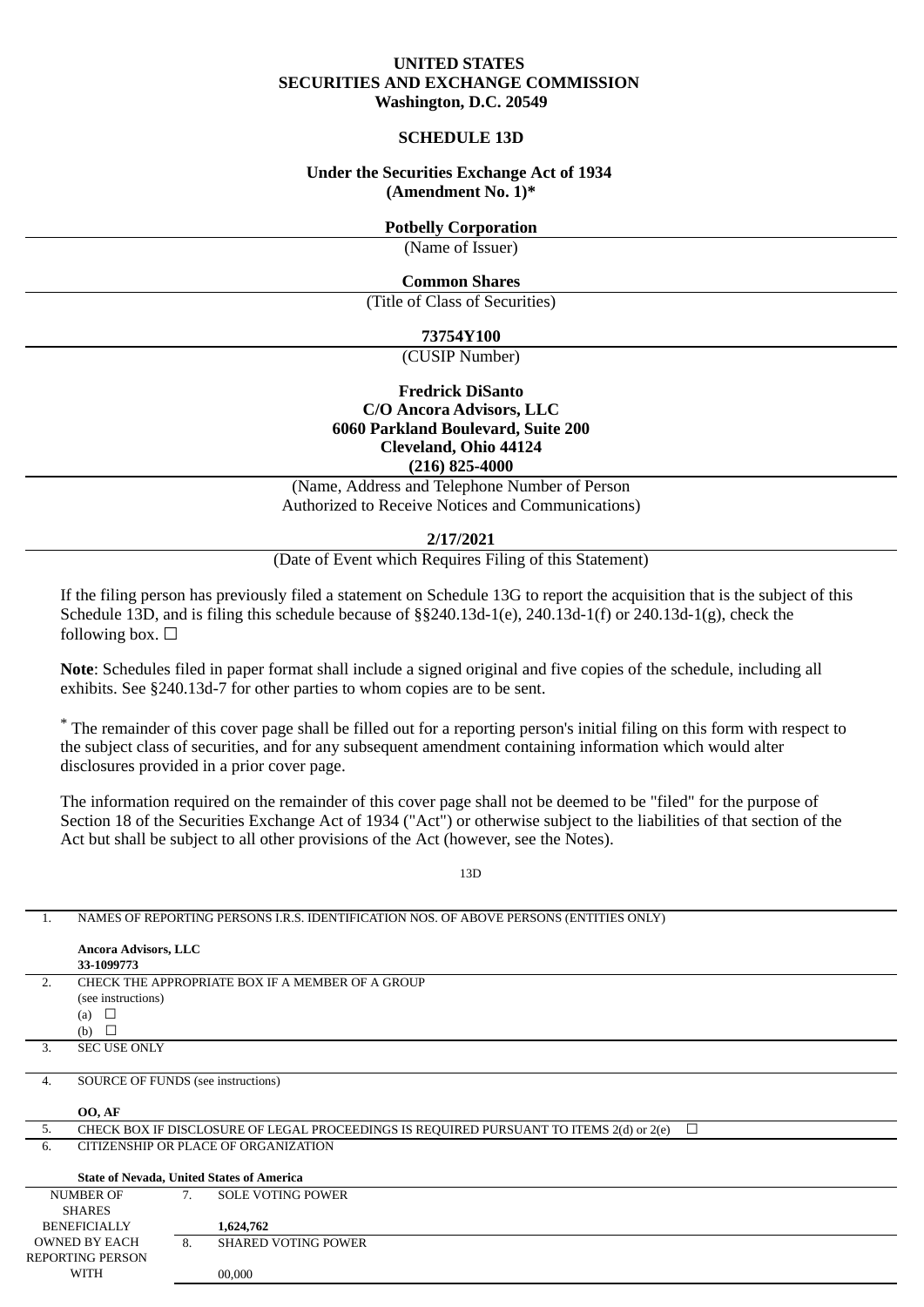**UNITED STATES**
**SECURITIES AND EXCHANGE COMMISSION**
**Washington, D.C. 20549**

**SCHEDULE 13D**

**Under the Securities Exchange Act of 1934**
**(Amendment No. 1)***

**Potbelly Corporation**

(Name of Issuer)

**Common Shares**

(Title of Class of Securities)

**73754Y100**

(CUSIP Number)

**Fredrick DiSanto**
**C/O Ancora Advisors, LLC**
**6060 Parkland Boulevard, Suite 200**
**Cleveland, Ohio 44124**
**(216) 825-4000**

(Name, Address and Telephone Number of Person Authorized to Receive Notices and Communications)

**2/17/2021**

(Date of Event which Requires Filing of this Statement)

If the filing person has previously filed a statement on Schedule 13G to report the acquisition that is the subject of this Schedule 13D, and is filing this schedule because of §§240.13d-1(e), 240.13d-1(f) or 240.13d-1(g), check the following box. ☐

**Note**: Schedules filed in paper format shall include a signed original and five copies of the schedule, including all exhibits. See §240.13d-7 for other parties to whom copies are to be sent.

* The remainder of this cover page shall be filled out for a reporting person's initial filing on this form with respect to the subject class of securities, and for any subsequent amendment containing information which would alter disclosures provided in a prior cover page.

The information required on the remainder of this cover page shall not be deemed to be "filed" for the purpose of Section 18 of the Securities Exchange Act of 1934 ("Act") or otherwise subject to the liabilities of that section of the Act but shall be subject to all other provisions of the Act (however, see the Notes).

13D

| | | |
|---|---|---|
| 1. | NAMES OF REPORTING PERSONS I.R.S. IDENTIFICATION NOS. OF ABOVE PERSONS (ENTITIES ONLY)<br><br>**Ancora Advisors, LLC**<br>**33-1099773** | |
| 2. | CHECK THE APPROPRIATE BOX IF A MEMBER OF A GROUP<br>(see instructions)<br>(a) ☐<br>(b) ☐ | |
| 3. | SEC USE ONLY | |
| 4. | SOURCE OF FUNDS (see instructions)<br><br>**OO, AF** | |
| 5. | CHECK BOX IF DISCLOSURE OF LEGAL PROCEEDINGS IS REQUIRED PURSUANT TO ITEMS 2(d) or 2(e) ☐ | |
| 6. | CITIZENSHIP OR PLACE OF ORGANIZATION<br><br>**State of Nevada, United States of America** | |
| NUMBER OF SHARES BENEFICIALLY OWNED BY EACH REPORTING PERSON WITH | 7. | SOLE VOTING POWER<br><br>**1,624,762** |
| | 8. | SHARED VOTING POWER<br><br>00,000 |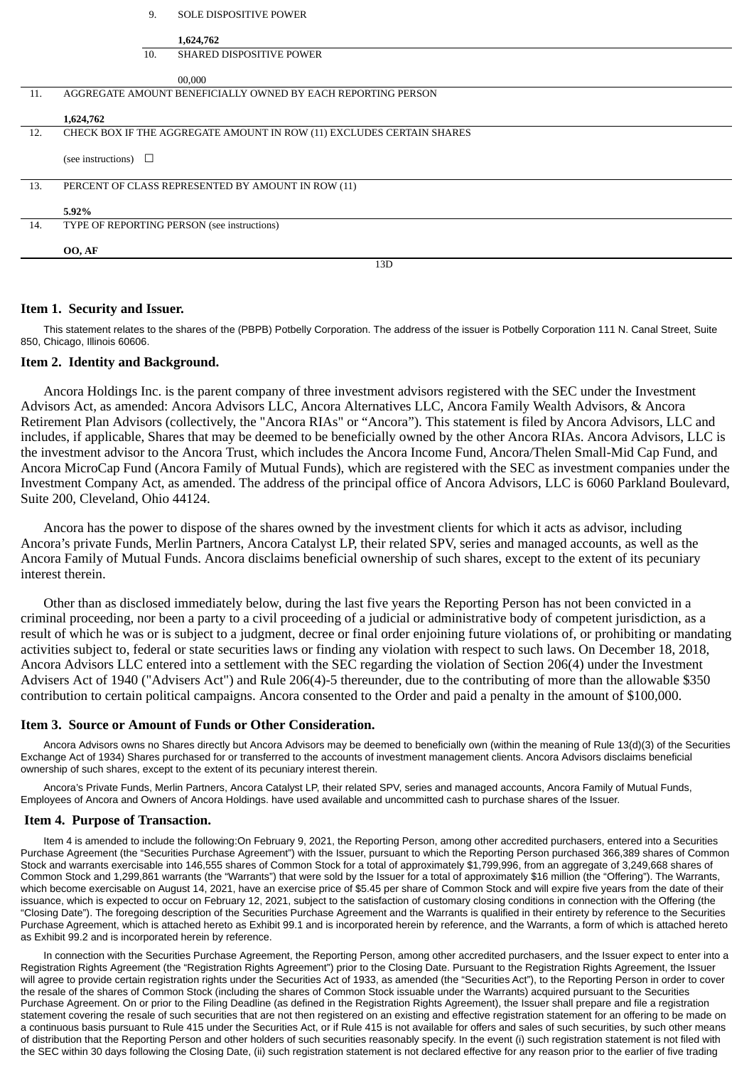| | | | |
|---|---|---|---|
| | 9. | SOLE DISPOSITIVE POWER<br><br>**1,624,762** | |
| | 10. | SHARED DISPOSITIVE POWER<br><br>00,000 | |
| 11. | AGGREGATE AMOUNT BENEFICIALLY OWNED BY EACH REPORTING PERSON<br><br>**1,624,762** | | |
| 12. | CHECK BOX IF THE AGGREGATE AMOUNT IN ROW (11) EXCLUDES CERTAIN SHARES<br><br>(see instructions) ☐ | | |
| 13. | PERCENT OF CLASS REPRESENTED BY AMOUNT IN ROW (11)<br><br>**5.92%** | | |
| 14. | TYPE OF REPORTING PERSON (see instructions)<br><br>**OO, AF** | | |

13D

## Item 1. Security and Issuer.

This statement relates to the shares of the (PBPB) Potbelly Corporation. The address of the issuer is Potbelly Corporation 111 N. Canal Street, Suite 850, Chicago, Illinois 60606.

## Item 2. Identity and Background.

Ancora Holdings Inc. is the parent company of three investment advisors registered with the SEC under the Investment Advisors Act, as amended: Ancora Advisors LLC, Ancora Alternatives LLC, Ancora Family Wealth Advisors, & Ancora Retirement Plan Advisors (collectively, the "Ancora RIAs" or "Ancora"). This statement is filed by Ancora Advisors, LLC and includes, if applicable, Shares that may be deemed to be beneficially owned by the other Ancora RIAs. Ancora Advisors, LLC is the investment advisor to the Ancora Trust, which includes the Ancora Income Fund, Ancora/Thelen Small-Mid Cap Fund, and Ancora MicroCap Fund (Ancora Family of Mutual Funds), which are registered with the SEC as investment companies under the Investment Company Act, as amended. The address of the principal office of Ancora Advisors, LLC is 6060 Parkland Boulevard, Suite 200, Cleveland, Ohio 44124.

Ancora has the power to dispose of the shares owned by the investment clients for which it acts as advisor, including Ancora's private Funds, Merlin Partners, Ancora Catalyst LP, their related SPV, series and managed accounts, as well as the Ancora Family of Mutual Funds. Ancora disclaims beneficial ownership of such shares, except to the extent of its pecuniary interest therein.

Other than as disclosed immediately below, during the last five years the Reporting Person has not been convicted in a criminal proceeding, nor been a party to a civil proceeding of a judicial or administrative body of competent jurisdiction, as a result of which he was or is subject to a judgment, decree or final order enjoining future violations of, or prohibiting or mandating activities subject to, federal or state securities laws or finding any violation with respect to such laws. On December 18, 2018, Ancora Advisors LLC entered into a settlement with the SEC regarding the violation of Section 206(4) under the Investment Advisers Act of 1940 ("Advisers Act") and Rule 206(4)-5 thereunder, due to the contributing of more than the allowable $350 contribution to certain political campaigns. Ancora consented to the Order and paid a penalty in the amount of $100,000.

## Item 3. Source or Amount of Funds or Other Consideration.

Ancora Advisors owns no Shares directly but Ancora Advisors may be deemed to beneficially own (within the meaning of Rule 13(d)(3) of the Securities Exchange Act of 1934) Shares purchased for or transferred to the accounts of investment management clients. Ancora Advisors disclaims beneficial ownership of such shares, except to the extent of its pecuniary interest therein.

Ancora's Private Funds, Merlin Partners, Ancora Catalyst LP, their related SPV, series and managed accounts, Ancora Family of Mutual Funds, Employees of Ancora and Owners of Ancora Holdings. have used available and uncommitted cash to purchase shares of the Issuer.

## Item 4. Purpose of Transaction.

Item 4 is amended to include the following:On February 9, 2021, the Reporting Person, among other accredited purchasers, entered into a Securities Purchase Agreement (the "Securities Purchase Agreement") with the Issuer, pursuant to which the Reporting Person purchased 366,389 shares of Common Stock and warrants exercisable into 146,555 shares of Common Stock for a total of approximately $1,799,996, from an aggregate of 3,249,668 shares of Common Stock and 1,299,861 warrants (the "Warrants") that were sold by the Issuer for a total of approximately $16 million (the "Offering"). The Warrants, which become exercisable on August 14, 2021, have an exercise price of $5.45 per share of Common Stock and will expire five years from the date of their issuance, which is expected to occur on February 12, 2021, subject to the satisfaction of customary closing conditions in connection with the Offering (the "Closing Date"). The foregoing description of the Securities Purchase Agreement and the Warrants is qualified in their entirety by reference to the Securities Purchase Agreement, which is attached hereto as Exhibit 99.1 and is incorporated herein by reference, and the Warrants, a form of which is attached hereto as Exhibit 99.2 and is incorporated herein by reference.

In connection with the Securities Purchase Agreement, the Reporting Person, among other accredited purchasers, and the Issuer expect to enter into a Registration Rights Agreement (the "Registration Rights Agreement") prior to the Closing Date. Pursuant to the Registration Rights Agreement, the Issuer will agree to provide certain registration rights under the Securities Act of 1933, as amended (the "Securities Act"), to the Reporting Person in order to cover the resale of the shares of Common Stock (including the shares of Common Stock issuable under the Warrants) acquired pursuant to the Securities Purchase Agreement. On or prior to the Filing Deadline (as defined in the Registration Rights Agreement), the Issuer shall prepare and file a registration statement covering the resale of such securities that are not then registered on an existing and effective registration statement for an offering to be made on a continuous basis pursuant to Rule 415 under the Securities Act, or if Rule 415 is not available for offers and sales of such securities, by such other means of distribution that the Reporting Person and other holders of such securities reasonably specify. In the event (i) such registration statement is not filed with the SEC within 30 days following the Closing Date, (ii) such registration statement is not declared effective for any reason prior to the earlier of five trading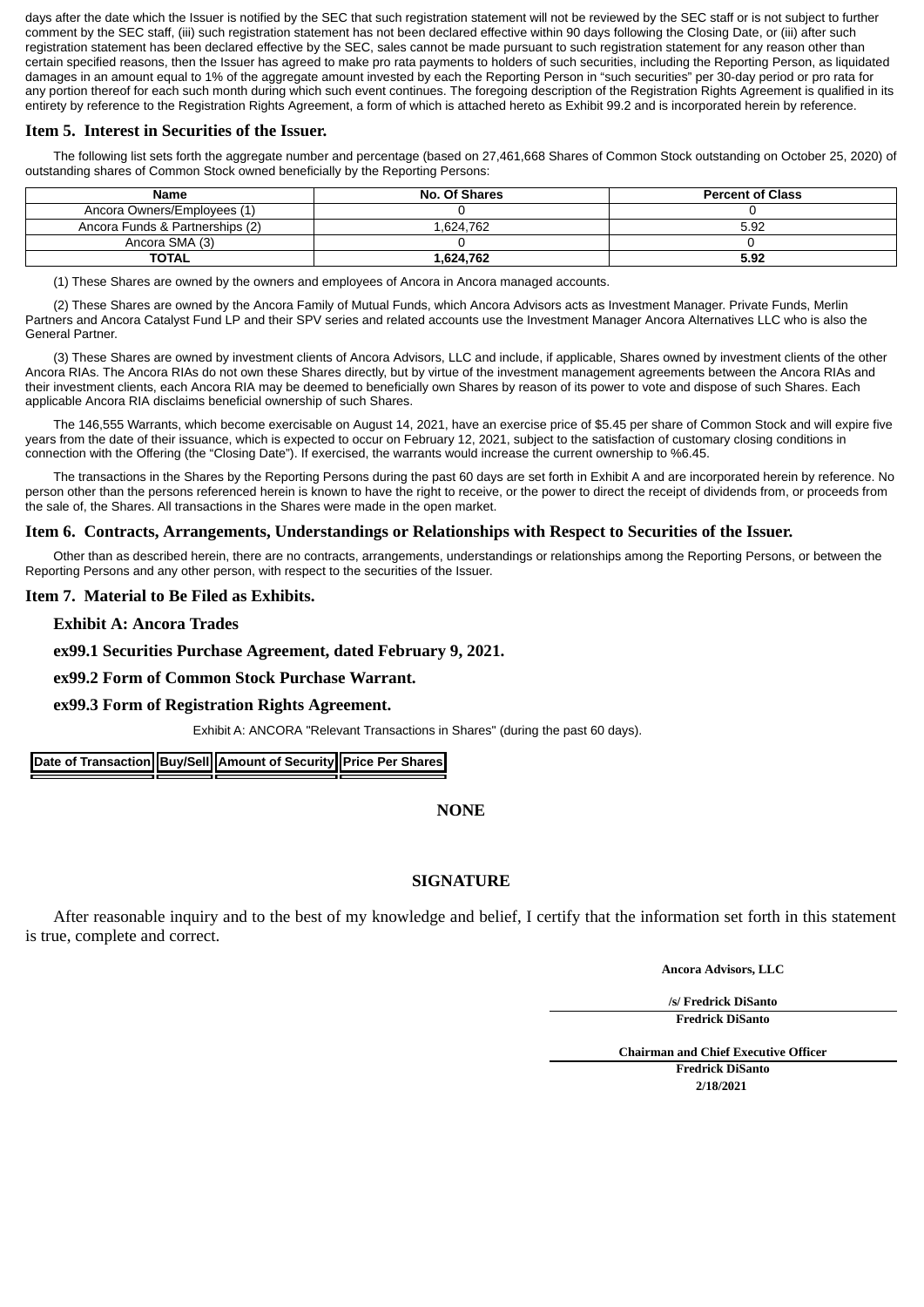days after the date which the Issuer is notified by the SEC that such registration statement will not be reviewed by the SEC staff or is not subject to further comment by the SEC staff, (iii) such registration statement has not been declared effective within 90 days following the Closing Date, or (iii) after such registration statement has been declared effective by the SEC, sales cannot be made pursuant to such registration statement for any reason other than certain specified reasons, then the Issuer has agreed to make pro rata payments to holders of such securities, including the Reporting Person, as liquidated damages in an amount equal to 1% of the aggregate amount invested by each the Reporting Person in "such securities" per 30-day period or pro rata for any portion thereof for each such month during which such event continues. The foregoing description of the Registration Rights Agreement is qualified in its entirety by reference to the Registration Rights Agreement, a form of which is attached hereto as Exhibit 99.2 and is incorporated herein by reference.

## Item 5. Interest in Securities of the Issuer.

The following list sets forth the aggregate number and percentage (based on 27,461,668 Shares of Common Stock outstanding on October 25, 2020) of outstanding shares of Common Stock owned beneficially by the Reporting Persons:

| Name | No. Of Shares | Percent of Class |
|---|---|---|
| Ancora Owners/Employees (1) | 0 | 0 |
| Ancora Funds & Partnerships (2) | 1,624,762 | 5.92 |
| Ancora SMA (3) | 0 | 0 |
| **TOTAL** | **1,624,762** | **5.92** |

(1) These Shares are owned by the owners and employees of Ancora in Ancora managed accounts.

(2) These Shares are owned by the Ancora Family of Mutual Funds, which Ancora Advisors acts as Investment Manager. Private Funds, Merlin Partners and Ancora Catalyst Fund LP and their SPV series and related accounts use the Investment Manager Ancora Alternatives LLC who is also the General Partner.

(3) These Shares are owned by investment clients of Ancora Advisors, LLC and include, if applicable, Shares owned by investment clients of the other Ancora RIAs. The Ancora RIAs do not own these Shares directly, but by virtue of the investment management agreements between the Ancora RIAs and their investment clients, each Ancora RIA may be deemed to beneficially own Shares by reason of its power to vote and dispose of such Shares. Each applicable Ancora RIA disclaims beneficial ownership of such Shares.

The 146,555 Warrants, which become exercisable on August 14, 2021, have an exercise price of $5.45 per share of Common Stock and will expire five years from the date of their issuance, which is expected to occur on February 12, 2021, subject to the satisfaction of customary closing conditions in connection with the Offering (the "Closing Date"). If exercised, the warrants would increase the current ownership to %6.45.

The transactions in the Shares by the Reporting Persons during the past 60 days are set forth in Exhibit A and are incorporated herein by reference. No person other than the persons referenced herein is known to have the right to receive, or the power to direct the receipt of dividends from, or proceeds from the sale of, the Shares. All transactions in the Shares were made in the open market.

## Item 6. Contracts, Arrangements, Understandings or Relationships with Respect to Securities of the Issuer.

Other than as described herein, there are no contracts, arrangements, understandings or relationships among the Reporting Persons, or between the Reporting Persons and any other person, with respect to the securities of the Issuer.

## Item 7. Material to Be Filed as Exhibits.

**Exhibit A: Ancora Trades**

**ex99.1 Securities Purchase Agreement, dated February 9, 2021.**

**ex99.2 Form of Common Stock Purchase Warrant.**

**ex99.3 Form of Registration Rights Agreement.**

Exhibit A: ANCORA "Relevant Transactions in Shares" (during the past 60 days).

| Date of Transaction | Buy/Sell | Amount of Security | Price Per Shares |
|---|---|---|---|

**NONE**

## SIGNATURE

After reasonable inquiry and to the best of my knowledge and belief, I certify that the information set forth in this statement is true, complete and correct.

**Ancora Advisors, LLC**

**/s/ Fredrick DiSanto**
**Fredrick DiSanto**

**Chairman and Chief Executive Officer**
**Fredrick DiSanto**
**2/18/2021**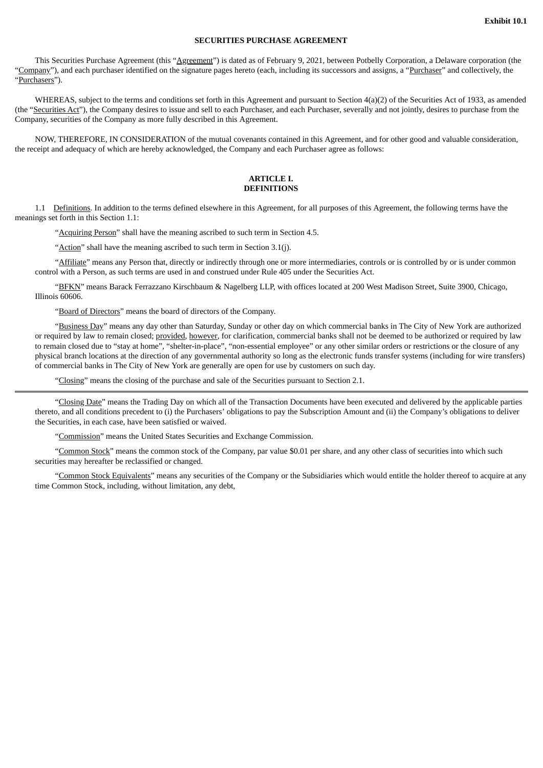**Exhibit 10.1**

**SECURITIES PURCHASE AGREEMENT**

This Securities Purchase Agreement (this "Agreement") is dated as of February 9, 2021, between Potbelly Corporation, a Delaware corporation (the "Company"), and each purchaser identified on the signature pages hereto (each, including its successors and assigns, a "Purchaser" and collectively, the "Purchasers").

WHEREAS, subject to the terms and conditions set forth in this Agreement and pursuant to Section 4(a)(2) of the Securities Act of 1933, as amended (the "Securities Act"), the Company desires to issue and sell to each Purchaser, and each Purchaser, severally and not jointly, desires to purchase from the Company, securities of the Company as more fully described in this Agreement.

NOW, THEREFORE, IN CONSIDERATION of the mutual covenants contained in this Agreement, and for other good and valuable consideration, the receipt and adequacy of which are hereby acknowledged, the Company and each Purchaser agree as follows:

## ARTICLE I.
## DEFINITIONS

1.1 Definitions. In addition to the terms defined elsewhere in this Agreement, for all purposes of this Agreement, the following terms have the meanings set forth in this Section 1.1:

"Acquiring Person" shall have the meaning ascribed to such term in Section 4.5.

"Action" shall have the meaning ascribed to such term in Section 3.1(j).

"Affiliate" means any Person that, directly or indirectly through one or more intermediaries, controls or is controlled by or is under common control with a Person, as such terms are used in and construed under Rule 405 under the Securities Act.

"BFKN" means Barack Ferrazzano Kirschbaum & Nagelberg LLP, with offices located at 200 West Madison Street, Suite 3900, Chicago, Illinois 60606.

"Board of Directors" means the board of directors of the Company.

"Business Day" means any day other than Saturday, Sunday or other day on which commercial banks in The City of New York are authorized or required by law to remain closed; provided, however, for clarification, commercial banks shall not be deemed to be authorized or required by law to remain closed due to "stay at home", "shelter-in-place", "non-essential employee" or any other similar orders or restrictions or the closure of any physical branch locations at the direction of any governmental authority so long as the electronic funds transfer systems (including for wire transfers) of commercial banks in The City of New York are generally are open for use by customers on such day.

"Closing" means the closing of the purchase and sale of the Securities pursuant to Section 2.1.

"Closing Date" means the Trading Day on which all of the Transaction Documents have been executed and delivered by the applicable parties thereto, and all conditions precedent to (i) the Purchasers' obligations to pay the Subscription Amount and (ii) the Company's obligations to deliver the Securities, in each case, have been satisfied or waived.

"Commission" means the United States Securities and Exchange Commission.

"Common Stock" means the common stock of the Company, par value $0.01 per share, and any other class of securities into which such securities may hereafter be reclassified or changed.

"Common Stock Equivalents" means any securities of the Company or the Subsidiaries which would entitle the holder thereof to acquire at any time Common Stock, including, without limitation, any debt,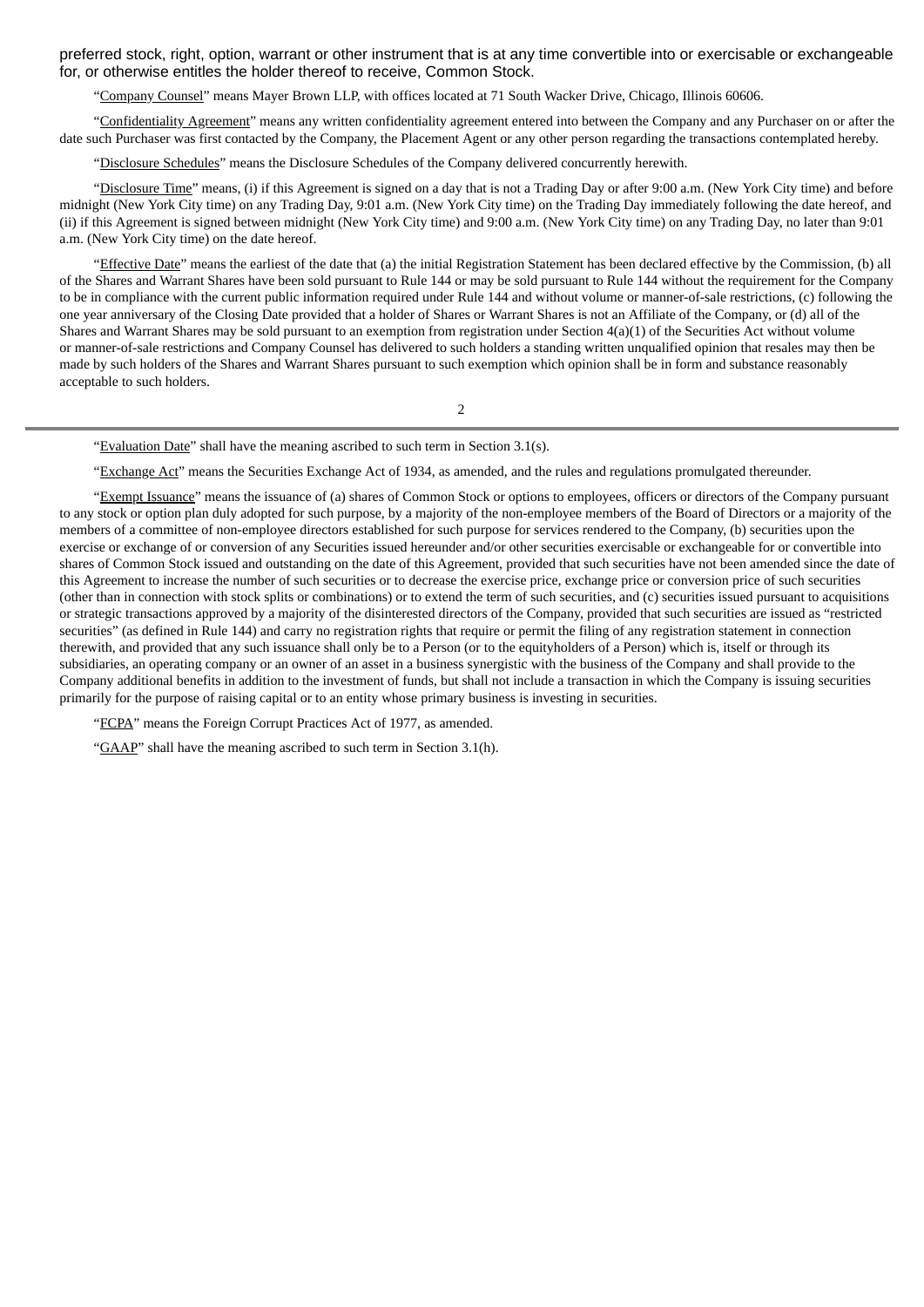preferred stock, right, option, warrant or other instrument that is at any time convertible into or exercisable or exchangeable for, or otherwise entitles the holder thereof to receive, Common Stock.

"Company Counsel" means Mayer Brown LLP, with offices located at 71 South Wacker Drive, Chicago, Illinois 60606.

"Confidentiality Agreement" means any written confidentiality agreement entered into between the Company and any Purchaser on or after the date such Purchaser was first contacted by the Company, the Placement Agent or any other person regarding the transactions contemplated hereby.

"Disclosure Schedules" means the Disclosure Schedules of the Company delivered concurrently herewith.

"Disclosure Time" means, (i) if this Agreement is signed on a day that is not a Trading Day or after 9:00 a.m. (New York City time) and before midnight (New York City time) on any Trading Day, 9:01 a.m. (New York City time) on the Trading Day immediately following the date hereof, and (ii) if this Agreement is signed between midnight (New York City time) and 9:00 a.m. (New York City time) on any Trading Day, no later than 9:01 a.m. (New York City time) on the date hereof.

"Effective Date" means the earliest of the date that (a) the initial Registration Statement has been declared effective by the Commission, (b) all of the Shares and Warrant Shares have been sold pursuant to Rule 144 or may be sold pursuant to Rule 144 without the requirement for the Company to be in compliance with the current public information required under Rule 144 and without volume or manner-of-sale restrictions, (c) following the one year anniversary of the Closing Date provided that a holder of Shares or Warrant Shares is not an Affiliate of the Company, or (d) all of the Shares and Warrant Shares may be sold pursuant to an exemption from registration under Section 4(a)(1) of the Securities Act without volume or manner-of-sale restrictions and Company Counsel has delivered to such holders a standing written unqualified opinion that resales may then be made by such holders of the Shares and Warrant Shares pursuant to such exemption which opinion shall be in form and substance reasonably acceptable to such holders.

"Evaluation Date" shall have the meaning ascribed to such term in Section 3.1(s).

"Exchange Act" means the Securities Exchange Act of 1934, as amended, and the rules and regulations promulgated thereunder.

"Exempt Issuance" means the issuance of (a) shares of Common Stock or options to employees, officers or directors of the Company pursuant to any stock or option plan duly adopted for such purpose, by a majority of the non-employee members of the Board of Directors or a majority of the members of a committee of non-employee directors established for such purpose for services rendered to the Company, (b) securities upon the exercise or exchange of or conversion of any Securities issued hereunder and/or other securities exercisable or exchangeable for or convertible into shares of Common Stock issued and outstanding on the date of this Agreement, provided that such securities have not been amended since the date of this Agreement to increase the number of such securities or to decrease the exercise price, exchange price or conversion price of such securities (other than in connection with stock splits or combinations) or to extend the term of such securities, and (c) securities issued pursuant to acquisitions or strategic transactions approved by a majority of the disinterested directors of the Company, provided that such securities are issued as "restricted securities" (as defined in Rule 144) and carry no registration rights that require or permit the filing of any registration statement in connection therewith, and provided that any such issuance shall only be to a Person (or to the equityholders of a Person) which is, itself or through its subsidiaries, an operating company or an owner of an asset in a business synergistic with the business of the Company and shall provide to the Company additional benefits in addition to the investment of funds, but shall not include a transaction in which the Company is issuing securities primarily for the purpose of raising capital or to an entity whose primary business is investing in securities.

"FCPA" means the Foreign Corrupt Practices Act of 1977, as amended.

"GAAP" shall have the meaning ascribed to such term in Section 3.1(h).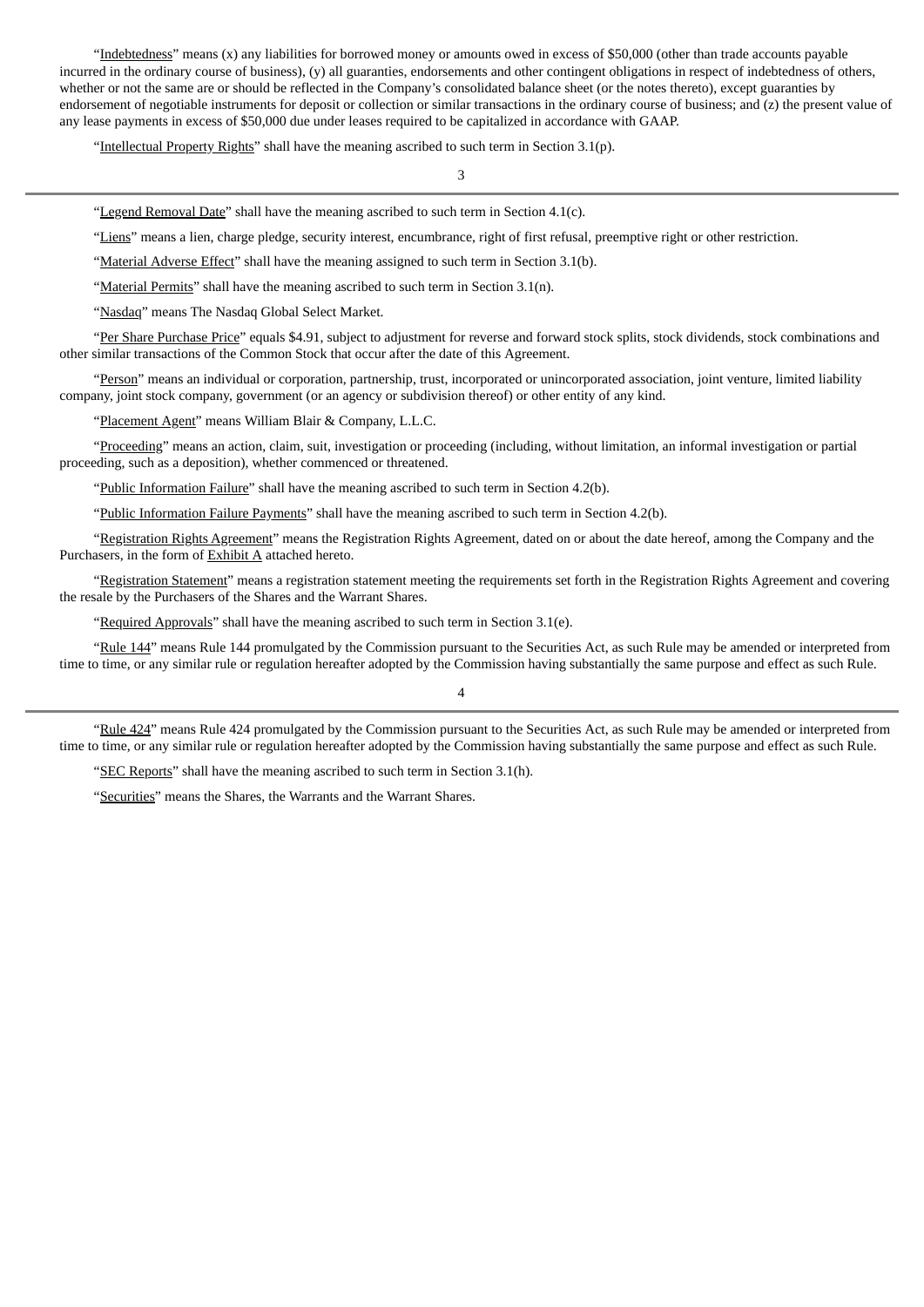"Indebtedness" means (x) any liabilities for borrowed money or amounts owed in excess of $50,000 (other than trade accounts payable incurred in the ordinary course of business), (y) all guaranties, endorsements and other contingent obligations in respect of indebtedness of others, whether or not the same are or should be reflected in the Company's consolidated balance sheet (or the notes thereto), except guaranties by endorsement of negotiable instruments for deposit or collection or similar transactions in the ordinary course of business; and (z) the present value of any lease payments in excess of $50,000 due under leases required to be capitalized in accordance with GAAP.

"Intellectual Property Rights" shall have the meaning ascribed to such term in Section 3.1(p).

"Legend Removal Date" shall have the meaning ascribed to such term in Section 4.1(c).

"Liens" means a lien, charge pledge, security interest, encumbrance, right of first refusal, preemptive right or other restriction.

"Material Adverse Effect" shall have the meaning assigned to such term in Section 3.1(b).

"Material Permits" shall have the meaning ascribed to such term in Section 3.1(n).

"Nasdaq" means The Nasdaq Global Select Market.

"Per Share Purchase Price" equals $4.91, subject to adjustment for reverse and forward stock splits, stock dividends, stock combinations and other similar transactions of the Common Stock that occur after the date of this Agreement.

"Person" means an individual or corporation, partnership, trust, incorporated or unincorporated association, joint venture, limited liability company, joint stock company, government (or an agency or subdivision thereof) or other entity of any kind.

"Placement Agent" means William Blair & Company, L.L.C.

"Proceeding" means an action, claim, suit, investigation or proceeding (including, without limitation, an informal investigation or partial proceeding, such as a deposition), whether commenced or threatened.

"Public Information Failure" shall have the meaning ascribed to such term in Section 4.2(b).

"Public Information Failure Payments" shall have the meaning ascribed to such term in Section 4.2(b).

"Registration Rights Agreement" means the Registration Rights Agreement, dated on or about the date hereof, among the Company and the Purchasers, in the form of Exhibit A attached hereto.

"Registration Statement" means a registration statement meeting the requirements set forth in the Registration Rights Agreement and covering the resale by the Purchasers of the Shares and the Warrant Shares.

"Required Approvals" shall have the meaning ascribed to such term in Section 3.1(e).

"Rule 144" means Rule 144 promulgated by the Commission pursuant to the Securities Act, as such Rule may be amended or interpreted from time to time, or any similar rule or regulation hereafter adopted by the Commission having substantially the same purpose and effect as such Rule.

"Rule 424" means Rule 424 promulgated by the Commission pursuant to the Securities Act, as such Rule may be amended or interpreted from time to time, or any similar rule or regulation hereafter adopted by the Commission having substantially the same purpose and effect as such Rule.

"SEC Reports" shall have the meaning ascribed to such term in Section 3.1(h).

"Securities" means the Shares, the Warrants and the Warrant Shares.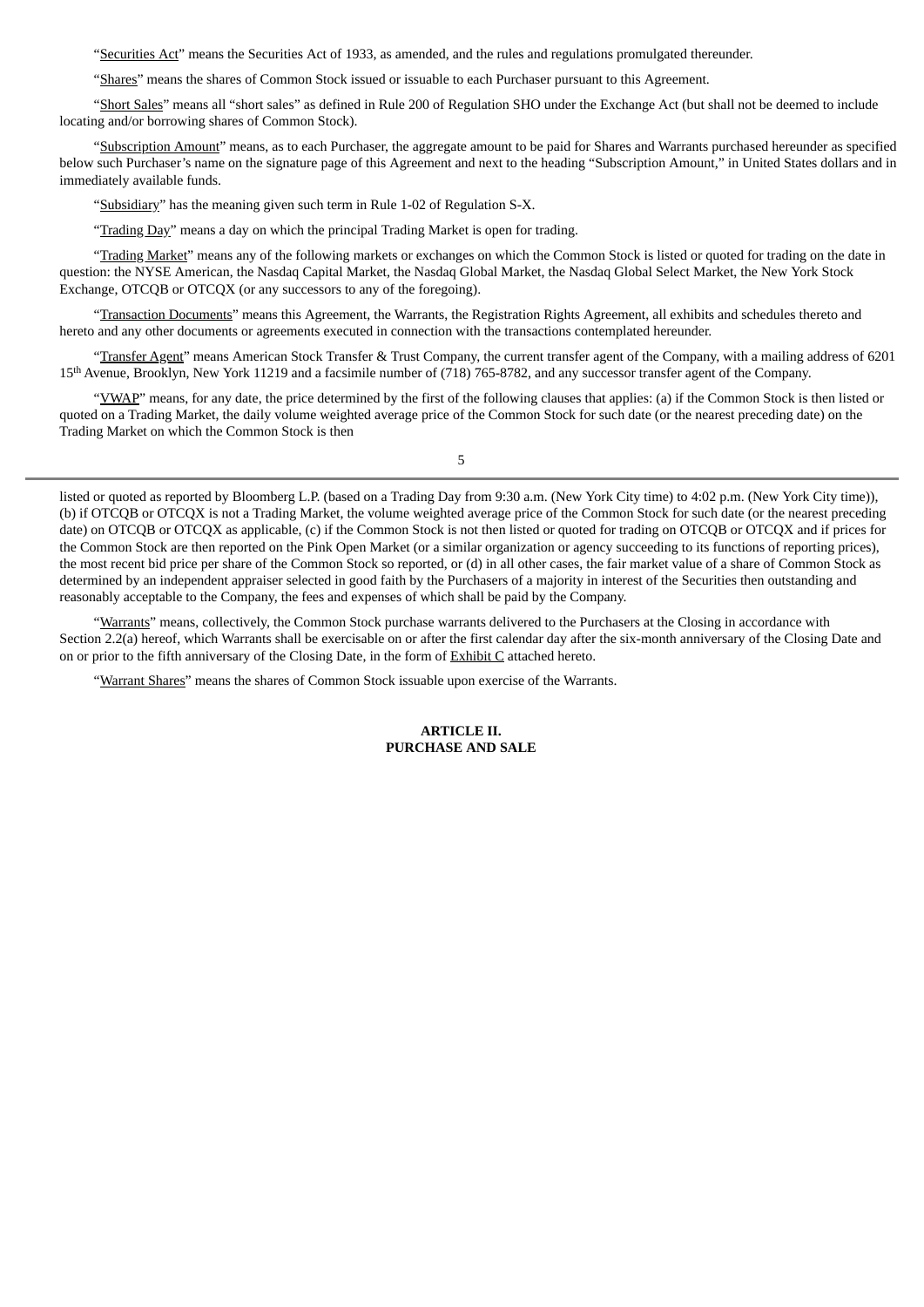"Securities Act" means the Securities Act of 1933, as amended, and the rules and regulations promulgated thereunder.

"Shares" means the shares of Common Stock issued or issuable to each Purchaser pursuant to this Agreement.

"Short Sales" means all "short sales" as defined in Rule 200 of Regulation SHO under the Exchange Act (but shall not be deemed to include locating and/or borrowing shares of Common Stock).

"Subscription Amount" means, as to each Purchaser, the aggregate amount to be paid for Shares and Warrants purchased hereunder as specified below such Purchaser's name on the signature page of this Agreement and next to the heading "Subscription Amount," in United States dollars and in immediately available funds.

"Subsidiary" has the meaning given such term in Rule 1-02 of Regulation S-X.

"Trading Day" means a day on which the principal Trading Market is open for trading.

"Trading Market" means any of the following markets or exchanges on which the Common Stock is listed or quoted for trading on the date in question: the NYSE American, the Nasdaq Capital Market, the Nasdaq Global Market, the Nasdaq Global Select Market, the New York Stock Exchange, OTCQB or OTCQX (or any successors to any of the foregoing).

"Transaction Documents" means this Agreement, the Warrants, the Registration Rights Agreement, all exhibits and schedules thereto and hereto and any other documents or agreements executed in connection with the transactions contemplated hereunder.

"Transfer Agent" means American Stock Transfer & Trust Company, the current transfer agent of the Company, with a mailing address of 6201 15th Avenue, Brooklyn, New York 11219 and a facsimile number of (718) 765-8782, and any successor transfer agent of the Company.

"VWAP" means, for any date, the price determined by the first of the following clauses that applies: (a) if the Common Stock is then listed or quoted on a Trading Market, the daily volume weighted average price of the Common Stock for such date (or the nearest preceding date) on the Trading Market on which the Common Stock is then listed or quoted as reported by Bloomberg L.P. (based on a Trading Day from 9:30 a.m. (New York City time) to 4:02 p.m. (New York City time)), (b) if OTCQB or OTCQX is not a Trading Market, the volume weighted average price of the Common Stock for such date (or the nearest preceding date) on OTCQB or OTCQX as applicable, (c) if the Common Stock is not then listed or quoted for trading on OTCQB or OTCQX and if prices for the Common Stock are then reported on the Pink Open Market (or a similar organization or agency succeeding to its functions of reporting prices), the most recent bid price per share of the Common Stock so reported, or (d) in all other cases, the fair market value of a share of Common Stock as determined by an independent appraiser selected in good faith by the Purchasers of a majority in interest of the Securities then outstanding and reasonably acceptable to the Company, the fees and expenses of which shall be paid by the Company.

"Warrants" means, collectively, the Common Stock purchase warrants delivered to the Purchasers at the Closing in accordance with Section 2.2(a) hereof, which Warrants shall be exercisable on or after the first calendar day after the six-month anniversary of the Closing Date and on or prior to the fifth anniversary of the Closing Date, in the form of Exhibit C attached hereto.

"Warrant Shares" means the shares of Common Stock issuable upon exercise of the Warrants.

## ARTICLE II.
## PURCHASE AND SALE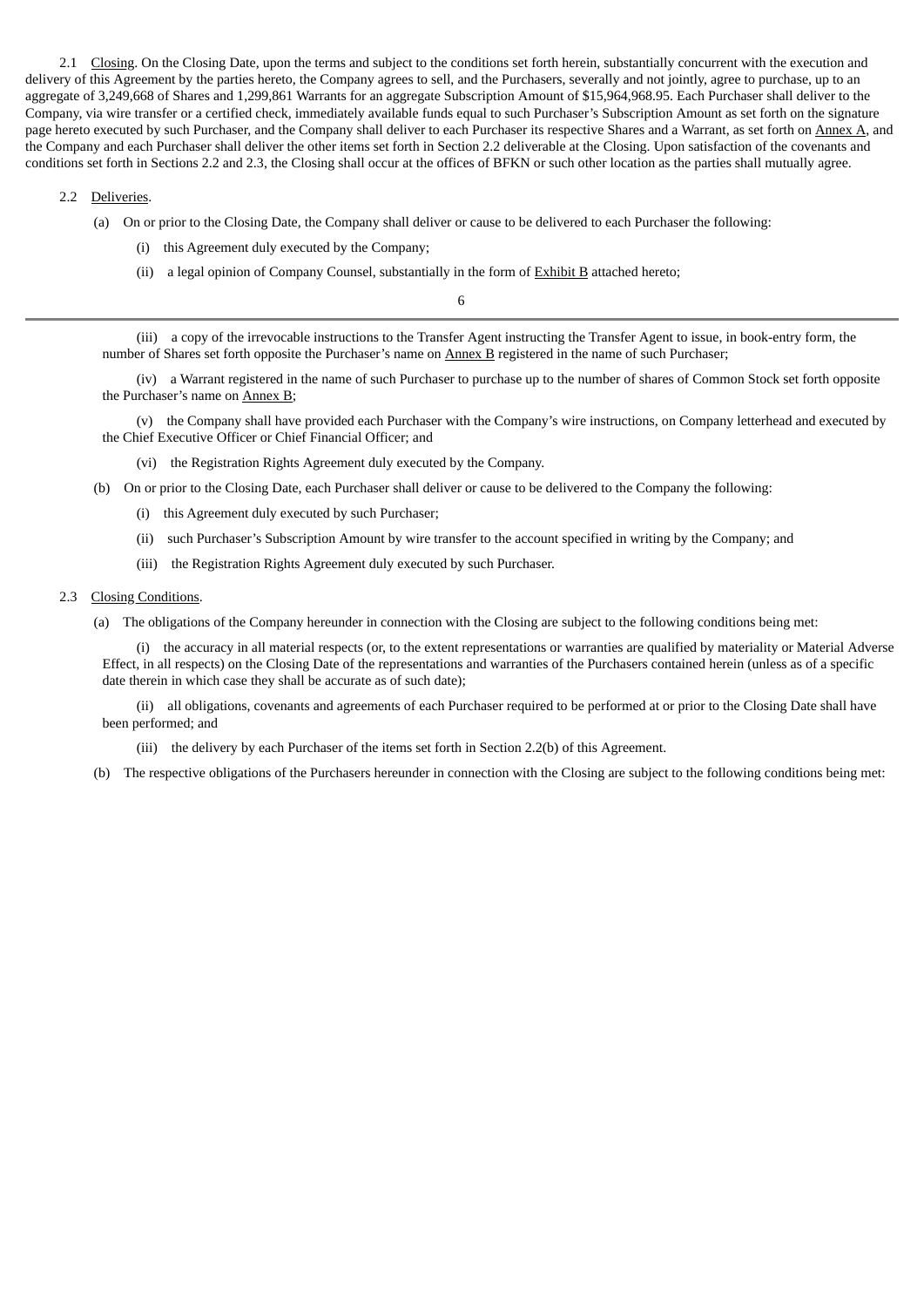2.1 Closing. On the Closing Date, upon the terms and subject to the conditions set forth herein, substantially concurrent with the execution and delivery of this Agreement by the parties hereto, the Company agrees to sell, and the Purchasers, severally and not jointly, agree to purchase, up to an aggregate of 3,249,668 of Shares and 1,299,861 Warrants for an aggregate Subscription Amount of $15,964,968.95. Each Purchaser shall deliver to the Company, via wire transfer or a certified check, immediately available funds equal to such Purchaser's Subscription Amount as set forth on the signature page hereto executed by such Purchaser, and the Company shall deliver to each Purchaser its respective Shares and a Warrant, as set forth on Annex A, and the Company and each Purchaser shall deliver the other items set forth in Section 2.2 deliverable at the Closing. Upon satisfaction of the covenants and conditions set forth in Sections 2.2 and 2.3, the Closing shall occur at the offices of BFKN or such other location as the parties shall mutually agree.

2.2 Deliveries.

(a) On or prior to the Closing Date, the Company shall deliver or cause to be delivered to each Purchaser the following:

(i) this Agreement duly executed by the Company;

(ii) a legal opinion of Company Counsel, substantially in the form of Exhibit B attached hereto;

(iii) a copy of the irrevocable instructions to the Transfer Agent instructing the Transfer Agent to issue, in book-entry form, the number of Shares set forth opposite the Purchaser's name on Annex B registered in the name of such Purchaser;

(iv) a Warrant registered in the name of such Purchaser to purchase up to the number of shares of Common Stock set forth opposite the Purchaser's name on Annex B;

(v) the Company shall have provided each Purchaser with the Company's wire instructions, on Company letterhead and executed by the Chief Executive Officer or Chief Financial Officer; and

(vi) the Registration Rights Agreement duly executed by the Company.

(b) On or prior to the Closing Date, each Purchaser shall deliver or cause to be delivered to the Company the following:

(i) this Agreement duly executed by such Purchaser;

(ii) such Purchaser's Subscription Amount by wire transfer to the account specified in writing by the Company; and

(iii) the Registration Rights Agreement duly executed by such Purchaser.

2.3 Closing Conditions.

(a) The obligations of the Company hereunder in connection with the Closing are subject to the following conditions being met:

(i) the accuracy in all material respects (or, to the extent representations or warranties are qualified by materiality or Material Adverse Effect, in all respects) on the Closing Date of the representations and warranties of the Purchasers contained herein (unless as of a specific date therein in which case they shall be accurate as of such date);

(ii) all obligations, covenants and agreements of each Purchaser required to be performed at or prior to the Closing Date shall have been performed; and

(iii) the delivery by each Purchaser of the items set forth in Section 2.2(b) of this Agreement.

(b) The respective obligations of the Purchasers hereunder in connection with the Closing are subject to the following conditions being met: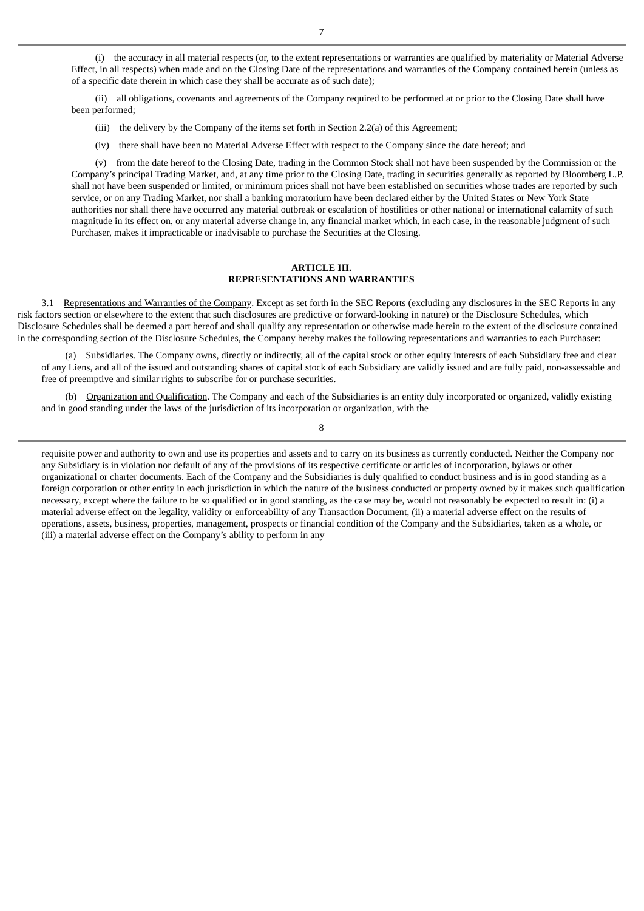(i) the accuracy in all material respects (or, to the extent representations or warranties are qualified by materiality or Material Adverse Effect, in all respects) when made and on the Closing Date of the representations and warranties of the Company contained herein (unless as of a specific date therein in which case they shall be accurate as of such date);

(ii) all obligations, covenants and agreements of the Company required to be performed at or prior to the Closing Date shall have been performed;

(iii) the delivery by the Company of the items set forth in Section 2.2(a) of this Agreement;

(iv) there shall have been no Material Adverse Effect with respect to the Company since the date hereof; and

(v) from the date hereof to the Closing Date, trading in the Common Stock shall not have been suspended by the Commission or the Company's principal Trading Market, and, at any time prior to the Closing Date, trading in securities generally as reported by Bloomberg L.P. shall not have been suspended or limited, or minimum prices shall not have been established on securities whose trades are reported by such service, or on any Trading Market, nor shall a banking moratorium have been declared either by the United States or New York State authorities nor shall there have occurred any material outbreak or escalation of hostilities or other national or international calamity of such magnitude in its effect on, or any material adverse change in, any financial market which, in each case, in the reasonable judgment of such Purchaser, makes it impracticable or inadvisable to purchase the Securities at the Closing.

## ARTICLE III.
## REPRESENTATIONS AND WARRANTIES

3.1 Representations and Warranties of the Company. Except as set forth in the SEC Reports (excluding any disclosures in the SEC Reports in any risk factors section or elsewhere to the extent that such disclosures are predictive or forward-looking in nature) or the Disclosure Schedules, which Disclosure Schedules shall be deemed a part hereof and shall qualify any representation or otherwise made herein to the extent of the disclosure contained in the corresponding section of the Disclosure Schedules, the Company hereby makes the following representations and warranties to each Purchaser:

(a) Subsidiaries. The Company owns, directly or indirectly, all of the capital stock or other equity interests of each Subsidiary free and clear of any Liens, and all of the issued and outstanding shares of capital stock of each Subsidiary are validly issued and are fully paid, non-assessable and free of preemptive and similar rights to subscribe for or purchase securities.

(b) Organization and Qualification. The Company and each of the Subsidiaries is an entity duly incorporated or organized, validly existing and in good standing under the laws of the jurisdiction of its incorporation or organization, with the requisite power and authority to own and use its properties and assets and to carry on its business as currently conducted. Neither the Company nor any Subsidiary is in violation nor default of any of the provisions of its respective certificate or articles of incorporation, bylaws or other organizational or charter documents. Each of the Company and the Subsidiaries is duly qualified to conduct business and is in good standing as a foreign corporation or other entity in each jurisdiction in which the nature of the business conducted or property owned by it makes such qualification necessary, except where the failure to be so qualified or in good standing, as the case may be, would not reasonably be expected to result in: (i) a material adverse effect on the legality, validity or enforceability of any Transaction Document, (ii) a material adverse effect on the results of operations, assets, business, properties, management, prospects or financial condition of the Company and the Subsidiaries, taken as a whole, or (iii) a material adverse effect on the Company's ability to perform in any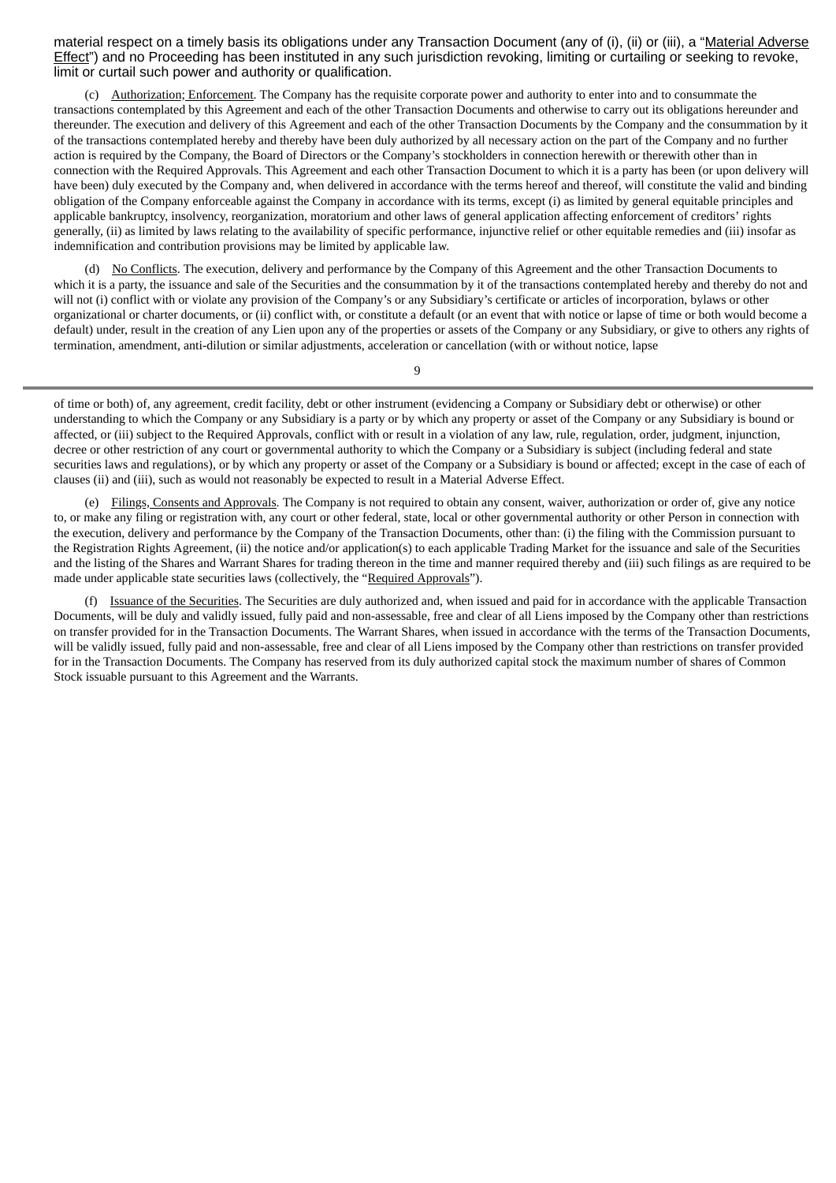material respect on a timely basis its obligations under any Transaction Document (any of (i), (ii) or (iii), a "Material Adverse Effect") and no Proceeding has been instituted in any such jurisdiction revoking, limiting or curtailing or seeking to revoke, limit or curtail such power and authority or qualification.

(c) Authorization; Enforcement. The Company has the requisite corporate power and authority to enter into and to consummate the transactions contemplated by this Agreement and each of the other Transaction Documents and otherwise to carry out its obligations hereunder and thereunder. The execution and delivery of this Agreement and each of the other Transaction Documents by the Company and the consummation by it of the transactions contemplated hereby and thereby have been duly authorized by all necessary action on the part of the Company and no further action is required by the Company, the Board of Directors or the Company's stockholders in connection herewith or therewith other than in connection with the Required Approvals. This Agreement and each other Transaction Document to which it is a party has been (or upon delivery will have been) duly executed by the Company and, when delivered in accordance with the terms hereof and thereof, will constitute the valid and binding obligation of the Company enforceable against the Company in accordance with its terms, except (i) as limited by general equitable principles and applicable bankruptcy, insolvency, reorganization, moratorium and other laws of general application affecting enforcement of creditors' rights generally, (ii) as limited by laws relating to the availability of specific performance, injunctive relief or other equitable remedies and (iii) insofar as indemnification and contribution provisions may be limited by applicable law.

(d) No Conflicts. The execution, delivery and performance by the Company of this Agreement and the other Transaction Documents to which it is a party, the issuance and sale of the Securities and the consummation by it of the transactions contemplated hereby and thereby do not and will not (i) conflict with or violate any provision of the Company's or any Subsidiary's certificate or articles of incorporation, bylaws or other organizational or charter documents, or (ii) conflict with, or constitute a default (or an event that with notice or lapse of time or both would become a default) under, result in the creation of any Lien upon any of the properties or assets of the Company or any Subsidiary, or give to others any rights of termination, amendment, anti-dilution or similar adjustments, acceleration or cancellation (with or without notice, lapse of time or both) of, any agreement, credit facility, debt or other instrument (evidencing a Company or Subsidiary debt or otherwise) or other understanding to which the Company or any Subsidiary is a party or by which any property or asset of the Company or any Subsidiary is bound or affected, or (iii) subject to the Required Approvals, conflict with or result in a violation of any law, rule, regulation, order, judgment, injunction, decree or other restriction of any court or governmental authority to which the Company or a Subsidiary is subject (including federal and state securities laws and regulations), or by which any property or asset of the Company or a Subsidiary is bound or affected; except in the case of each of clauses (ii) and (iii), such as would not reasonably be expected to result in a Material Adverse Effect.

(e) Filings, Consents and Approvals. The Company is not required to obtain any consent, waiver, authorization or order of, give any notice to, or make any filing or registration with, any court or other federal, state, local or other governmental authority or other Person in connection with the execution, delivery and performance by the Company of the Transaction Documents, other than: (i) the filing with the Commission pursuant to the Registration Rights Agreement, (ii) the notice and/or application(s) to each applicable Trading Market for the issuance and sale of the Securities and the listing of the Shares and Warrant Shares for trading thereon in the time and manner required thereby and (iii) such filings as are required to be made under applicable state securities laws (collectively, the "Required Approvals").

(f) Issuance of the Securities. The Securities are duly authorized and, when issued and paid for in accordance with the applicable Transaction Documents, will be duly and validly issued, fully paid and non-assessable, free and clear of all Liens imposed by the Company other than restrictions on transfer provided for in the Transaction Documents. The Warrant Shares, when issued in accordance with the terms of the Transaction Documents, will be validly issued, fully paid and non-assessable, free and clear of all Liens imposed by the Company other than restrictions on transfer provided for in the Transaction Documents. The Company has reserved from its duly authorized capital stock the maximum number of shares of Common Stock issuable pursuant to this Agreement and the Warrants.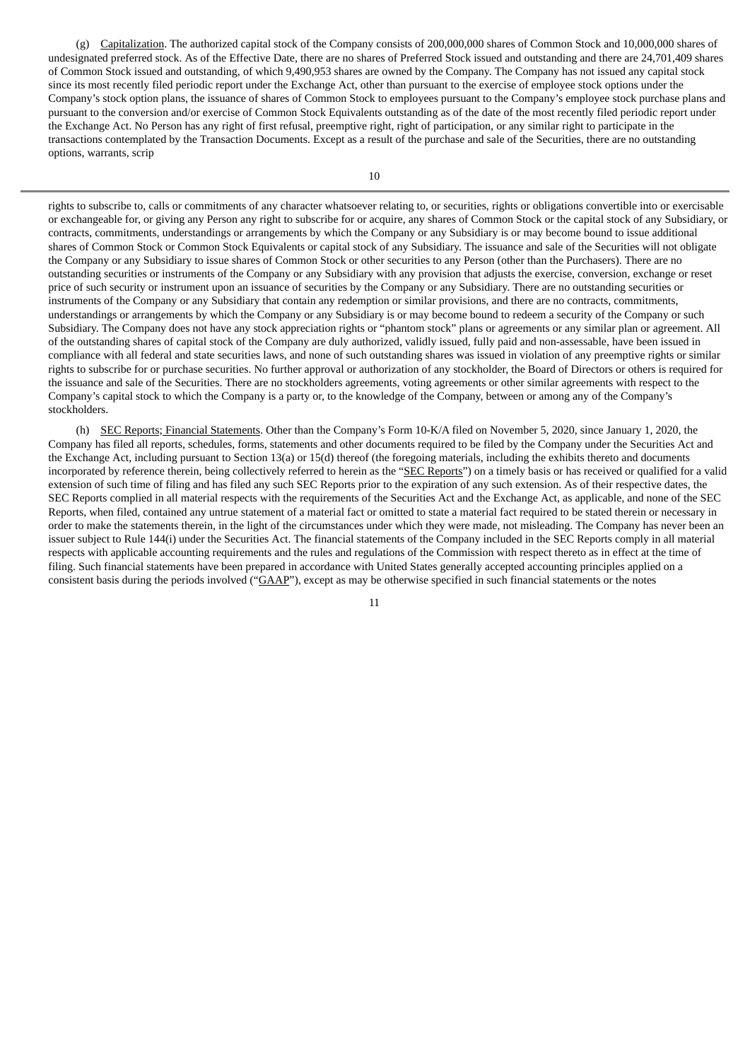(g) Capitalization. The authorized capital stock of the Company consists of 200,000,000 shares of Common Stock and 10,000,000 shares of undesignated preferred stock. As of the Effective Date, there are no shares of Preferred Stock issued and outstanding and there are 24,701,409 shares of Common Stock issued and outstanding, of which 9,490,953 shares are owned by the Company. The Company has not issued any capital stock since its most recently filed periodic report under the Exchange Act, other than pursuant to the exercise of employee stock options under the Company's stock option plans, the issuance of shares of Common Stock to employees pursuant to the Company's employee stock purchase plans and pursuant to the conversion and/or exercise of Common Stock Equivalents outstanding as of the date of the most recently filed periodic report under the Exchange Act. No Person has any right of first refusal, preemptive right, right of participation, or any similar right to participate in the transactions contemplated by the Transaction Documents. Except as a result of the purchase and sale of the Securities, there are no outstanding options, warrants, scrip rights to subscribe to, calls or commitments of any character whatsoever relating to, or securities, rights or obligations convertible into or exercisable or exchangeable for, or giving any Person any right to subscribe for or acquire, any shares of Common Stock or the capital stock of any Subsidiary, or contracts, commitments, understandings or arrangements by which the Company or any Subsidiary is or may become bound to issue additional shares of Common Stock or Common Stock Equivalents or capital stock of any Subsidiary. The issuance and sale of the Securities will not obligate the Company or any Subsidiary to issue shares of Common Stock or other securities to any Person (other than the Purchasers). There are no outstanding securities or instruments of the Company or any Subsidiary with any provision that adjusts the exercise, conversion, exchange or reset price of such security or instrument upon an issuance of securities by the Company or any Subsidiary. There are no outstanding securities or instruments of the Company or any Subsidiary that contain any redemption or similar provisions, and there are no contracts, commitments, understandings or arrangements by which the Company or any Subsidiary is or may become bound to redeem a security of the Company or such Subsidiary. The Company does not have any stock appreciation rights or "phantom stock" plans or agreements or any similar plan or agreement. All of the outstanding shares of capital stock of the Company are duly authorized, validly issued, fully paid and non-assessable, have been issued in compliance with all federal and state securities laws, and none of such outstanding shares was issued in violation of any preemptive rights or similar rights to subscribe for or purchase securities. No further approval or authorization of any stockholder, the Board of Directors or others is required for the issuance and sale of the Securities. There are no stockholders agreements, voting agreements or other similar agreements with respect to the Company's capital stock to which the Company is a party or, to the knowledge of the Company, between or among any of the Company's stockholders.

(h) SEC Reports; Financial Statements. Other than the Company's Form 10-K/A filed on November 5, 2020, since January 1, 2020, the Company has filed all reports, schedules, forms, statements and other documents required to be filed by the Company under the Securities Act and the Exchange Act, including pursuant to Section 13(a) or 15(d) thereof (the foregoing materials, including the exhibits thereto and documents incorporated by reference therein, being collectively referred to herein as the "SEC Reports") on a timely basis or has received or qualified for a valid extension of such time of filing and has filed any such SEC Reports prior to the expiration of any such extension. As of their respective dates, the SEC Reports complied in all material respects with the requirements of the Securities Act and the Exchange Act, as applicable, and none of the SEC Reports, when filed, contained any untrue statement of a material fact or omitted to state a material fact required to be stated therein or necessary in order to make the statements therein, in the light of the circumstances under which they were made, not misleading. The Company has never been an issuer subject to Rule 144(i) under the Securities Act. The financial statements of the Company included in the SEC Reports comply in all material respects with applicable accounting requirements and the rules and regulations of the Commission with respect thereto as in effect at the time of filing. Such financial statements have been prepared in accordance with United States generally accepted accounting principles applied on a consistent basis during the periods involved ("GAAP"), except as may be otherwise specified in such financial statements or the notes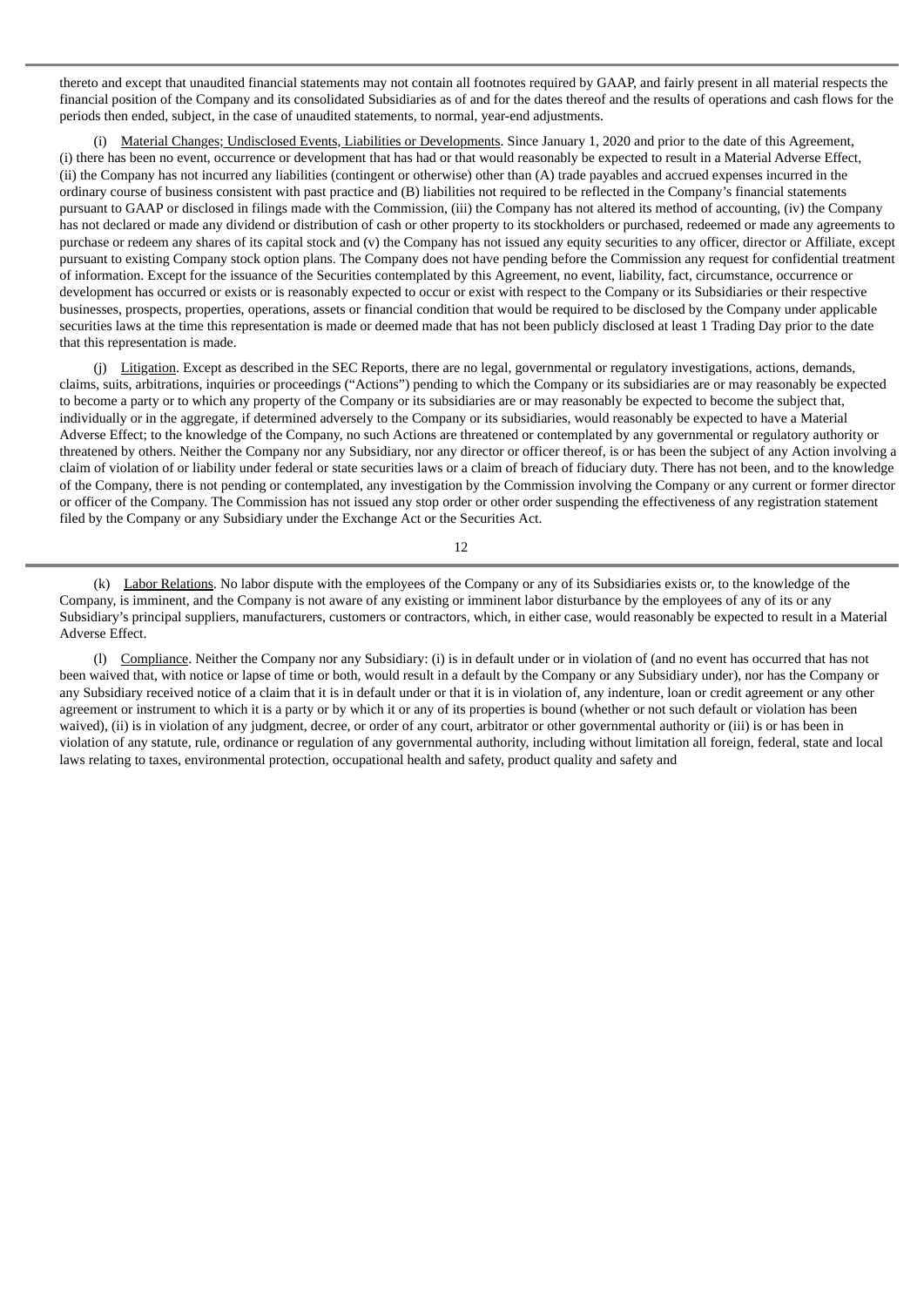thereto and except that unaudited financial statements may not contain all footnotes required by GAAP, and fairly present in all material respects the financial position of the Company and its consolidated Subsidiaries as of and for the dates thereof and the results of operations and cash flows for the periods then ended, subject, in the case of unaudited statements, to normal, year-end adjustments.

(i) Material Changes; Undisclosed Events, Liabilities or Developments. Since January 1, 2020 and prior to the date of this Agreement, (i) there has been no event, occurrence or development that has had or that would reasonably be expected to result in a Material Adverse Effect, (ii) the Company has not incurred any liabilities (contingent or otherwise) other than (A) trade payables and accrued expenses incurred in the ordinary course of business consistent with past practice and (B) liabilities not required to be reflected in the Company's financial statements pursuant to GAAP or disclosed in filings made with the Commission, (iii) the Company has not altered its method of accounting, (iv) the Company has not declared or made any dividend or distribution of cash or other property to its stockholders or purchased, redeemed or made any agreements to purchase or redeem any shares of its capital stock and (v) the Company has not issued any equity securities to any officer, director or Affiliate, except pursuant to existing Company stock option plans. The Company does not have pending before the Commission any request for confidential treatment of information. Except for the issuance of the Securities contemplated by this Agreement, no event, liability, fact, circumstance, occurrence or development has occurred or exists or is reasonably expected to occur or exist with respect to the Company or its Subsidiaries or their respective businesses, prospects, properties, operations, assets or financial condition that would be required to be disclosed by the Company under applicable securities laws at the time this representation is made or deemed made that has not been publicly disclosed at least 1 Trading Day prior to the date that this representation is made.

(j) Litigation. Except as described in the SEC Reports, there are no legal, governmental or regulatory investigations, actions, demands, claims, suits, arbitrations, inquiries or proceedings ("Actions") pending to which the Company or its subsidiaries are or may reasonably be expected to become a party or to which any property of the Company or its subsidiaries are or may reasonably be expected to become the subject that, individually or in the aggregate, if determined adversely to the Company or its subsidiaries, would reasonably be expected to have a Material Adverse Effect; to the knowledge of the Company, no such Actions are threatened or contemplated by any governmental or regulatory authority or threatened by others. Neither the Company nor any Subsidiary, nor any director or officer thereof, is or has been the subject of any Action involving a claim of violation of or liability under federal or state securities laws or a claim of breach of fiduciary duty. There has not been, and to the knowledge of the Company, there is not pending or contemplated, any investigation by the Commission involving the Company or any current or former director or officer of the Company. The Commission has not issued any stop order or other order suspending the effectiveness of any registration statement filed by the Company or any Subsidiary under the Exchange Act or the Securities Act.

(k) Labor Relations. No labor dispute with the employees of the Company or any of its Subsidiaries exists or, to the knowledge of the Company, is imminent, and the Company is not aware of any existing or imminent labor disturbance by the employees of any of its or any Subsidiary's principal suppliers, manufacturers, customers or contractors, which, in either case, would reasonably be expected to result in a Material Adverse Effect.

(l) Compliance. Neither the Company nor any Subsidiary: (i) is in default under or in violation of (and no event has occurred that has not been waived that, with notice or lapse of time or both, would result in a default by the Company or any Subsidiary under), nor has the Company or any Subsidiary received notice of a claim that it is in default under or that it is in violation of, any indenture, loan or credit agreement or any other agreement or instrument to which it is a party or by which it or any of its properties is bound (whether or not such default or violation has been waived), (ii) is in violation of any judgment, decree, or order of any court, arbitrator or other governmental authority or (iii) is or has been in violation of any statute, rule, ordinance or regulation of any governmental authority, including without limitation all foreign, federal, state and local laws relating to taxes, environmental protection, occupational health and safety, product quality and safety and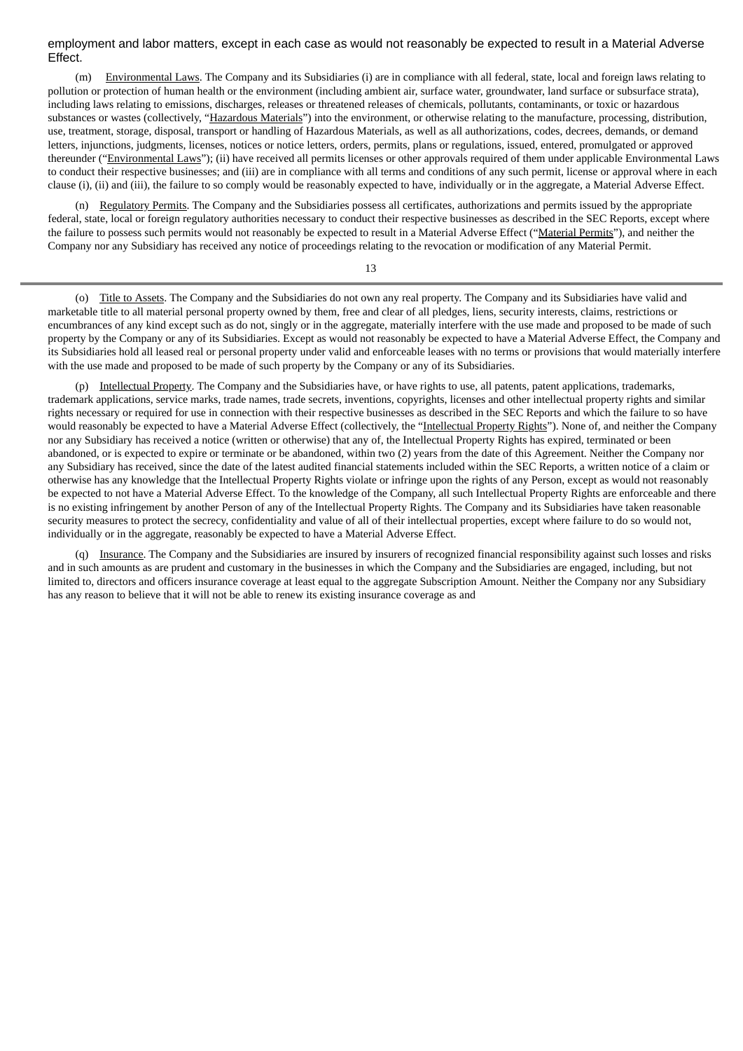employment and labor matters, except in each case as would not reasonably be expected to result in a Material Adverse Effect.

(m) Environmental Laws. The Company and its Subsidiaries (i) are in compliance with all federal, state, local and foreign laws relating to pollution or protection of human health or the environment (including ambient air, surface water, groundwater, land surface or subsurface strata), including laws relating to emissions, discharges, releases or threatened releases of chemicals, pollutants, contaminants, or toxic or hazardous substances or wastes (collectively, "Hazardous Materials") into the environment, or otherwise relating to the manufacture, processing, distribution, use, treatment, storage, disposal, transport or handling of Hazardous Materials, as well as all authorizations, codes, decrees, demands, or demand letters, injunctions, judgments, licenses, notices or notice letters, orders, permits, plans or regulations, issued, entered, promulgated or approved thereunder ("Environmental Laws"); (ii) have received all permits licenses or other approvals required of them under applicable Environmental Laws to conduct their respective businesses; and (iii) are in compliance with all terms and conditions of any such permit, license or approval where in each clause (i), (ii) and (iii), the failure to so comply would be reasonably expected to have, individually or in the aggregate, a Material Adverse Effect.

(n) Regulatory Permits. The Company and the Subsidiaries possess all certificates, authorizations and permits issued by the appropriate federal, state, local or foreign regulatory authorities necessary to conduct their respective businesses as described in the SEC Reports, except where the failure to possess such permits would not reasonably be expected to result in a Material Adverse Effect ("Material Permits"), and neither the Company nor any Subsidiary has received any notice of proceedings relating to the revocation or modification of any Material Permit.

(o) Title to Assets. The Company and the Subsidiaries do not own any real property. The Company and its Subsidiaries have valid and marketable title to all material personal property owned by them, free and clear of all pledges, liens, security interests, claims, restrictions or encumbrances of any kind except such as do not, singly or in the aggregate, materially interfere with the use made and proposed to be made of such property by the Company or any of its Subsidiaries. Except as would not reasonably be expected to have a Material Adverse Effect, the Company and its Subsidiaries hold all leased real or personal property under valid and enforceable leases with no terms or provisions that would materially interfere with the use made and proposed to be made of such property by the Company or any of its Subsidiaries.

(p) Intellectual Property. The Company and the Subsidiaries have, or have rights to use, all patents, patent applications, trademarks, trademark applications, service marks, trade names, trade secrets, inventions, copyrights, licenses and other intellectual property rights and similar rights necessary or required for use in connection with their respective businesses as described in the SEC Reports and which the failure to so have would reasonably be expected to have a Material Adverse Effect (collectively, the "Intellectual Property Rights"). None of, and neither the Company nor any Subsidiary has received a notice (written or otherwise) that any of, the Intellectual Property Rights has expired, terminated or been abandoned, or is expected to expire or terminate or be abandoned, within two (2) years from the date of this Agreement. Neither the Company nor any Subsidiary has received, since the date of the latest audited financial statements included within the SEC Reports, a written notice of a claim or otherwise has any knowledge that the Intellectual Property Rights violate or infringe upon the rights of any Person, except as would not reasonably be expected to not have a Material Adverse Effect. To the knowledge of the Company, all such Intellectual Property Rights are enforceable and there is no existing infringement by another Person of any of the Intellectual Property Rights. The Company and its Subsidiaries have taken reasonable security measures to protect the secrecy, confidentiality and value of all of their intellectual properties, except where failure to do so would not, individually or in the aggregate, reasonably be expected to have a Material Adverse Effect.

(q) Insurance. The Company and the Subsidiaries are insured by insurers of recognized financial responsibility against such losses and risks and in such amounts as are prudent and customary in the businesses in which the Company and the Subsidiaries are engaged, including, but not limited to, directors and officers insurance coverage at least equal to the aggregate Subscription Amount. Neither the Company nor any Subsidiary has any reason to believe that it will not be able to renew its existing insurance coverage as and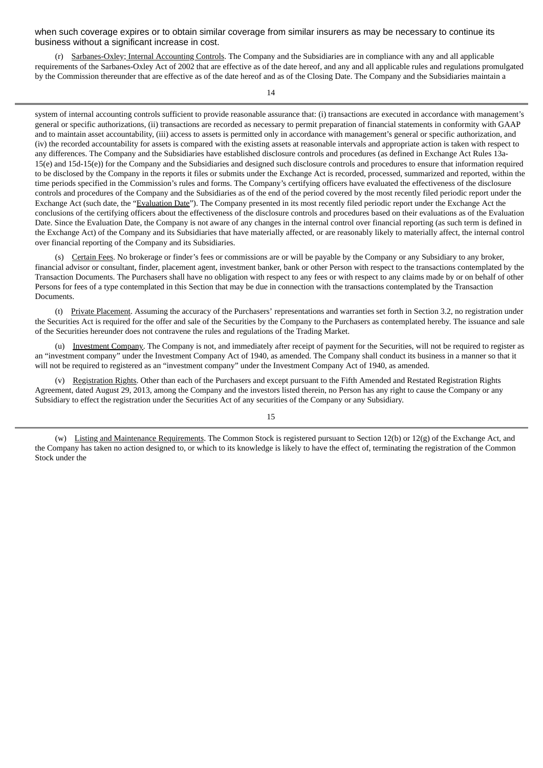when such coverage expires or to obtain similar coverage from similar insurers as may be necessary to continue its business without a significant increase in cost.

(r) Sarbanes-Oxley; Internal Accounting Controls. The Company and the Subsidiaries are in compliance with any and all applicable requirements of the Sarbanes-Oxley Act of 2002 that are effective as of the date hereof, and any and all applicable rules and regulations promulgated by the Commission thereunder that are effective as of the date hereof and as of the Closing Date. The Company and the Subsidiaries maintain a system of internal accounting controls sufficient to provide reasonable assurance that: (i) transactions are executed in accordance with management's general or specific authorizations, (ii) transactions are recorded as necessary to permit preparation of financial statements in conformity with GAAP and to maintain asset accountability, (iii) access to assets is permitted only in accordance with management's general or specific authorization, and (iv) the recorded accountability for assets is compared with the existing assets at reasonable intervals and appropriate action is taken with respect to any differences. The Company and the Subsidiaries have established disclosure controls and procedures (as defined in Exchange Act Rules 13a-15(e) and 15d-15(e)) for the Company and the Subsidiaries and designed such disclosure controls and procedures to ensure that information required to be disclosed by the Company in the reports it files or submits under the Exchange Act is recorded, processed, summarized and reported, within the time periods specified in the Commission's rules and forms. The Company's certifying officers have evaluated the effectiveness of the disclosure controls and procedures of the Company and the Subsidiaries as of the end of the period covered by the most recently filed periodic report under the Exchange Act (such date, the "Evaluation Date"). The Company presented in its most recently filed periodic report under the Exchange Act the conclusions of the certifying officers about the effectiveness of the disclosure controls and procedures based on their evaluations as of the Evaluation Date. Since the Evaluation Date, the Company is not aware of any changes in the internal control over financial reporting (as such term is defined in the Exchange Act) of the Company and its Subsidiaries that have materially affected, or are reasonably likely to materially affect, the internal control over financial reporting of the Company and its Subsidiaries.

(s) Certain Fees. No brokerage or finder's fees or commissions are or will be payable by the Company or any Subsidiary to any broker, financial advisor or consultant, finder, placement agent, investment banker, bank or other Person with respect to the transactions contemplated by the Transaction Documents. The Purchasers shall have no obligation with respect to any fees or with respect to any claims made by or on behalf of other Persons for fees of a type contemplated in this Section that may be due in connection with the transactions contemplated by the Transaction Documents.

(t) Private Placement. Assuming the accuracy of the Purchasers' representations and warranties set forth in Section 3.2, no registration under the Securities Act is required for the offer and sale of the Securities by the Company to the Purchasers as contemplated hereby. The issuance and sale of the Securities hereunder does not contravene the rules and regulations of the Trading Market.

(u) Investment Company. The Company is not, and immediately after receipt of payment for the Securities, will not be required to register as an "investment company" under the Investment Company Act of 1940, as amended. The Company shall conduct its business in a manner so that it will not be required to registered as an "investment company" under the Investment Company Act of 1940, as amended.

(v) Registration Rights. Other than each of the Purchasers and except pursuant to the Fifth Amended and Restated Registration Rights Agreement, dated August 29, 2013, among the Company and the investors listed therein, no Person has any right to cause the Company or any Subsidiary to effect the registration under the Securities Act of any securities of the Company or any Subsidiary.

(w) Listing and Maintenance Requirements. The Common Stock is registered pursuant to Section 12(b) or 12(g) of the Exchange Act, and the Company has taken no action designed to, or which to its knowledge is likely to have the effect of, terminating the registration of the Common Stock under the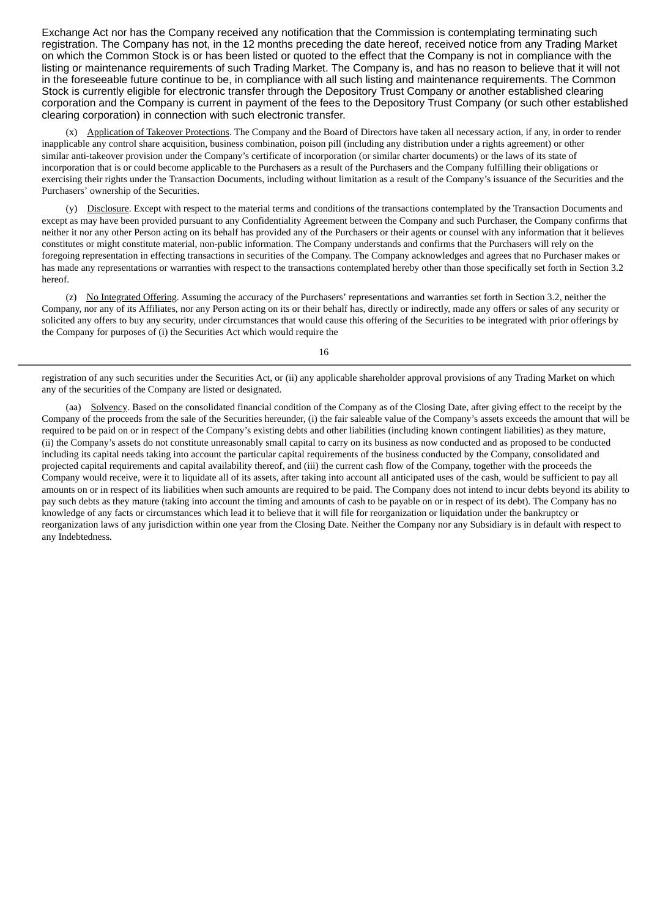Exchange Act nor has the Company received any notification that the Commission is contemplating terminating such registration. The Company has not, in the 12 months preceding the date hereof, received notice from any Trading Market on which the Common Stock is or has been listed or quoted to the effect that the Company is not in compliance with the listing or maintenance requirements of such Trading Market. The Company is, and has no reason to believe that it will not in the foreseeable future continue to be, in compliance with all such listing and maintenance requirements. The Common Stock is currently eligible for electronic transfer through the Depository Trust Company or another established clearing corporation and the Company is current in payment of the fees to the Depository Trust Company (or such other established clearing corporation) in connection with such electronic transfer.

(x) Application of Takeover Protections. The Company and the Board of Directors have taken all necessary action, if any, in order to render inapplicable any control share acquisition, business combination, poison pill (including any distribution under a rights agreement) or other similar anti-takeover provision under the Company's certificate of incorporation (or similar charter documents) or the laws of its state of incorporation that is or could become applicable to the Purchasers as a result of the Purchasers and the Company fulfilling their obligations or exercising their rights under the Transaction Documents, including without limitation as a result of the Company's issuance of the Securities and the Purchasers' ownership of the Securities.

(y) Disclosure. Except with respect to the material terms and conditions of the transactions contemplated by the Transaction Documents and except as may have been provided pursuant to any Confidentiality Agreement between the Company and such Purchaser, the Company confirms that neither it nor any other Person acting on its behalf has provided any of the Purchasers or their agents or counsel with any information that it believes constitutes or might constitute material, non-public information. The Company understands and confirms that the Purchasers will rely on the foregoing representation in effecting transactions in securities of the Company. The Company acknowledges and agrees that no Purchaser makes or has made any representations or warranties with respect to the transactions contemplated hereby other than those specifically set forth in Section 3.2 hereof.

(z) No Integrated Offering. Assuming the accuracy of the Purchasers' representations and warranties set forth in Section 3.2, neither the Company, nor any of its Affiliates, nor any Person acting on its or their behalf has, directly or indirectly, made any offers or sales of any security or solicited any offers to buy any security, under circumstances that would cause this offering of the Securities to be integrated with prior offerings by the Company for purposes of (i) the Securities Act which would require the registration of any such securities under the Securities Act, or (ii) any applicable shareholder approval provisions of any Trading Market on which any of the securities of the Company are listed or designated.

(aa) Solvency. Based on the consolidated financial condition of the Company as of the Closing Date, after giving effect to the receipt by the Company of the proceeds from the sale of the Securities hereunder, (i) the fair saleable value of the Company's assets exceeds the amount that will be required to be paid on or in respect of the Company's existing debts and other liabilities (including known contingent liabilities) as they mature, (ii) the Company's assets do not constitute unreasonably small capital to carry on its business as now conducted and as proposed to be conducted including its capital needs taking into account the particular capital requirements of the business conducted by the Company, consolidated and projected capital requirements and capital availability thereof, and (iii) the current cash flow of the Company, together with the proceeds the Company would receive, were it to liquidate all of its assets, after taking into account all anticipated uses of the cash, would be sufficient to pay all amounts on or in respect of its liabilities when such amounts are required to be paid. The Company does not intend to incur debts beyond its ability to pay such debts as they mature (taking into account the timing and amounts of cash to be payable on or in respect of its debt). The Company has no knowledge of any facts or circumstances which lead it to believe that it will file for reorganization or liquidation under the bankruptcy or reorganization laws of any jurisdiction within one year from the Closing Date. Neither the Company nor any Subsidiary is in default with respect to any Indebtedness.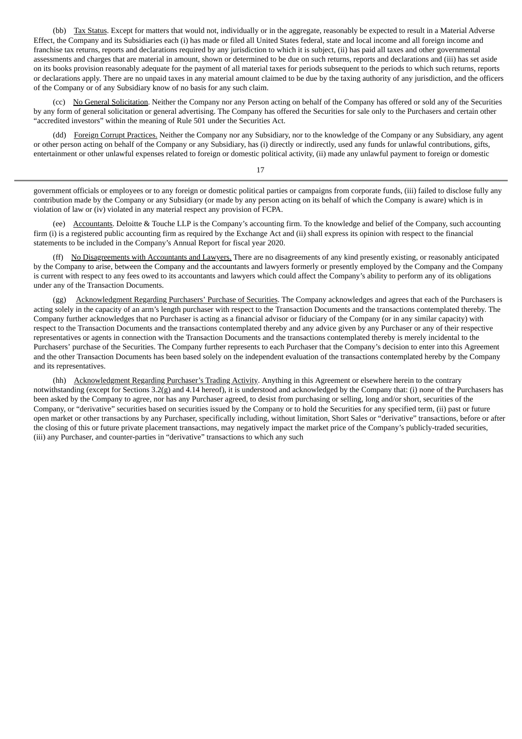(bb) Tax Status. Except for matters that would not, individually or in the aggregate, reasonably be expected to result in a Material Adverse Effect, the Company and its Subsidiaries each (i) has made or filed all United States federal, state and local income and all foreign income and franchise tax returns, reports and declarations required by any jurisdiction to which it is subject, (ii) has paid all taxes and other governmental assessments and charges that are material in amount, shown or determined to be due on such returns, reports and declarations and (iii) has set aside on its books provision reasonably adequate for the payment of all material taxes for periods subsequent to the periods to which such returns, reports or declarations apply. There are no unpaid taxes in any material amount claimed to be due by the taxing authority of any jurisdiction, and the officers of the Company or of any Subsidiary know of no basis for any such claim.

(cc) No General Solicitation. Neither the Company nor any Person acting on behalf of the Company has offered or sold any of the Securities by any form of general solicitation or general advertising. The Company has offered the Securities for sale only to the Purchasers and certain other "accredited investors" within the meaning of Rule 501 under the Securities Act.

(dd) Foreign Corrupt Practices. Neither the Company nor any Subsidiary, nor to the knowledge of the Company or any Subsidiary, any agent or other person acting on behalf of the Company or any Subsidiary, has (i) directly or indirectly, used any funds for unlawful contributions, gifts, entertainment or other unlawful expenses related to foreign or domestic political activity, (ii) made any unlawful payment to foreign or domestic government officials or employees or to any foreign or domestic political parties or campaigns from corporate funds, (iii) failed to disclose fully any contribution made by the Company or any Subsidiary (or made by any person acting on its behalf of which the Company is aware) which is in violation of law or (iv) violated in any material respect any provision of FCPA.

(ee) Accountants. Deloitte & Touche LLP is the Company's accounting firm. To the knowledge and belief of the Company, such accounting firm (i) is a registered public accounting firm as required by the Exchange Act and (ii) shall express its opinion with respect to the financial statements to be included in the Company's Annual Report for fiscal year 2020.

(ff) No Disagreements with Accountants and Lawyers. There are no disagreements of any kind presently existing, or reasonably anticipated by the Company to arise, between the Company and the accountants and lawyers formerly or presently employed by the Company and the Company is current with respect to any fees owed to its accountants and lawyers which could affect the Company's ability to perform any of its obligations under any of the Transaction Documents.

(gg) Acknowledgment Regarding Purchasers' Purchase of Securities. The Company acknowledges and agrees that each of the Purchasers is acting solely in the capacity of an arm's length purchaser with respect to the Transaction Documents and the transactions contemplated thereby. The Company further acknowledges that no Purchaser is acting as a financial advisor or fiduciary of the Company (or in any similar capacity) with respect to the Transaction Documents and the transactions contemplated thereby and any advice given by any Purchaser or any of their respective representatives or agents in connection with the Transaction Documents and the transactions contemplated thereby is merely incidental to the Purchasers' purchase of the Securities. The Company further represents to each Purchaser that the Company's decision to enter into this Agreement and the other Transaction Documents has been based solely on the independent evaluation of the transactions contemplated hereby by the Company and its representatives.

(hh) Acknowledgment Regarding Purchaser's Trading Activity. Anything in this Agreement or elsewhere herein to the contrary notwithstanding (except for Sections 3.2(g) and 4.14 hereof), it is understood and acknowledged by the Company that: (i) none of the Purchasers has been asked by the Company to agree, nor has any Purchaser agreed, to desist from purchasing or selling, long and/or short, securities of the Company, or "derivative" securities based on securities issued by the Company or to hold the Securities for any specified term, (ii) past or future open market or other transactions by any Purchaser, specifically including, without limitation, Short Sales or "derivative" transactions, before or after the closing of this or future private placement transactions, may negatively impact the market price of the Company's publicly-traded securities, (iii) any Purchaser, and counter-parties in "derivative" transactions to which any such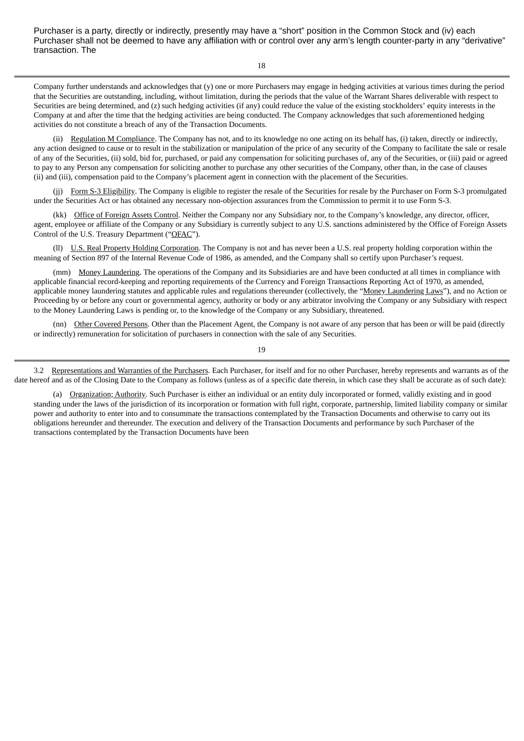Purchaser is a party, directly or indirectly, presently may have a "short" position in the Common Stock and (iv) each Purchaser shall not be deemed to have any affiliation with or control over any arm's length counter-party in any "derivative" transaction. The

Company further understands and acknowledges that (y) one or more Purchasers may engage in hedging activities at various times during the period that the Securities are outstanding, including, without limitation, during the periods that the value of the Warrant Shares deliverable with respect to Securities are being determined, and (z) such hedging activities (if any) could reduce the value of the existing stockholders' equity interests in the Company at and after the time that the hedging activities are being conducted. The Company acknowledges that such aforementioned hedging activities do not constitute a breach of any of the Transaction Documents.

(ii) Regulation M Compliance. The Company has not, and to its knowledge no one acting on its behalf has, (i) taken, directly or indirectly, any action designed to cause or to result in the stabilization or manipulation of the price of any security of the Company to facilitate the sale or resale of any of the Securities, (ii) sold, bid for, purchased, or paid any compensation for soliciting purchases of, any of the Securities, or (iii) paid or agreed to pay to any Person any compensation for soliciting another to purchase any other securities of the Company, other than, in the case of clauses (ii) and (iii), compensation paid to the Company's placement agent in connection with the placement of the Securities.

(jj) Form S-3 Eligibility. The Company is eligible to register the resale of the Securities for resale by the Purchaser on Form S-3 promulgated under the Securities Act or has obtained any necessary non-objection assurances from the Commission to permit it to use Form S-3.

(kk) Office of Foreign Assets Control. Neither the Company nor any Subsidiary nor, to the Company's knowledge, any director, officer, agent, employee or affiliate of the Company or any Subsidiary is currently subject to any U.S. sanctions administered by the Office of Foreign Assets Control of the U.S. Treasury Department ("OFAC").

(ll) U.S. Real Property Holding Corporation. The Company is not and has never been a U.S. real property holding corporation within the meaning of Section 897 of the Internal Revenue Code of 1986, as amended, and the Company shall so certify upon Purchaser's request.

(mm) Money Laundering. The operations of the Company and its Subsidiaries are and have been conducted at all times in compliance with applicable financial record-keeping and reporting requirements of the Currency and Foreign Transactions Reporting Act of 1970, as amended, applicable money laundering statutes and applicable rules and regulations thereunder (collectively, the "Money Laundering Laws"), and no Action or Proceeding by or before any court or governmental agency, authority or body or any arbitrator involving the Company or any Subsidiary with respect to the Money Laundering Laws is pending or, to the knowledge of the Company or any Subsidiary, threatened.

(nn) Other Covered Persons. Other than the Placement Agent, the Company is not aware of any person that has been or will be paid (directly or indirectly) remuneration for solicitation of purchasers in connection with the sale of any Securities.

3.2 Representations and Warranties of the Purchasers. Each Purchaser, for itself and for no other Purchaser, hereby represents and warrants as of the date hereof and as of the Closing Date to the Company as follows (unless as of a specific date therein, in which case they shall be accurate as of such date):

(a) Organization; Authority. Such Purchaser is either an individual or an entity duly incorporated or formed, validly existing and in good standing under the laws of the jurisdiction of its incorporation or formation with full right, corporate, partnership, limited liability company or similar power and authority to enter into and to consummate the transactions contemplated by the Transaction Documents and otherwise to carry out its obligations hereunder and thereunder. The execution and delivery of the Transaction Documents and performance by such Purchaser of the transactions contemplated by the Transaction Documents have been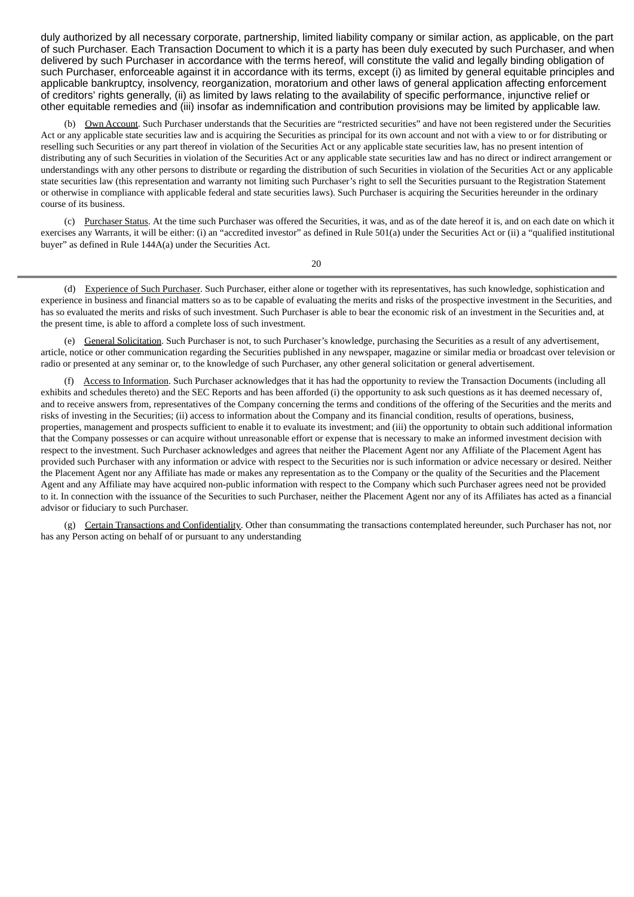duly authorized by all necessary corporate, partnership, limited liability company or similar action, as applicable, on the part of such Purchaser. Each Transaction Document to which it is a party has been duly executed by such Purchaser, and when delivered by such Purchaser in accordance with the terms hereof, will constitute the valid and legally binding obligation of such Purchaser, enforceable against it in accordance with its terms, except (i) as limited by general equitable principles and applicable bankruptcy, insolvency, reorganization, moratorium and other laws of general application affecting enforcement of creditors' rights generally, (ii) as limited by laws relating to the availability of specific performance, injunctive relief or other equitable remedies and (iii) insofar as indemnification and contribution provisions may be limited by applicable law.

(b) Own Account. Such Purchaser understands that the Securities are "restricted securities" and have not been registered under the Securities Act or any applicable state securities law and is acquiring the Securities as principal for its own account and not with a view to or for distributing or reselling such Securities or any part thereof in violation of the Securities Act or any applicable state securities law, has no present intention of distributing any of such Securities in violation of the Securities Act or any applicable state securities law and has no direct or indirect arrangement or understandings with any other persons to distribute or regarding the distribution of such Securities in violation of the Securities Act or any applicable state securities law (this representation and warranty not limiting such Purchaser's right to sell the Securities pursuant to the Registration Statement or otherwise in compliance with applicable federal and state securities laws). Such Purchaser is acquiring the Securities hereunder in the ordinary course of its business.

(c) Purchaser Status. At the time such Purchaser was offered the Securities, it was, and as of the date hereof it is, and on each date on which it exercises any Warrants, it will be either: (i) an "accredited investor" as defined in Rule 501(a) under the Securities Act or (ii) a "qualified institutional buyer" as defined in Rule 144A(a) under the Securities Act.

(d) Experience of Such Purchaser. Such Purchaser, either alone or together with its representatives, has such knowledge, sophistication and experience in business and financial matters so as to be capable of evaluating the merits and risks of the prospective investment in the Securities, and has so evaluated the merits and risks of such investment. Such Purchaser is able to bear the economic risk of an investment in the Securities and, at the present time, is able to afford a complete loss of such investment.

(e) General Solicitation. Such Purchaser is not, to such Purchaser's knowledge, purchasing the Securities as a result of any advertisement, article, notice or other communication regarding the Securities published in any newspaper, magazine or similar media or broadcast over television or radio or presented at any seminar or, to the knowledge of such Purchaser, any other general solicitation or general advertisement.

(f) Access to Information. Such Purchaser acknowledges that it has had the opportunity to review the Transaction Documents (including all exhibits and schedules thereto) and the SEC Reports and has been afforded (i) the opportunity to ask such questions as it has deemed necessary of, and to receive answers from, representatives of the Company concerning the terms and conditions of the offering of the Securities and the merits and risks of investing in the Securities; (ii) access to information about the Company and its financial condition, results of operations, business, properties, management and prospects sufficient to enable it to evaluate its investment; and (iii) the opportunity to obtain such additional information that the Company possesses or can acquire without unreasonable effort or expense that is necessary to make an informed investment decision with respect to the investment. Such Purchaser acknowledges and agrees that neither the Placement Agent nor any Affiliate of the Placement Agent has provided such Purchaser with any information or advice with respect to the Securities nor is such information or advice necessary or desired. Neither the Placement Agent nor any Affiliate has made or makes any representation as to the Company or the quality of the Securities and the Placement Agent and any Affiliate may have acquired non-public information with respect to the Company which such Purchaser agrees need not be provided to it. In connection with the issuance of the Securities to such Purchaser, neither the Placement Agent nor any of its Affiliates has acted as a financial advisor or fiduciary to such Purchaser.

(g) Certain Transactions and Confidentiality. Other than consummating the transactions contemplated hereunder, such Purchaser has not, nor has any Person acting on behalf of or pursuant to any understanding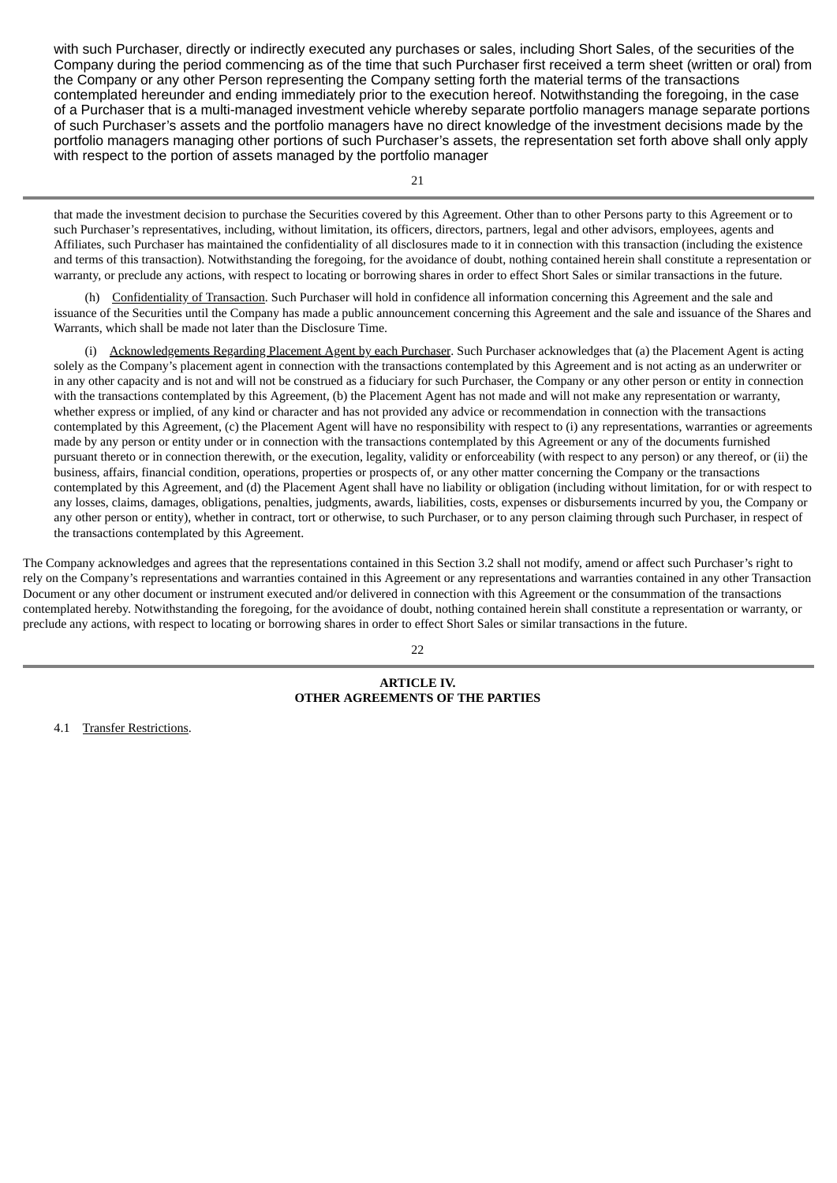with such Purchaser, directly or indirectly executed any purchases or sales, including Short Sales, of the securities of the Company during the period commencing as of the time that such Purchaser first received a term sheet (written or oral) from the Company or any other Person representing the Company setting forth the material terms of the transactions contemplated hereunder and ending immediately prior to the execution hereof. Notwithstanding the foregoing, in the case of a Purchaser that is a multi-managed investment vehicle whereby separate portfolio managers manage separate portions of such Purchaser's assets and the portfolio managers have no direct knowledge of the investment decisions made by the portfolio managers managing other portions of such Purchaser's assets, the representation set forth above shall only apply with respect to the portion of assets managed by the portfolio manager that made the investment decision to purchase the Securities covered by this Agreement. Other than to other Persons party to this Agreement or to such Purchaser's representatives, including, without limitation, its officers, directors, partners, legal and other advisors, employees, agents and Affiliates, such Purchaser has maintained the confidentiality of all disclosures made to it in connection with this transaction (including the existence and terms of this transaction). Notwithstanding the foregoing, for the avoidance of doubt, nothing contained herein shall constitute a representation or warranty, or preclude any actions, with respect to locating or borrowing shares in order to effect Short Sales or similar transactions in the future.

(h) Confidentiality of Transaction. Such Purchaser will hold in confidence all information concerning this Agreement and the sale and issuance of the Securities until the Company has made a public announcement concerning this Agreement and the sale and issuance of the Shares and Warrants, which shall be made not later than the Disclosure Time.

(i) Acknowledgements Regarding Placement Agent by each Purchaser. Such Purchaser acknowledges that (a) the Placement Agent is acting solely as the Company's placement agent in connection with the transactions contemplated by this Agreement and is not acting as an underwriter or in any other capacity and is not and will not be construed as a fiduciary for such Purchaser, the Company or any other person or entity in connection with the transactions contemplated by this Agreement, (b) the Placement Agent has not made and will not make any representation or warranty, whether express or implied, of any kind or character and has not provided any advice or recommendation in connection with the transactions contemplated by this Agreement, (c) the Placement Agent will have no responsibility with respect to (i) any representations, warranties or agreements made by any person or entity under or in connection with the transactions contemplated by this Agreement or any of the documents furnished pursuant thereto or in connection therewith, or the execution, legality, validity or enforceability (with respect to any person) or any thereof, or (ii) the business, affairs, financial condition, operations, properties or prospects of, or any other matter concerning the Company or the transactions contemplated by this Agreement, and (d) the Placement Agent shall have no liability or obligation (including without limitation, for or with respect to any losses, claims, damages, obligations, penalties, judgments, awards, liabilities, costs, expenses or disbursements incurred by you, the Company or any other person or entity), whether in contract, tort or otherwise, to such Purchaser, or to any person claiming through such Purchaser, in respect of the transactions contemplated by this Agreement.

The Company acknowledges and agrees that the representations contained in this Section 3.2 shall not modify, amend or affect such Purchaser's right to rely on the Company's representations and warranties contained in this Agreement or any representations and warranties contained in any other Transaction Document or any other document or instrument executed and/or delivered in connection with this Agreement or the consummation of the transactions contemplated hereby. Notwithstanding the foregoing, for the avoidance of doubt, nothing contained herein shall constitute a representation or warranty, or preclude any actions, with respect to locating or borrowing shares in order to effect Short Sales or similar transactions in the future.

## ARTICLE IV.
## OTHER AGREEMENTS OF THE PARTIES

4.1 Transfer Restrictions.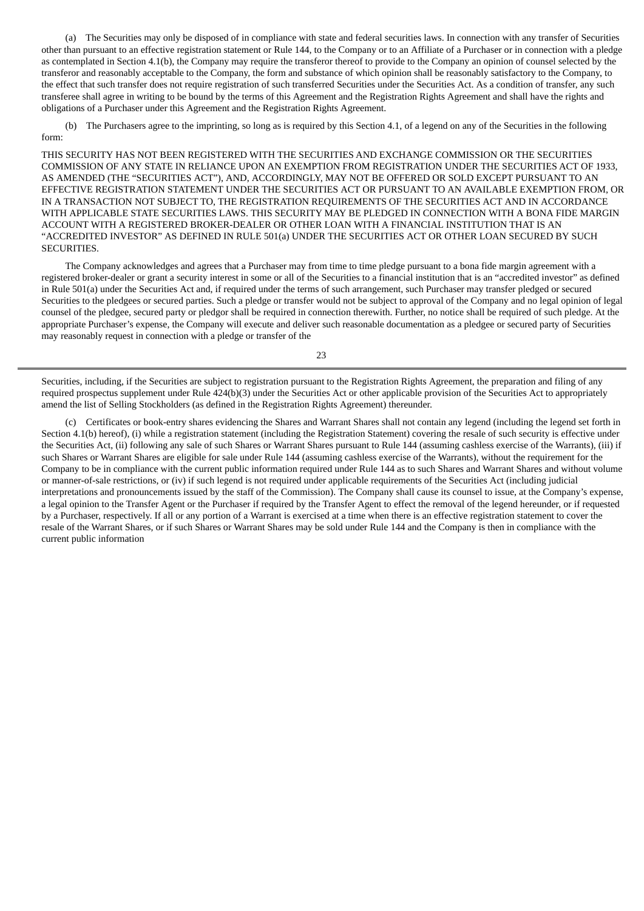(a) The Securities may only be disposed of in compliance with state and federal securities laws. In connection with any transfer of Securities other than pursuant to an effective registration statement or Rule 144, to the Company or to an Affiliate of a Purchaser or in connection with a pledge as contemplated in Section 4.1(b), the Company may require the transferor thereof to provide to the Company an opinion of counsel selected by the transferor and reasonably acceptable to the Company, the form and substance of which opinion shall be reasonably satisfactory to the Company, to the effect that such transfer does not require registration of such transferred Securities under the Securities Act. As a condition of transfer, any such transferee shall agree in writing to be bound by the terms of this Agreement and the Registration Rights Agreement and shall have the rights and obligations of a Purchaser under this Agreement and the Registration Rights Agreement.

(b) The Purchasers agree to the imprinting, so long as is required by this Section 4.1, of a legend on any of the Securities in the following form:

THIS SECURITY HAS NOT BEEN REGISTERED WITH THE SECURITIES AND EXCHANGE COMMISSION OR THE SECURITIES COMMISSION OF ANY STATE IN RELIANCE UPON AN EXEMPTION FROM REGISTRATION UNDER THE SECURITIES ACT OF 1933, AS AMENDED (THE "SECURITIES ACT"), AND, ACCORDINGLY, MAY NOT BE OFFERED OR SOLD EXCEPT PURSUANT TO AN EFFECTIVE REGISTRATION STATEMENT UNDER THE SECURITIES ACT OR PURSUANT TO AN AVAILABLE EXEMPTION FROM, OR IN A TRANSACTION NOT SUBJECT TO, THE REGISTRATION REQUIREMENTS OF THE SECURITIES ACT AND IN ACCORDANCE WITH APPLICABLE STATE SECURITIES LAWS. THIS SECURITY MAY BE PLEDGED IN CONNECTION WITH A BONA FIDE MARGIN ACCOUNT WITH A REGISTERED BROKER-DEALER OR OTHER LOAN WITH A FINANCIAL INSTITUTION THAT IS AN "ACCREDITED INVESTOR" AS DEFINED IN RULE 501(a) UNDER THE SECURITIES ACT OR OTHER LOAN SECURED BY SUCH SECURITIES.

The Company acknowledges and agrees that a Purchaser may from time to time pledge pursuant to a bona fide margin agreement with a registered broker-dealer or grant a security interest in some or all of the Securities to a financial institution that is an "accredited investor" as defined in Rule 501(a) under the Securities Act and, if required under the terms of such arrangement, such Purchaser may transfer pledged or secured Securities to the pledgees or secured parties. Such a pledge or transfer would not be subject to approval of the Company and no legal opinion of legal counsel of the pledgee, secured party or pledgor shall be required in connection therewith. Further, no notice shall be required of such pledge. At the appropriate Purchaser's expense, the Company will execute and deliver such reasonable documentation as a pledgee or secured party of Securities may reasonably request in connection with a pledge or transfer of the Securities, including, if the Securities are subject to registration pursuant to the Registration Rights Agreement, the preparation and filing of any required prospectus supplement under Rule 424(b)(3) under the Securities Act or other applicable provision of the Securities Act to appropriately amend the list of Selling Stockholders (as defined in the Registration Rights Agreement) thereunder.

(c) Certificates or book-entry shares evidencing the Shares and Warrant Shares shall not contain any legend (including the legend set forth in Section 4.1(b) hereof), (i) while a registration statement (including the Registration Statement) covering the resale of such security is effective under the Securities Act, (ii) following any sale of such Shares or Warrant Shares pursuant to Rule 144 (assuming cashless exercise of the Warrants), (iii) if such Shares or Warrant Shares are eligible for sale under Rule 144 (assuming cashless exercise of the Warrants), without the requirement for the Company to be in compliance with the current public information required under Rule 144 as to such Shares and Warrant Shares and without volume or manner-of-sale restrictions, or (iv) if such legend is not required under applicable requirements of the Securities Act (including judicial interpretations and pronouncements issued by the staff of the Commission). The Company shall cause its counsel to issue, at the Company's expense, a legal opinion to the Transfer Agent or the Purchaser if required by the Transfer Agent to effect the removal of the legend hereunder, or if requested by a Purchaser, respectively. If all or any portion of a Warrant is exercised at a time when there is an effective registration statement to cover the resale of the Warrant Shares, or if such Shares or Warrant Shares may be sold under Rule 144 and the Company is then in compliance with the current public information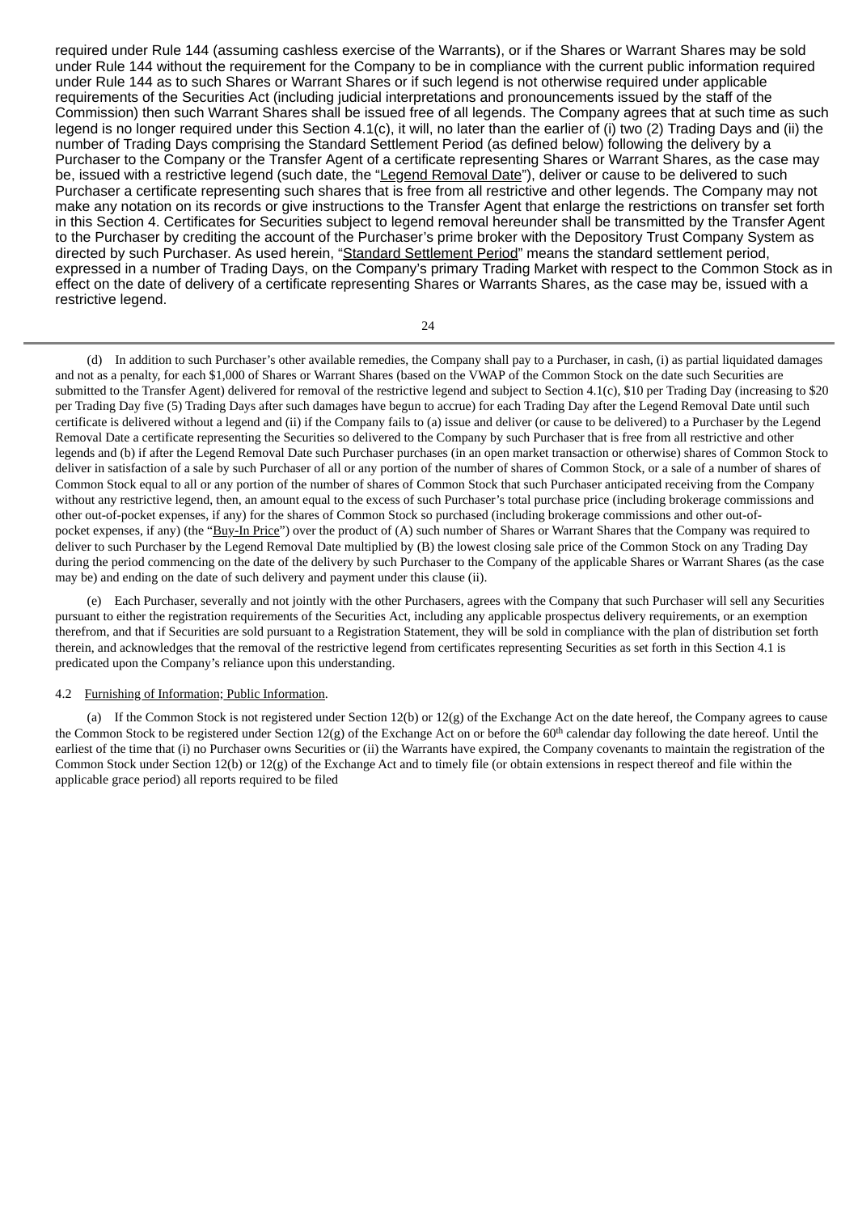required under Rule 144 (assuming cashless exercise of the Warrants), or if the Shares or Warrant Shares may be sold under Rule 144 without the requirement for the Company to be in compliance with the current public information required under Rule 144 as to such Shares or Warrant Shares or if such legend is not otherwise required under applicable requirements of the Securities Act (including judicial interpretations and pronouncements issued by the staff of the Commission) then such Warrant Shares shall be issued free of all legends. The Company agrees that at such time as such legend is no longer required under this Section 4.1(c), it will, no later than the earlier of (i) two (2) Trading Days and (ii) the number of Trading Days comprising the Standard Settlement Period (as defined below) following the delivery by a Purchaser to the Company or the Transfer Agent of a certificate representing Shares or Warrant Shares, as the case may be, issued with a restrictive legend (such date, the "Legend Removal Date"), deliver or cause to be delivered to such Purchaser a certificate representing such shares that is free from all restrictive and other legends. The Company may not make any notation on its records or give instructions to the Transfer Agent that enlarge the restrictions on transfer set forth in this Section 4. Certificates for Securities subject to legend removal hereunder shall be transmitted by the Transfer Agent to the Purchaser by crediting the account of the Purchaser's prime broker with the Depository Trust Company System as directed by such Purchaser. As used herein, "Standard Settlement Period" means the standard settlement period, expressed in a number of Trading Days, on the Company's primary Trading Market with respect to the Common Stock as in effect on the date of delivery of a certificate representing Shares or Warrants Shares, as the case may be, issued with a restrictive legend.

(d) In addition to such Purchaser's other available remedies, the Company shall pay to a Purchaser, in cash, (i) as partial liquidated damages and not as a penalty, for each $1,000 of Shares or Warrant Shares (based on the VWAP of the Common Stock on the date such Securities are submitted to the Transfer Agent) delivered for removal of the restrictive legend and subject to Section 4.1(c), $10 per Trading Day (increasing to $20 per Trading Day five (5) Trading Days after such damages have begun to accrue) for each Trading Day after the Legend Removal Date until such certificate is delivered without a legend and (ii) if the Company fails to (a) issue and deliver (or cause to be delivered) to a Purchaser by the Legend Removal Date a certificate representing the Securities so delivered to the Company by such Purchaser that is free from all restrictive and other legends and (b) if after the Legend Removal Date such Purchaser purchases (in an open market transaction or otherwise) shares of Common Stock to deliver in satisfaction of a sale by such Purchaser of all or any portion of the number of shares of Common Stock, or a sale of a number of shares of Common Stock equal to all or any portion of the number of shares of Common Stock that such Purchaser anticipated receiving from the Company without any restrictive legend, then, an amount equal to the excess of such Purchaser's total purchase price (including brokerage commissions and other out-of-pocket expenses, if any) for the shares of Common Stock so purchased (including brokerage commissions and other out-of-pocket expenses, if any) (the "Buy-In Price") over the product of (A) such number of Shares or Warrant Shares that the Company was required to deliver to such Purchaser by the Legend Removal Date multiplied by (B) the lowest closing sale price of the Common Stock on any Trading Day during the period commencing on the date of the delivery by such Purchaser to the Company of the applicable Shares or Warrant Shares (as the case may be) and ending on the date of such delivery and payment under this clause (ii).

(e) Each Purchaser, severally and not jointly with the other Purchasers, agrees with the Company that such Purchaser will sell any Securities pursuant to either the registration requirements of the Securities Act, including any applicable prospectus delivery requirements, or an exemption therefrom, and that if Securities are sold pursuant to a Registration Statement, they will be sold in compliance with the plan of distribution set forth therein, and acknowledges that the removal of the restrictive legend from certificates representing Securities as set forth in this Section 4.1 is predicated upon the Company's reliance upon this understanding.

4.2 Furnishing of Information; Public Information.

(a) If the Common Stock is not registered under Section 12(b) or 12(g) of the Exchange Act on the date hereof, the Company agrees to cause the Common Stock to be registered under Section 12(g) of the Exchange Act on or before the 60th calendar day following the date hereof. Until the earliest of the time that (i) no Purchaser owns Securities or (ii) the Warrants have expired, the Company covenants to maintain the registration of the Common Stock under Section 12(b) or 12(g) of the Exchange Act and to timely file (or obtain extensions in respect thereof and file within the applicable grace period) all reports required to be filed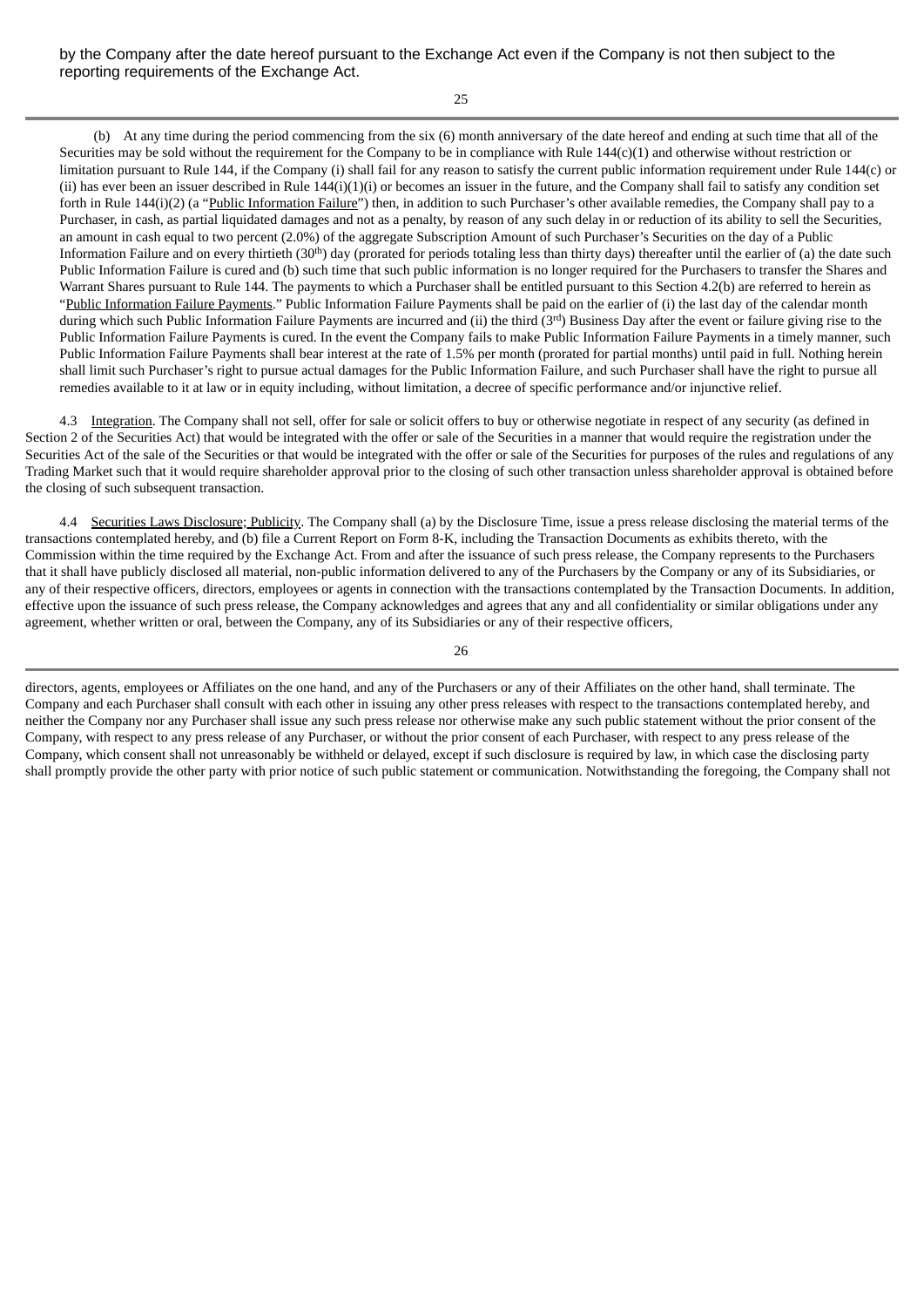by the Company after the date hereof pursuant to the Exchange Act even if the Company is not then subject to the reporting requirements of the Exchange Act.

(b) At any time during the period commencing from the six (6) month anniversary of the date hereof and ending at such time that all of the Securities may be sold without the requirement for the Company to be in compliance with Rule 144(c)(1) and otherwise without restriction or limitation pursuant to Rule 144, if the Company (i) shall fail for any reason to satisfy the current public information requirement under Rule 144(c) or (ii) has ever been an issuer described in Rule 144(i)(1)(i) or becomes an issuer in the future, and the Company shall fail to satisfy any condition set forth in Rule 144(i)(2) (a "Public Information Failure") then, in addition to such Purchaser's other available remedies, the Company shall pay to a Purchaser, in cash, as partial liquidated damages and not as a penalty, by reason of any such delay in or reduction of its ability to sell the Securities, an amount in cash equal to two percent (2.0%) of the aggregate Subscription Amount of such Purchaser's Securities on the day of a Public Information Failure and on every thirtieth (30th) day (prorated for periods totaling less than thirty days) thereafter until the earlier of (a) the date such Public Information Failure is cured and (b) such time that such public information is no longer required for the Purchasers to transfer the Shares and Warrant Shares pursuant to Rule 144. The payments to which a Purchaser shall be entitled pursuant to this Section 4.2(b) are referred to herein as "Public Information Failure Payments." Public Information Failure Payments shall be paid on the earlier of (i) the last day of the calendar month during which such Public Information Failure Payments are incurred and (ii) the third (3rd) Business Day after the event or failure giving rise to the Public Information Failure Payments is cured. In the event the Company fails to make Public Information Failure Payments in a timely manner, such Public Information Failure Payments shall bear interest at the rate of 1.5% per month (prorated for partial months) until paid in full. Nothing herein shall limit such Purchaser's right to pursue actual damages for the Public Information Failure, and such Purchaser shall have the right to pursue all remedies available to it at law or in equity including, without limitation, a decree of specific performance and/or injunctive relief.

4.3 Integration. The Company shall not sell, offer for sale or solicit offers to buy or otherwise negotiate in respect of any security (as defined in Section 2 of the Securities Act) that would be integrated with the offer or sale of the Securities in a manner that would require the registration under the Securities Act of the sale of the Securities or that would be integrated with the offer or sale of the Securities for purposes of the rules and regulations of any Trading Market such that it would require shareholder approval prior to the closing of such other transaction unless shareholder approval is obtained before the closing of such subsequent transaction.

4.4 Securities Laws Disclosure; Publicity. The Company shall (a) by the Disclosure Time, issue a press release disclosing the material terms of the transactions contemplated hereby, and (b) file a Current Report on Form 8-K, including the Transaction Documents as exhibits thereto, with the Commission within the time required by the Exchange Act. From and after the issuance of such press release, the Company represents to the Purchasers that it shall have publicly disclosed all material, non-public information delivered to any of the Purchasers by the Company or any of its Subsidiaries, or any of their respective officers, directors, employees or agents in connection with the transactions contemplated by the Transaction Documents. In addition, effective upon the issuance of such press release, the Company acknowledges and agrees that any and all confidentiality or similar obligations under any agreement, whether written or oral, between the Company, any of its Subsidiaries or any of their respective officers, directors, agents, employees or Affiliates on the one hand, and any of the Purchasers or any of their Affiliates on the other hand, shall terminate. The Company and each Purchaser shall consult with each other in issuing any other press releases with respect to the transactions contemplated hereby, and neither the Company nor any Purchaser shall issue any such press release nor otherwise make any such public statement without the prior consent of the Company, with respect to any press release of any Purchaser, or without the prior consent of each Purchaser, with respect to any press release of the Company, which consent shall not unreasonably be withheld or delayed, except if such disclosure is required by law, in which case the disclosing party shall promptly provide the other party with prior notice of such public statement or communication. Notwithstanding the foregoing, the Company shall not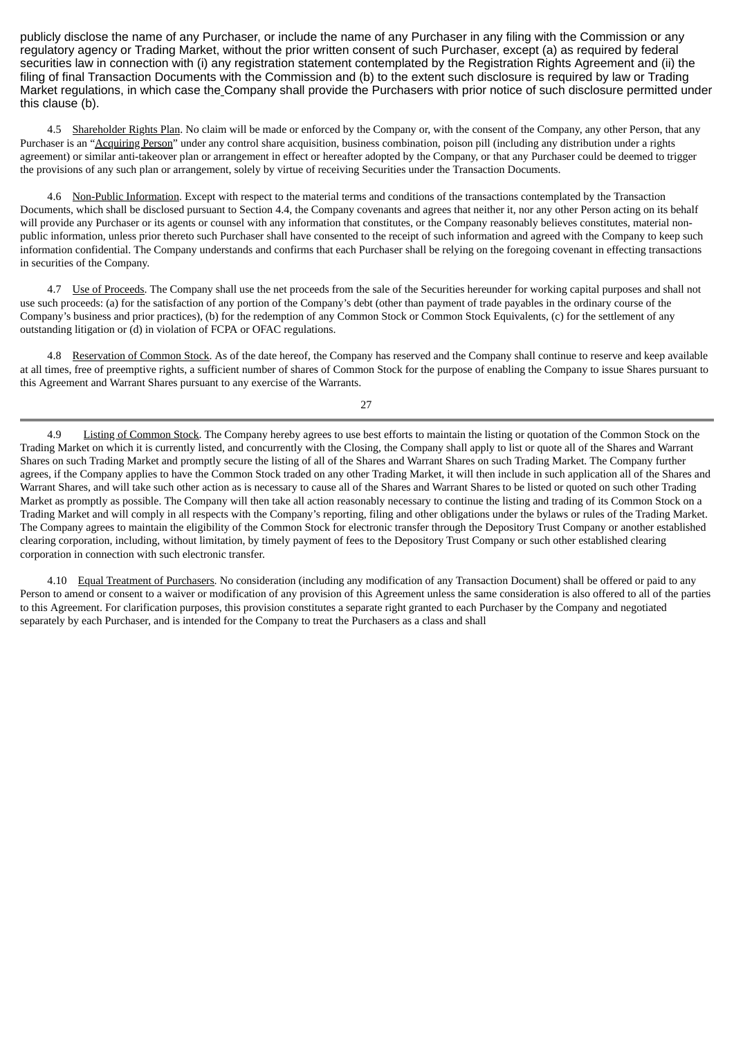publicly disclose the name of any Purchaser, or include the name of any Purchaser in any filing with the Commission or any regulatory agency or Trading Market, without the prior written consent of such Purchaser, except (a) as required by federal securities law in connection with (i) any registration statement contemplated by the Registration Rights Agreement and (ii) the filing of final Transaction Documents with the Commission and (b) to the extent such disclosure is required by law or Trading Market regulations, in which case the Company shall provide the Purchasers with prior notice of such disclosure permitted under this clause (b).

4.5 Shareholder Rights Plan. No claim will be made or enforced by the Company or, with the consent of the Company, any other Person, that any Purchaser is an "Acquiring Person" under any control share acquisition, business combination, poison pill (including any distribution under a rights agreement) or similar anti-takeover plan or arrangement in effect or hereafter adopted by the Company, or that any Purchaser could be deemed to trigger the provisions of any such plan or arrangement, solely by virtue of receiving Securities under the Transaction Documents.

4.6 Non-Public Information. Except with respect to the material terms and conditions of the transactions contemplated by the Transaction Documents, which shall be disclosed pursuant to Section 4.4, the Company covenants and agrees that neither it, nor any other Person acting on its behalf will provide any Purchaser or its agents or counsel with any information that constitutes, or the Company reasonably believes constitutes, material non-public information, unless prior thereto such Purchaser shall have consented to the receipt of such information and agreed with the Company to keep such information confidential. The Company understands and confirms that each Purchaser shall be relying on the foregoing covenant in effecting transactions in securities of the Company.

4.7 Use of Proceeds. The Company shall use the net proceeds from the sale of the Securities hereunder for working capital purposes and shall not use such proceeds: (a) for the satisfaction of any portion of the Company's debt (other than payment of trade payables in the ordinary course of the Company's business and prior practices), (b) for the redemption of any Common Stock or Common Stock Equivalents, (c) for the settlement of any outstanding litigation or (d) in violation of FCPA or OFAC regulations.

4.8 Reservation of Common Stock. As of the date hereof, the Company has reserved and the Company shall continue to reserve and keep available at all times, free of preemptive rights, a sufficient number of shares of Common Stock for the purpose of enabling the Company to issue Shares pursuant to this Agreement and Warrant Shares pursuant to any exercise of the Warrants.

4.9 Listing of Common Stock. The Company hereby agrees to use best efforts to maintain the listing or quotation of the Common Stock on the Trading Market on which it is currently listed, and concurrently with the Closing, the Company shall apply to list or quote all of the Shares and Warrant Shares on such Trading Market and promptly secure the listing of all of the Shares and Warrant Shares on such Trading Market. The Company further agrees, if the Company applies to have the Common Stock traded on any other Trading Market, it will then include in such application all of the Shares and Warrant Shares, and will take such other action as is necessary to cause all of the Shares and Warrant Shares to be listed or quoted on such other Trading Market as promptly as possible. The Company will then take all action reasonably necessary to continue the listing and trading of its Common Stock on a Trading Market and will comply in all respects with the Company's reporting, filing and other obligations under the bylaws or rules of the Trading Market. The Company agrees to maintain the eligibility of the Common Stock for electronic transfer through the Depository Trust Company or another established clearing corporation, including, without limitation, by timely payment of fees to the Depository Trust Company or such other established clearing corporation in connection with such electronic transfer.

4.10 Equal Treatment of Purchasers. No consideration (including any modification of any Transaction Document) shall be offered or paid to any Person to amend or consent to a waiver or modification of any provision of this Agreement unless the same consideration is also offered to all of the parties to this Agreement. For clarification purposes, this provision constitutes a separate right granted to each Purchaser by the Company and negotiated separately by each Purchaser, and is intended for the Company to treat the Purchasers as a class and shall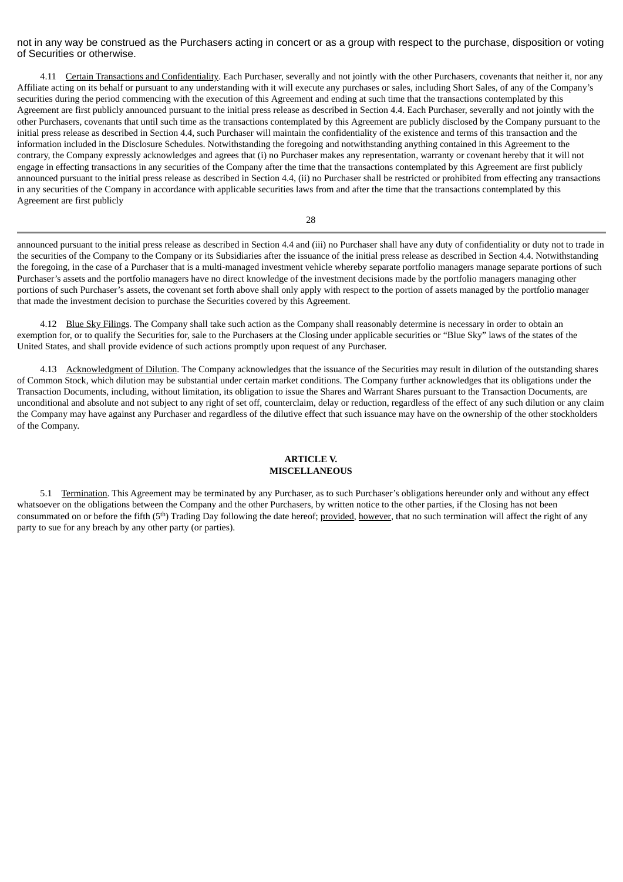not in any way be construed as the Purchasers acting in concert or as a group with respect to the purchase, disposition or voting of Securities or otherwise.

4.11 Certain Transactions and Confidentiality. Each Purchaser, severally and not jointly with the other Purchasers, covenants that neither it, nor any Affiliate acting on its behalf or pursuant to any understanding with it will execute any purchases or sales, including Short Sales, of any of the Company's securities during the period commencing with the execution of this Agreement and ending at such time that the transactions contemplated by this Agreement are first publicly announced pursuant to the initial press release as described in Section 4.4. Each Purchaser, severally and not jointly with the other Purchasers, covenants that until such time as the transactions contemplated by this Agreement are publicly disclosed by the Company pursuant to the initial press release as described in Section 4.4, such Purchaser will maintain the confidentiality of the existence and terms of this transaction and the information included in the Disclosure Schedules. Notwithstanding the foregoing and notwithstanding anything contained in this Agreement to the contrary, the Company expressly acknowledges and agrees that (i) no Purchaser makes any representation, warranty or covenant hereby that it will not engage in effecting transactions in any securities of the Company after the time that the transactions contemplated by this Agreement are first publicly announced pursuant to the initial press release as described in Section 4.4, (ii) no Purchaser shall be restricted or prohibited from effecting any transactions in any securities of the Company in accordance with applicable securities laws from and after the time that the transactions contemplated by this Agreement are first publicly announced pursuant to the initial press release as described in Section 4.4 and (iii) no Purchaser shall have any duty of confidentiality or duty not to trade in the securities of the Company to the Company or its Subsidiaries after the issuance of the initial press release as described in Section 4.4. Notwithstanding the foregoing, in the case of a Purchaser that is a multi-managed investment vehicle whereby separate portfolio managers manage separate portions of such Purchaser's assets and the portfolio managers have no direct knowledge of the investment decisions made by the portfolio managers managing other portions of such Purchaser's assets, the covenant set forth above shall only apply with respect to the portion of assets managed by the portfolio manager that made the investment decision to purchase the Securities covered by this Agreement.

4.12 Blue Sky Filings. The Company shall take such action as the Company shall reasonably determine is necessary in order to obtain an exemption for, or to qualify the Securities for, sale to the Purchasers at the Closing under applicable securities or "Blue Sky" laws of the states of the United States, and shall provide evidence of such actions promptly upon request of any Purchaser.

4.13 Acknowledgment of Dilution. The Company acknowledges that the issuance of the Securities may result in dilution of the outstanding shares of Common Stock, which dilution may be substantial under certain market conditions. The Company further acknowledges that its obligations under the Transaction Documents, including, without limitation, its obligation to issue the Shares and Warrant Shares pursuant to the Transaction Documents, are unconditional and absolute and not subject to any right of set off, counterclaim, delay or reduction, regardless of the effect of any such dilution or any claim the Company may have against any Purchaser and regardless of the dilutive effect that such issuance may have on the ownership of the other stockholders of the Company.

**ARTICLE V.**
**MISCELLANEOUS**

5.1 Termination. This Agreement may be terminated by any Purchaser, as to such Purchaser's obligations hereunder only and without any effect whatsoever on the obligations between the Company and the other Purchasers, by written notice to the other parties, if the Closing has not been consummated on or before the fifth (5th) Trading Day following the date hereof; provided, however, that no such termination will affect the right of any party to sue for any breach by any other party (or parties).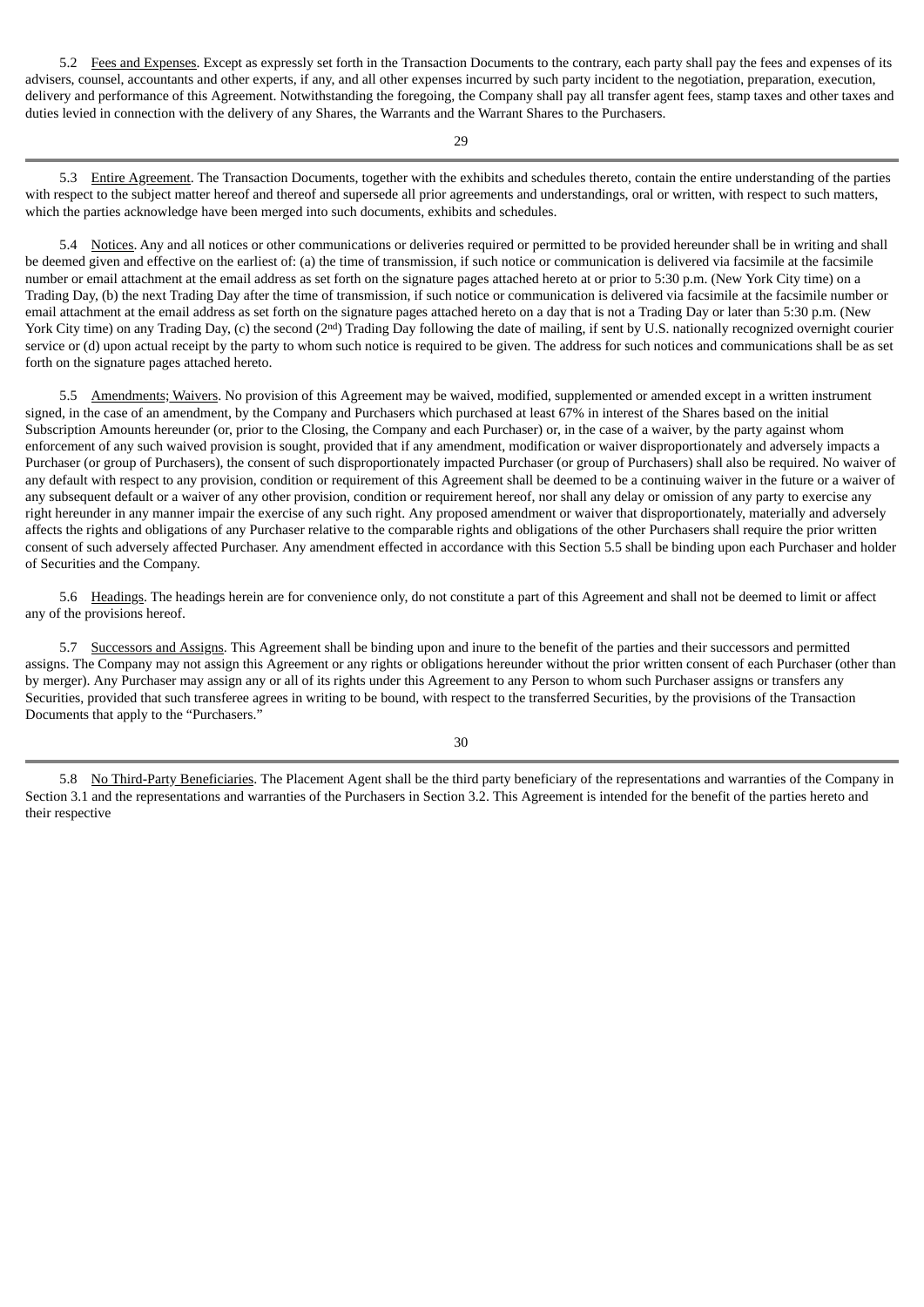5.2 Fees and Expenses. Except as expressly set forth in the Transaction Documents to the contrary, each party shall pay the fees and expenses of its advisers, counsel, accountants and other experts, if any, and all other expenses incurred by such party incident to the negotiation, preparation, execution, delivery and performance of this Agreement. Notwithstanding the foregoing, the Company shall pay all transfer agent fees, stamp taxes and other taxes and duties levied in connection with the delivery of any Shares, the Warrants and the Warrant Shares to the Purchasers.

5.3 Entire Agreement. The Transaction Documents, together with the exhibits and schedules thereto, contain the entire understanding of the parties with respect to the subject matter hereof and thereof and supersede all prior agreements and understandings, oral or written, with respect to such matters, which the parties acknowledge have been merged into such documents, exhibits and schedules.

5.4 Notices. Any and all notices or other communications or deliveries required or permitted to be provided hereunder shall be in writing and shall be deemed given and effective on the earliest of: (a) the time of transmission, if such notice or communication is delivered via facsimile at the facsimile number or email attachment at the email address as set forth on the signature pages attached hereto at or prior to 5:30 p.m. (New York City time) on a Trading Day, (b) the next Trading Day after the time of transmission, if such notice or communication is delivered via facsimile at the facsimile number or email attachment at the email address as set forth on the signature pages attached hereto on a day that is not a Trading Day or later than 5:30 p.m. (New York City time) on any Trading Day, (c) the second (2nd) Trading Day following the date of mailing, if sent by U.S. nationally recognized overnight courier service or (d) upon actual receipt by the party to whom such notice is required to be given. The address for such notices and communications shall be as set forth on the signature pages attached hereto.

5.5 Amendments; Waivers. No provision of this Agreement may be waived, modified, supplemented or amended except in a written instrument signed, in the case of an amendment, by the Company and Purchasers which purchased at least 67% in interest of the Shares based on the initial Subscription Amounts hereunder (or, prior to the Closing, the Company and each Purchaser) or, in the case of a waiver, by the party against whom enforcement of any such waived provision is sought, provided that if any amendment, modification or waiver disproportionately and adversely impacts a Purchaser (or group of Purchasers), the consent of such disproportionately impacted Purchaser (or group of Purchasers) shall also be required. No waiver of any default with respect to any provision, condition or requirement of this Agreement shall be deemed to be a continuing waiver in the future or a waiver of any subsequent default or a waiver of any other provision, condition or requirement hereof, nor shall any delay or omission of any party to exercise any right hereunder in any manner impair the exercise of any such right. Any proposed amendment or waiver that disproportionately, materially and adversely affects the rights and obligations of any Purchaser relative to the comparable rights and obligations of the other Purchasers shall require the prior written consent of such adversely affected Purchaser. Any amendment effected in accordance with this Section 5.5 shall be binding upon each Purchaser and holder of Securities and the Company.

5.6 Headings. The headings herein are for convenience only, do not constitute a part of this Agreement and shall not be deemed to limit or affect any of the provisions hereof.

5.7 Successors and Assigns. This Agreement shall be binding upon and inure to the benefit of the parties and their successors and permitted assigns. The Company may not assign this Agreement or any rights or obligations hereunder without the prior written consent of each Purchaser (other than by merger). Any Purchaser may assign any or all of its rights under this Agreement to any Person to whom such Purchaser assigns or transfers any Securities, provided that such transferee agrees in writing to be bound, with respect to the transferred Securities, by the provisions of the Transaction Documents that apply to the "Purchasers."

5.8 No Third-Party Beneficiaries. The Placement Agent shall be the third party beneficiary of the representations and warranties of the Company in Section 3.1 and the representations and warranties of the Purchasers in Section 3.2. This Agreement is intended for the benefit of the parties hereto and their respective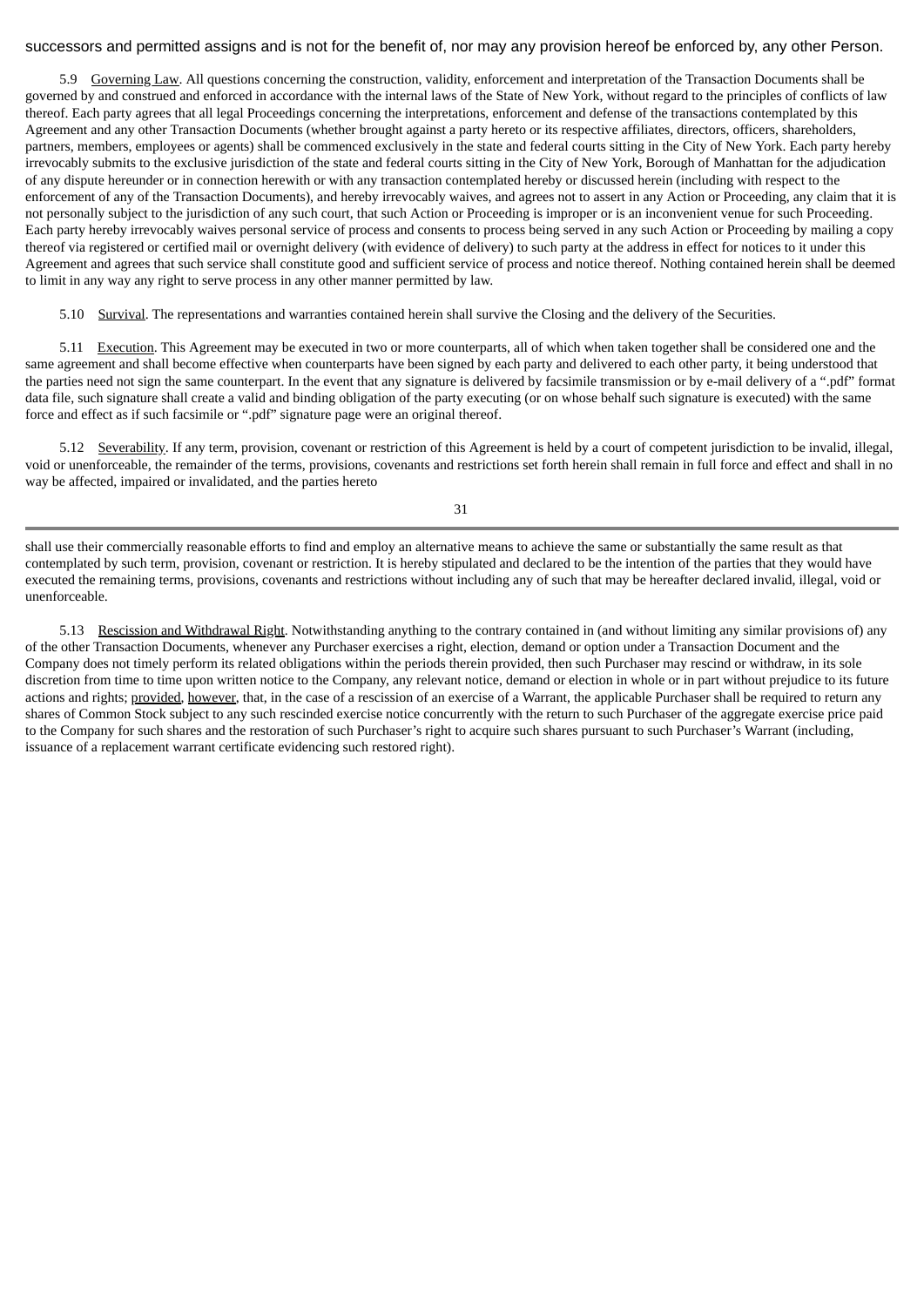successors and permitted assigns and is not for the benefit of, nor may any provision hereof be enforced by, any other Person.

5.9 Governing Law. All questions concerning the construction, validity, enforcement and interpretation of the Transaction Documents shall be governed by and construed and enforced in accordance with the internal laws of the State of New York, without regard to the principles of conflicts of law thereof. Each party agrees that all legal Proceedings concerning the interpretations, enforcement and defense of the transactions contemplated by this Agreement and any other Transaction Documents (whether brought against a party hereto or its respective affiliates, directors, officers, shareholders, partners, members, employees or agents) shall be commenced exclusively in the state and federal courts sitting in the City of New York. Each party hereby irrevocably submits to the exclusive jurisdiction of the state and federal courts sitting in the City of New York, Borough of Manhattan for the adjudication of any dispute hereunder or in connection herewith or with any transaction contemplated hereby or discussed herein (including with respect to the enforcement of any of the Transaction Documents), and hereby irrevocably waives, and agrees not to assert in any Action or Proceeding, any claim that it is not personally subject to the jurisdiction of any such court, that such Action or Proceeding is improper or is an inconvenient venue for such Proceeding. Each party hereby irrevocably waives personal service of process and consents to process being served in any such Action or Proceeding by mailing a copy thereof via registered or certified mail or overnight delivery (with evidence of delivery) to such party at the address in effect for notices to it under this Agreement and agrees that such service shall constitute good and sufficient service of process and notice thereof. Nothing contained herein shall be deemed to limit in any way any right to serve process in any other manner permitted by law.

5.10 Survival. The representations and warranties contained herein shall survive the Closing and the delivery of the Securities.

5.11 Execution. This Agreement may be executed in two or more counterparts, all of which when taken together shall be considered one and the same agreement and shall become effective when counterparts have been signed by each party and delivered to each other party, it being understood that the parties need not sign the same counterpart. In the event that any signature is delivered by facsimile transmission or by e-mail delivery of a ".pdf" format data file, such signature shall create a valid and binding obligation of the party executing (or on whose behalf such signature is executed) with the same force and effect as if such facsimile or ".pdf" signature page were an original thereof.

5.12 Severability. If any term, provision, covenant or restriction of this Agreement is held by a court of competent jurisdiction to be invalid, illegal, void or unenforceable, the remainder of the terms, provisions, covenants and restrictions set forth herein shall remain in full force and effect and shall in no way be affected, impaired or invalidated, and the parties hereto shall use their commercially reasonable efforts to find and employ an alternative means to achieve the same or substantially the same result as that contemplated by such term, provision, covenant or restriction. It is hereby stipulated and declared to be the intention of the parties that they would have executed the remaining terms, provisions, covenants and restrictions without including any of such that may be hereafter declared invalid, illegal, void or unenforceable.

5.13 Rescission and Withdrawal Right. Notwithstanding anything to the contrary contained in (and without limiting any similar provisions of) any of the other Transaction Documents, whenever any Purchaser exercises a right, election, demand or option under a Transaction Document and the Company does not timely perform its related obligations within the periods therein provided, then such Purchaser may rescind or withdraw, in its sole discretion from time to time upon written notice to the Company, any relevant notice, demand or election in whole or in part without prejudice to its future actions and rights; provided, however, that, in the case of a rescission of an exercise of a Warrant, the applicable Purchaser shall be required to return any shares of Common Stock subject to any such rescinded exercise notice concurrently with the return to such Purchaser of the aggregate exercise price paid to the Company for such shares and the restoration of such Purchaser's right to acquire such shares pursuant to such Purchaser's Warrant (including, issuance of a replacement warrant certificate evidencing such restored right).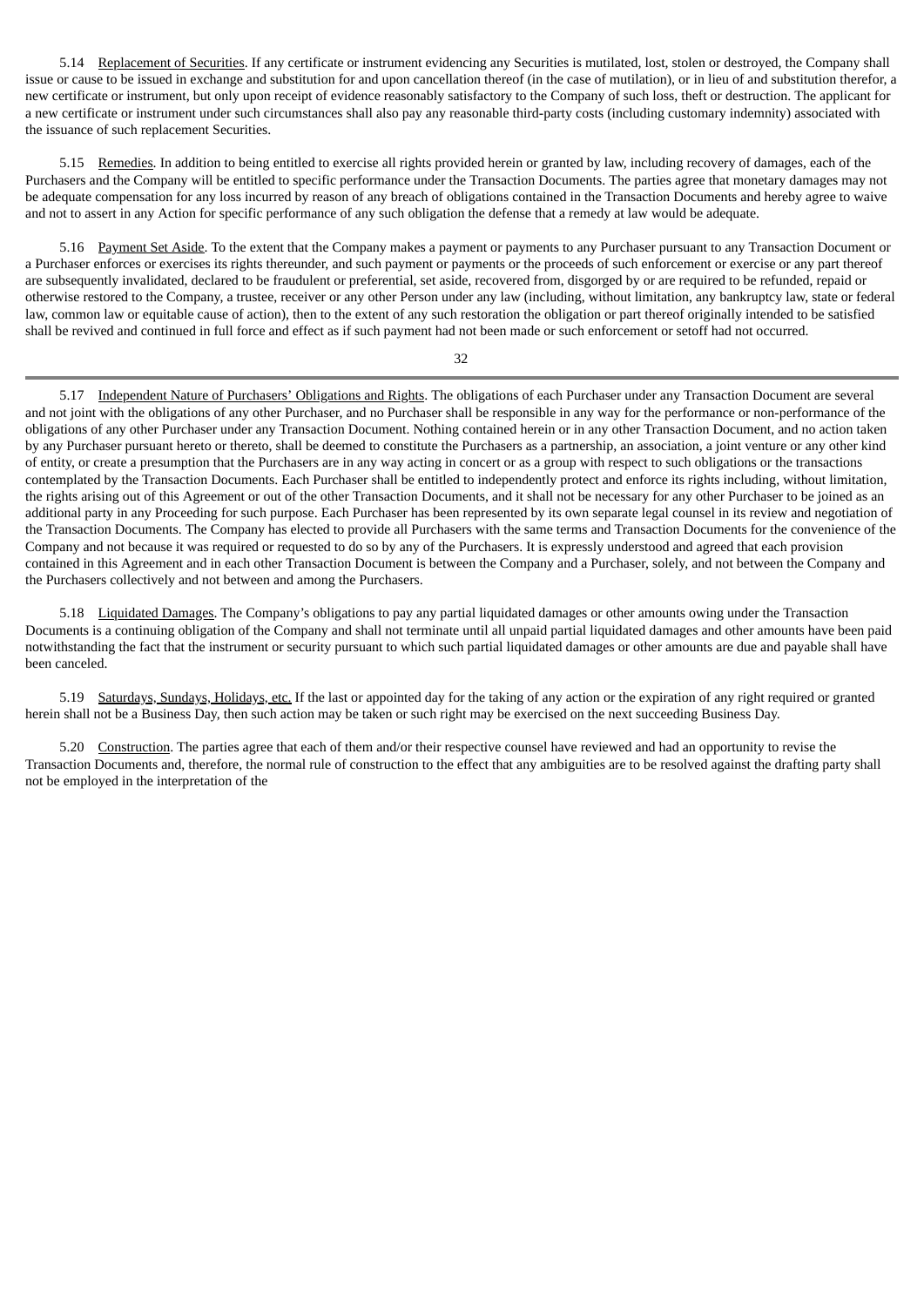5.14 Replacement of Securities. If any certificate or instrument evidencing any Securities is mutilated, lost, stolen or destroyed, the Company shall issue or cause to be issued in exchange and substitution for and upon cancellation thereof (in the case of mutilation), or in lieu of and substitution therefor, a new certificate or instrument, but only upon receipt of evidence reasonably satisfactory to the Company of such loss, theft or destruction. The applicant for a new certificate or instrument under such circumstances shall also pay any reasonable third-party costs (including customary indemnity) associated with the issuance of such replacement Securities.

5.15 Remedies. In addition to being entitled to exercise all rights provided herein or granted by law, including recovery of damages, each of the Purchasers and the Company will be entitled to specific performance under the Transaction Documents. The parties agree that monetary damages may not be adequate compensation for any loss incurred by reason of any breach of obligations contained in the Transaction Documents and hereby agree to waive and not to assert in any Action for specific performance of any such obligation the defense that a remedy at law would be adequate.

5.16 Payment Set Aside. To the extent that the Company makes a payment or payments to any Purchaser pursuant to any Transaction Document or a Purchaser enforces or exercises its rights thereunder, and such payment or payments or the proceeds of such enforcement or exercise or any part thereof are subsequently invalidated, declared to be fraudulent or preferential, set aside, recovered from, disgorged by or are required to be refunded, repaid or otherwise restored to the Company, a trustee, receiver or any other Person under any law (including, without limitation, any bankruptcy law, state or federal law, common law or equitable cause of action), then to the extent of any such restoration the obligation or part thereof originally intended to be satisfied shall be revived and continued in full force and effect as if such payment had not been made or such enforcement or setoff had not occurred.

5.17 Independent Nature of Purchasers' Obligations and Rights. The obligations of each Purchaser under any Transaction Document are several and not joint with the obligations of any other Purchaser, and no Purchaser shall be responsible in any way for the performance or non-performance of the obligations of any other Purchaser under any Transaction Document. Nothing contained herein or in any other Transaction Document, and no action taken by any Purchaser pursuant hereto or thereto, shall be deemed to constitute the Purchasers as a partnership, an association, a joint venture or any other kind of entity, or create a presumption that the Purchasers are in any way acting in concert or as a group with respect to such obligations or the transactions contemplated by the Transaction Documents. Each Purchaser shall be entitled to independently protect and enforce its rights including, without limitation, the rights arising out of this Agreement or out of the other Transaction Documents, and it shall not be necessary for any other Purchaser to be joined as an additional party in any Proceeding for such purpose. Each Purchaser has been represented by its own separate legal counsel in its review and negotiation of the Transaction Documents. The Company has elected to provide all Purchasers with the same terms and Transaction Documents for the convenience of the Company and not because it was required or requested to do so by any of the Purchasers. It is expressly understood and agreed that each provision contained in this Agreement and in each other Transaction Document is between the Company and a Purchaser, solely, and not between the Company and the Purchasers collectively and not between and among the Purchasers.

5.18 Liquidated Damages. The Company's obligations to pay any partial liquidated damages or other amounts owing under the Transaction Documents is a continuing obligation of the Company and shall not terminate until all unpaid partial liquidated damages and other amounts have been paid notwithstanding the fact that the instrument or security pursuant to which such partial liquidated damages or other amounts are due and payable shall have been canceled.

5.19 Saturdays, Sundays, Holidays, etc. If the last or appointed day for the taking of any action or the expiration of any right required or granted herein shall not be a Business Day, then such action may be taken or such right may be exercised on the next succeeding Business Day.

5.20 Construction. The parties agree that each of them and/or their respective counsel have reviewed and had an opportunity to revise the Transaction Documents and, therefore, the normal rule of construction to the effect that any ambiguities are to be resolved against the drafting party shall not be employed in the interpretation of the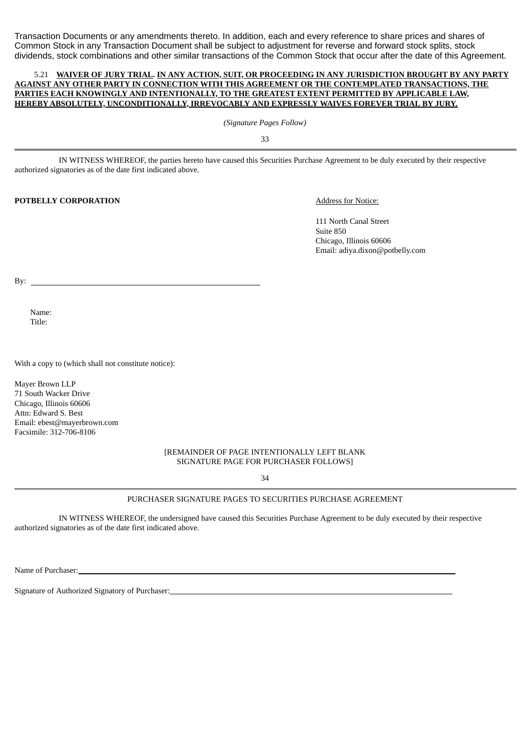Transaction Documents or any amendments thereto. In addition, each and every reference to share prices and shares of Common Stock in any Transaction Document shall be subject to adjustment for reverse and forward stock splits, stock dividends, stock combinations and other similar transactions of the Common Stock that occur after the date of this Agreement.

5.21 **WAIVER OF JURY TRIAL. IN ANY ACTION, SUIT, OR PROCEEDING IN ANY JURISDICTION BROUGHT BY ANY PARTY AGAINST ANY OTHER PARTY IN CONNECTION WITH THIS AGREEMENT OR THE CONTEMPLATED TRANSACTIONS, THE PARTIES EACH KNOWINGLY AND INTENTIONALLY, TO THE GREATEST EXTENT PERMITTED BY APPLICABLE LAW, HEREBY ABSOLUTELY, UNCONDITIONALLY, IRREVOCABLY AND EXPRESSLY WAIVES FOREVER TRIAL BY JURY.**

*(Signature Pages Follow)*

IN WITNESS WHEREOF, the parties hereto have caused this Securities Purchase Agreement to be duly executed by their respective authorized signatories as of the date first indicated above.

**POTBELLY CORPORATION**

Address for Notice:

111 North Canal Street
Suite 850
Chicago, Illinois 60606
Email: adiya.dixon@potbelly.com

By: ______________________________

Name:
Title:

With a copy to (which shall not constitute notice):

Mayer Brown LLP
71 South Wacker Drive
Chicago, Illinois 60606
Attn: Edward S. Best
Email: ebest@mayerbrown.com
Facsimile: 312-706-8106

[REMAINDER OF PAGE INTENTIONALLY LEFT BLANK
SIGNATURE PAGE FOR PURCHASER FOLLOWS]

PURCHASER SIGNATURE PAGES TO SECURITIES PURCHASE AGREEMENT

IN WITNESS WHEREOF, the undersigned have caused this Securities Purchase Agreement to be duly executed by their respective authorized signatories as of the date first indicated above.

Name of Purchaser: ______________________________

Signature of Authorized Signatory of Purchaser: ______________________________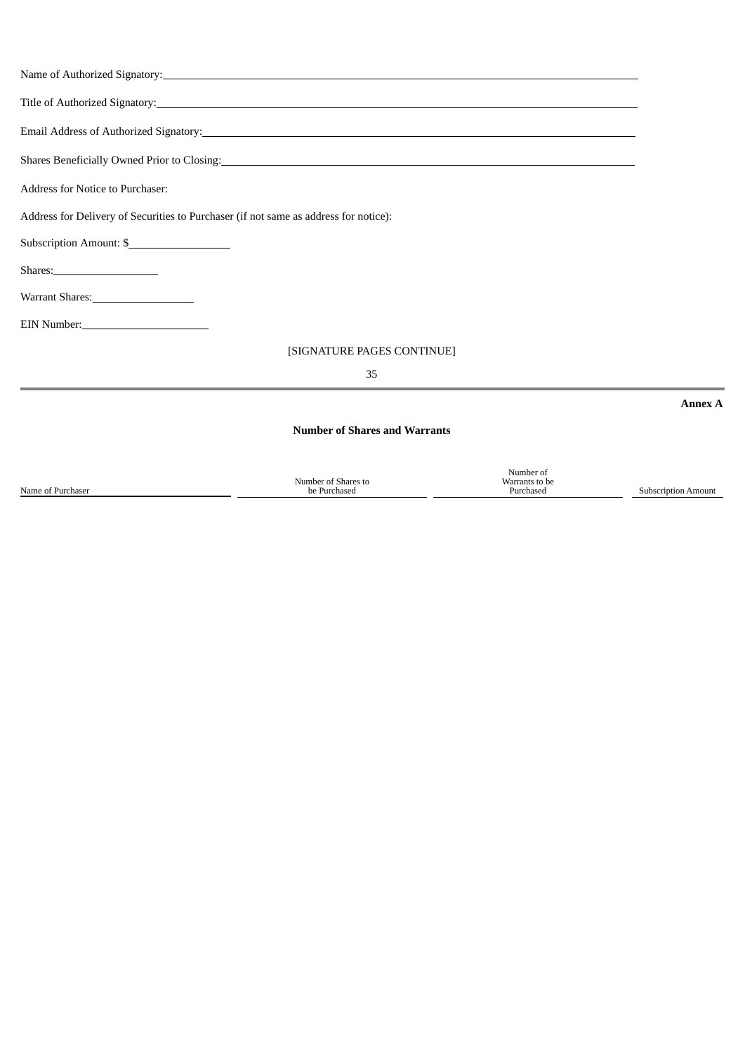Name of Authorized Signatory: \_\_\_\_\_\_\_\_\_\_\_\_\_\_\_\_\_\_\_\_\_\_\_\_\_\_\_\_\_\_\_\_\_\_\_\_\_\_\_\_

Title of Authorized Signatory: \_\_\_\_\_\_\_\_\_\_\_\_\_\_\_\_\_\_\_\_\_\_\_\_\_\_\_\_\_\_\_\_\_\_\_\_\_\_\_\_

Email Address of Authorized Signatory: \_\_\_\_\_\_\_\_\_\_\_\_\_\_\_\_\_\_\_\_\_\_\_\_\_\_\_\_\_\_\_\_\_\_\_\_\_\_\_\_

Shares Beneficially Owned Prior to Closing: \_\_\_\_\_\_\_\_\_\_\_\_\_\_\_\_\_\_\_\_\_\_\_\_\_\_\_\_\_\_\_\_\_\_\_\_\_\_\_\_

Address for Notice to Purchaser:

Address for Delivery of Securities to Purchaser (if not same as address for notice):

Subscription Amount: $\_\_\_\_\_\_\_\_\_\_\_\_\_\_\_\_

Shares: \_\_\_\_\_\_\_\_\_\_\_\_\_\_\_\_

Warrant Shares: \_\_\_\_\_\_\_\_\_\_\_\_\_\_\_\_

EIN Number: \_\_\_\_\_\_\_\_\_\_\_\_\_\_\_\_

[SIGNATURE PAGES CONTINUE]

**Annex A**

**Number of Shares and Warrants**

| Name of Purchaser | Number of Shares to be Purchased | Number of Warrants to be Purchased | Subscription Amount |
|---|---|---|---|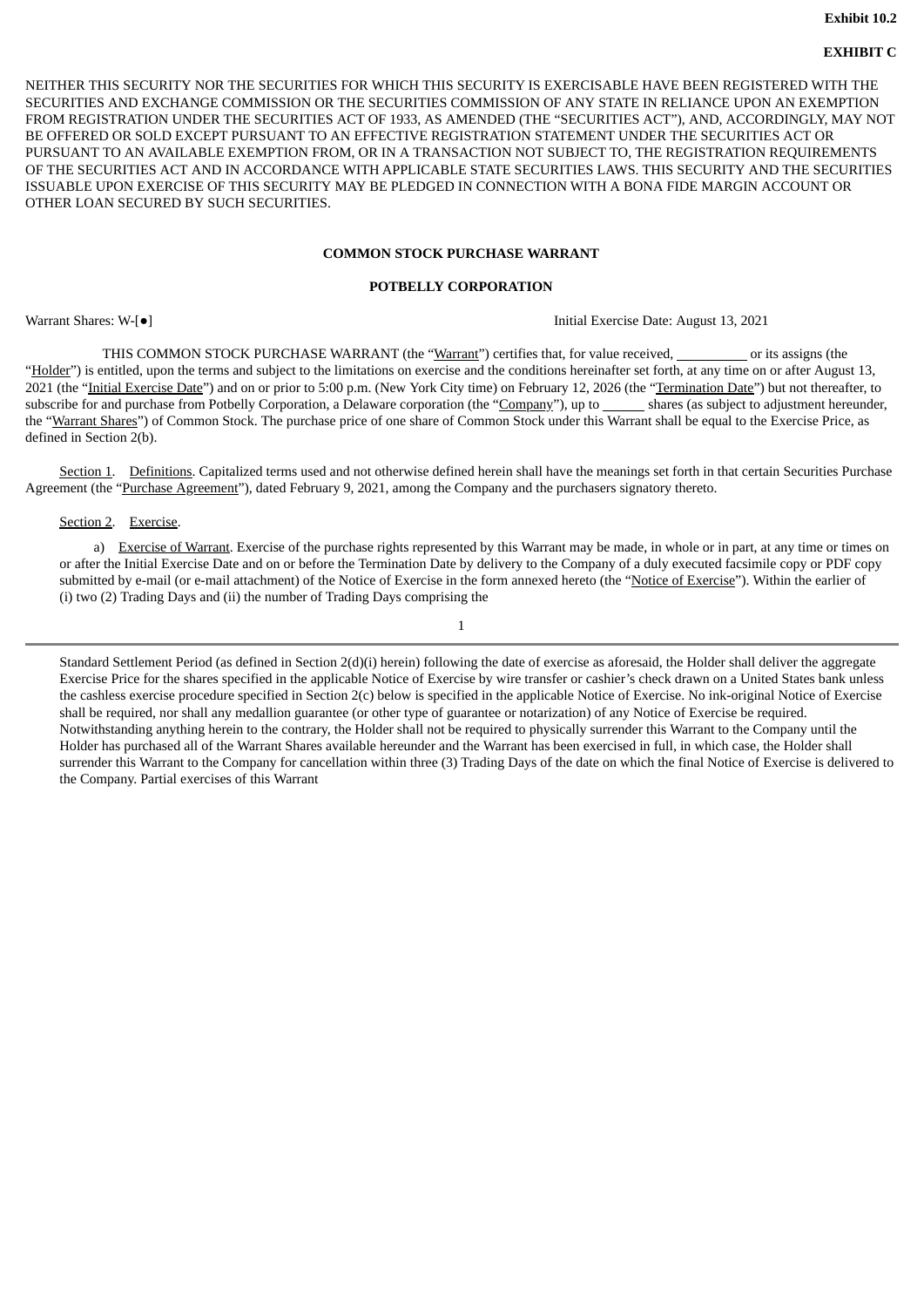**Exhibit 10.2**

**EXHIBIT C**

NEITHER THIS SECURITY NOR THE SECURITIES FOR WHICH THIS SECURITY IS EXERCISABLE HAVE BEEN REGISTERED WITH THE SECURITIES AND EXCHANGE COMMISSION OR THE SECURITIES COMMISSION OF ANY STATE IN RELIANCE UPON AN EXEMPTION FROM REGISTRATION UNDER THE SECURITIES ACT OF 1933, AS AMENDED (THE "SECURITIES ACT"), AND, ACCORDINGLY, MAY NOT BE OFFERED OR SOLD EXCEPT PURSUANT TO AN EFFECTIVE REGISTRATION STATEMENT UNDER THE SECURITIES ACT OR PURSUANT TO AN AVAILABLE EXEMPTION FROM, OR IN A TRANSACTION NOT SUBJECT TO, THE REGISTRATION REQUIREMENTS OF THE SECURITIES ACT AND IN ACCORDANCE WITH APPLICABLE STATE SECURITIES LAWS. THIS SECURITY AND THE SECURITIES ISSUABLE UPON EXERCISE OF THIS SECURITY MAY BE PLEDGED IN CONNECTION WITH A BONA FIDE MARGIN ACCOUNT OR OTHER LOAN SECURED BY SUCH SECURITIES.

**COMMON STOCK PURCHASE WARRANT**

**POTBELLY CORPORATION**

Warrant Shares: W-[●] Initial Exercise Date: August 13, 2021

THIS COMMON STOCK PURCHASE WARRANT (the "Warrant") certifies that, for value received, __________ or its assigns (the "Holder") is entitled, upon the terms and subject to the limitations on exercise and the conditions hereinafter set forth, at any time on or after August 13, 2021 (the "Initial Exercise Date") and on or prior to 5:00 p.m. (New York City time) on February 12, 2026 (the "Termination Date") but not thereafter, to subscribe for and purchase from Potbelly Corporation, a Delaware corporation (the "Company"), up to ______ shares (as subject to adjustment hereunder, the "Warrant Shares") of Common Stock. The purchase price of one share of Common Stock under this Warrant shall be equal to the Exercise Price, as defined in Section 2(b).

Section 1. Definitions. Capitalized terms used and not otherwise defined herein shall have the meanings set forth in that certain Securities Purchase Agreement (the "Purchase Agreement"), dated February 9, 2021, among the Company and the purchasers signatory thereto.

Section 2. Exercise.

a) Exercise of Warrant. Exercise of the purchase rights represented by this Warrant may be made, in whole or in part, at any time or times on or after the Initial Exercise Date and on or before the Termination Date by delivery to the Company of a duly executed facsimile copy or PDF copy submitted by e-mail (or e-mail attachment) of the Notice of Exercise in the form annexed hereto (the "Notice of Exercise"). Within the earlier of (i) two (2) Trading Days and (ii) the number of Trading Days comprising the Standard Settlement Period (as defined in Section 2(d)(i) herein) following the date of exercise as aforesaid, the Holder shall deliver the aggregate Exercise Price for the shares specified in the applicable Notice of Exercise by wire transfer or cashier's check drawn on a United States bank unless the cashless exercise procedure specified in Section 2(c) below is specified in the applicable Notice of Exercise. No ink-original Notice of Exercise shall be required, nor shall any medallion guarantee (or other type of guarantee or notarization) of any Notice of Exercise be required. Notwithstanding anything herein to the contrary, the Holder shall not be required to physically surrender this Warrant to the Company until the Holder has purchased all of the Warrant Shares available hereunder and the Warrant has been exercised in full, in which case, the Holder shall surrender this Warrant to the Company for cancellation within three (3) Trading Days of the date on which the final Notice of Exercise is delivered to the Company. Partial exercises of this Warrant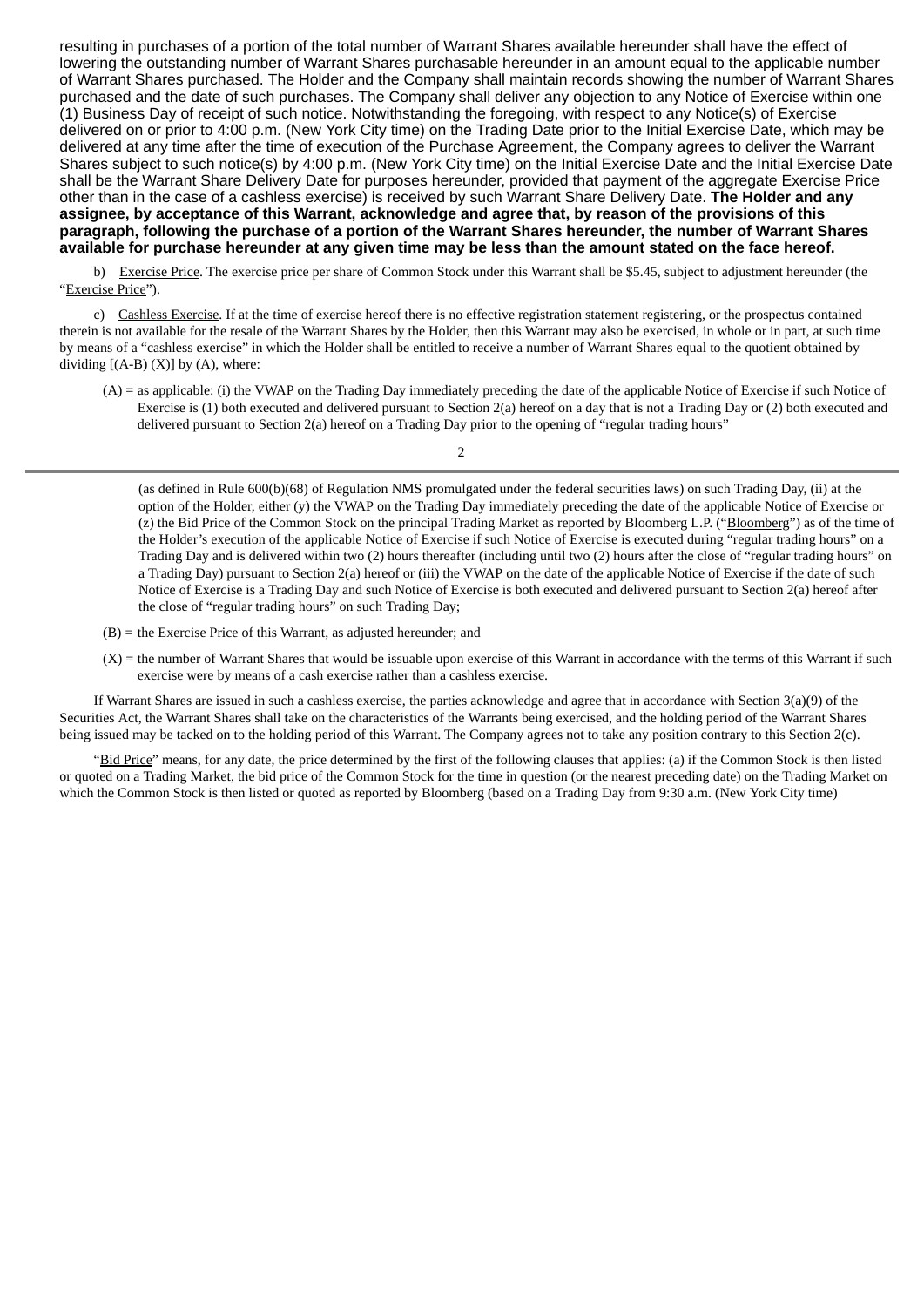resulting in purchases of a portion of the total number of Warrant Shares available hereunder shall have the effect of lowering the outstanding number of Warrant Shares purchasable hereunder in an amount equal to the applicable number of Warrant Shares purchased. The Holder and the Company shall maintain records showing the number of Warrant Shares purchased and the date of such purchases. The Company shall deliver any objection to any Notice of Exercise within one (1) Business Day of receipt of such notice. Notwithstanding the foregoing, with respect to any Notice(s) of Exercise delivered on or prior to 4:00 p.m. (New York City time) on the Trading Date prior to the Initial Exercise Date, which may be delivered at any time after the time of execution of the Purchase Agreement, the Company agrees to deliver the Warrant Shares subject to such notice(s) by 4:00 p.m. (New York City time) on the Initial Exercise Date and the Initial Exercise Date shall be the Warrant Share Delivery Date for purposes hereunder, provided that payment of the aggregate Exercise Price other than in the case of a cashless exercise) is received by such Warrant Share Delivery Date. **The Holder and any assignee, by acceptance of this Warrant, acknowledge and agree that, by reason of the provisions of this paragraph, following the purchase of a portion of the Warrant Shares hereunder, the number of Warrant Shares available for purchase hereunder at any given time may be less than the amount stated on the face hereof.**

b) Exercise Price. The exercise price per share of Common Stock under this Warrant shall be $5.45, subject to adjustment hereunder (the "Exercise Price").

c) Cashless Exercise. If at the time of exercise hereof there is no effective registration statement registering, or the prospectus contained therein is not available for the resale of the Warrant Shares by the Holder, then this Warrant may also be exercised, in whole or in part, at such time by means of a "cashless exercise" in which the Holder shall be entitled to receive a number of Warrant Shares equal to the quotient obtained by dividing [(A-B) (X)] by (A), where:

(A) = as applicable: (i) the VWAP on the Trading Day immediately preceding the date of the applicable Notice of Exercise if such Notice of Exercise is (1) both executed and delivered pursuant to Section 2(a) hereof on a day that is not a Trading Day or (2) both executed and delivered pursuant to Section 2(a) hereof on a Trading Day prior to the opening of "regular trading hours" (as defined in Rule 600(b)(68) of Regulation NMS promulgated under the federal securities laws) on such Trading Day, (ii) at the option of the Holder, either (y) the VWAP on the Trading Day immediately preceding the date of the applicable Notice of Exercise or (z) the Bid Price of the Common Stock on the principal Trading Market as reported by Bloomberg L.P. ("Bloomberg") as of the time of the Holder's execution of the applicable Notice of Exercise if such Notice of Exercise is executed during "regular trading hours" on a Trading Day and is delivered within two (2) hours thereafter (including until two (2) hours after the close of "regular trading hours" on a Trading Day) pursuant to Section 2(a) hereof or (iii) the VWAP on the date of the applicable Notice of Exercise if the date of such Notice of Exercise is a Trading Day and such Notice of Exercise is both executed and delivered pursuant to Section 2(a) hereof after the close of "regular trading hours" on such Trading Day;

(B) = the Exercise Price of this Warrant, as adjusted hereunder; and

(X) = the number of Warrant Shares that would be issuable upon exercise of this Warrant in accordance with the terms of this Warrant if such exercise were by means of a cash exercise rather than a cashless exercise.

If Warrant Shares are issued in such a cashless exercise, the parties acknowledge and agree that in accordance with Section 3(a)(9) of the Securities Act, the Warrant Shares shall take on the characteristics of the Warrants being exercised, and the holding period of the Warrant Shares being issued may be tacked on to the holding period of this Warrant. The Company agrees not to take any position contrary to this Section 2(c).

"Bid Price" means, for any date, the price determined by the first of the following clauses that applies: (a) if the Common Stock is then listed or quoted on a Trading Market, the bid price of the Common Stock for the time in question (or the nearest preceding date) on the Trading Market on which the Common Stock is then listed or quoted as reported by Bloomberg (based on a Trading Day from 9:30 a.m. (New York City time)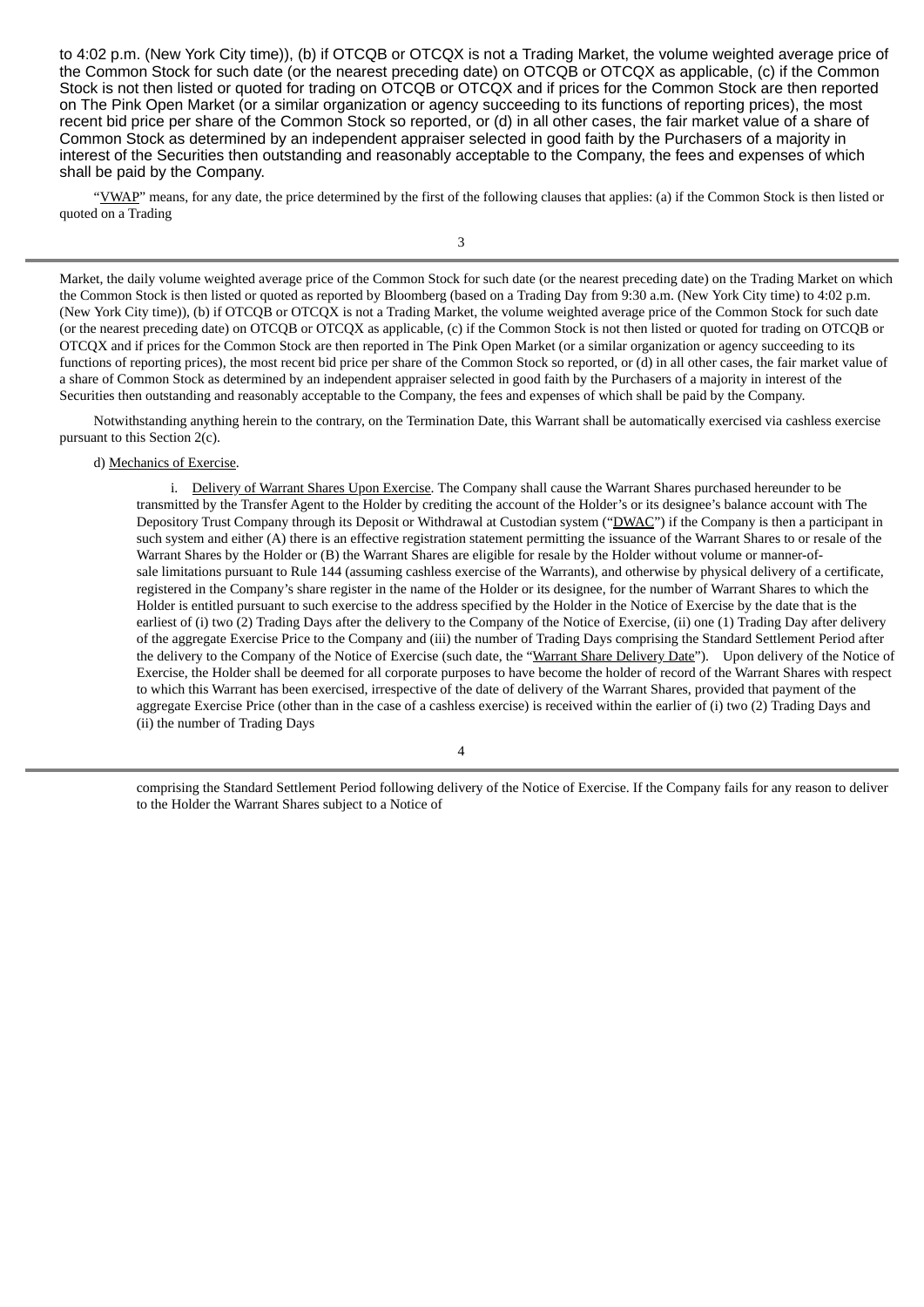to 4:02 p.m. (New York City time)), (b) if OTCQB or OTCQX is not a Trading Market, the volume weighted average price of the Common Stock for such date (or the nearest preceding date) on OTCQB or OTCQX as applicable, (c) if the Common Stock is not then listed or quoted for trading on OTCQB or OTCQX and if prices for the Common Stock are then reported on The Pink Open Market (or a similar organization or agency succeeding to its functions of reporting prices), the most recent bid price per share of the Common Stock so reported, or (d) in all other cases, the fair market value of a share of Common Stock as determined by an independent appraiser selected in good faith by the Purchasers of a majority in interest of the Securities then outstanding and reasonably acceptable to the Company, the fees and expenses of which shall be paid by the Company.

"VWAP" means, for any date, the price determined by the first of the following clauses that applies: (a) if the Common Stock is then listed or quoted on a Trading Market, the daily volume weighted average price of the Common Stock for such date (or the nearest preceding date) on the Trading Market on which the Common Stock is then listed or quoted as reported by Bloomberg (based on a Trading Day from 9:30 a.m. (New York City time) to 4:02 p.m. (New York City time)), (b) if OTCQB or OTCQX is not a Trading Market, the volume weighted average price of the Common Stock for such date (or the nearest preceding date) on OTCQB or OTCQX as applicable, (c) if the Common Stock is not then listed or quoted for trading on OTCQB or OTCQX and if prices for the Common Stock are then reported in The Pink Open Market (or a similar organization or agency succeeding to its functions of reporting prices), the most recent bid price per share of the Common Stock so reported, or (d) in all other cases, the fair market value of a share of Common Stock as determined by an independent appraiser selected in good faith by the Purchasers of a majority in interest of the Securities then outstanding and reasonably acceptable to the Company, the fees and expenses of which shall be paid by the Company.

Notwithstanding anything herein to the contrary, on the Termination Date, this Warrant shall be automatically exercised via cashless exercise pursuant to this Section 2(c).

d) Mechanics of Exercise.

i. Delivery of Warrant Shares Upon Exercise. The Company shall cause the Warrant Shares purchased hereunder to be transmitted by the Transfer Agent to the Holder by crediting the account of the Holder's or its designee's balance account with The Depository Trust Company through its Deposit or Withdrawal at Custodian system ("DWAC") if the Company is then a participant in such system and either (A) there is an effective registration statement permitting the issuance of the Warrant Shares to or resale of the Warrant Shares by the Holder or (B) the Warrant Shares are eligible for resale by the Holder without volume or manner-of-sale limitations pursuant to Rule 144 (assuming cashless exercise of the Warrants), and otherwise by physical delivery of a certificate, registered in the Company's share register in the name of the Holder or its designee, for the number of Warrant Shares to which the Holder is entitled pursuant to such exercise to the address specified by the Holder in the Notice of Exercise by the date that is the earliest of (i) two (2) Trading Days after the delivery to the Company of the Notice of Exercise, (ii) one (1) Trading Day after delivery of the aggregate Exercise Price to the Company and (iii) the number of Trading Days comprising the Standard Settlement Period after the delivery to the Company of the Notice of Exercise (such date, the "Warrant Share Delivery Date"). Upon delivery of the Notice of Exercise, the Holder shall be deemed for all corporate purposes to have become the holder of record of the Warrant Shares with respect to which this Warrant has been exercised, irrespective of the date of delivery of the Warrant Shares, provided that payment of the aggregate Exercise Price (other than in the case of a cashless exercise) is received within the earlier of (i) two (2) Trading Days and (ii) the number of Trading Days comprising the Standard Settlement Period following delivery of the Notice of Exercise. If the Company fails for any reason to deliver to the Holder the Warrant Shares subject to a Notice of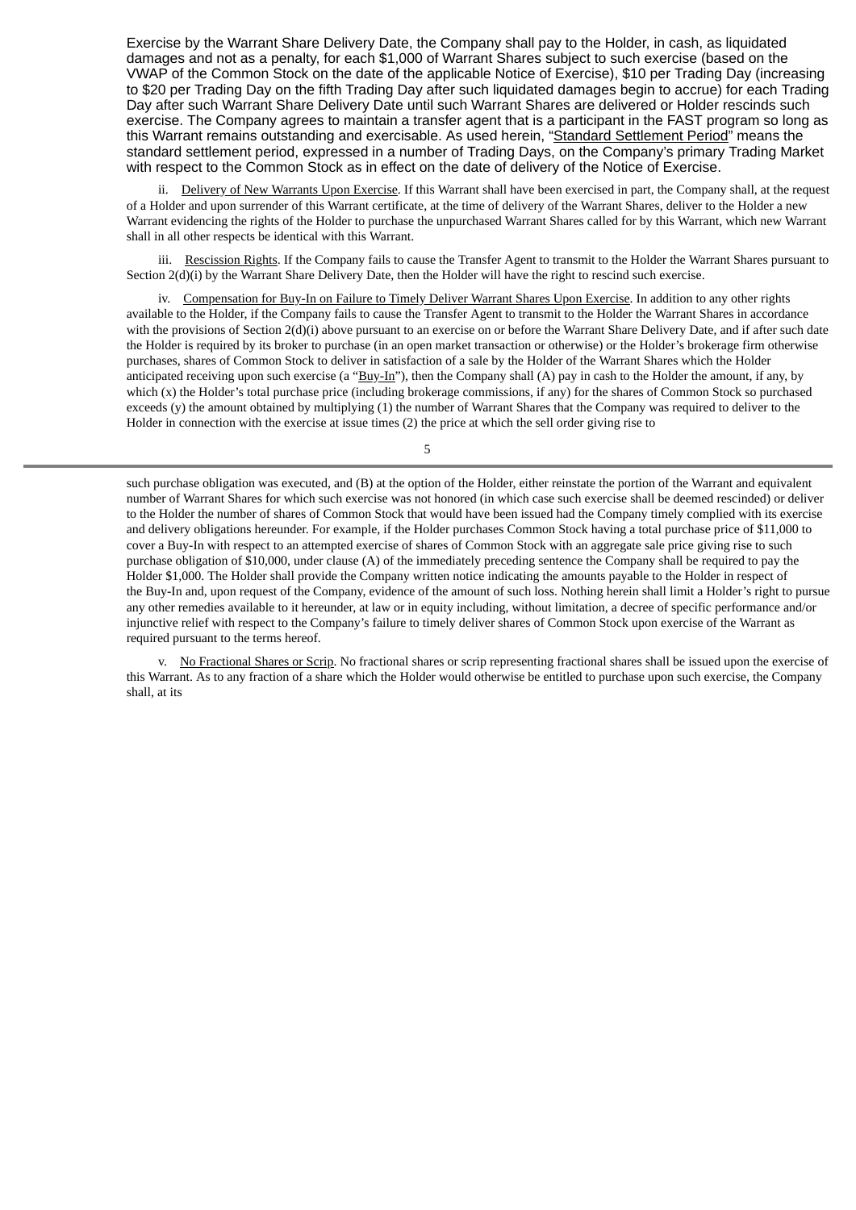Exercise by the Warrant Share Delivery Date, the Company shall pay to the Holder, in cash, as liquidated damages and not as a penalty, for each $1,000 of Warrant Shares subject to such exercise (based on the VWAP of the Common Stock on the date of the applicable Notice of Exercise), $10 per Trading Day (increasing to $20 per Trading Day on the fifth Trading Day after such liquidated damages begin to accrue) for each Trading Day after such Warrant Share Delivery Date until such Warrant Shares are delivered or Holder rescinds such exercise. The Company agrees to maintain a transfer agent that is a participant in the FAST program so long as this Warrant remains outstanding and exercisable. As used herein, "Standard Settlement Period" means the standard settlement period, expressed in a number of Trading Days, on the Company's primary Trading Market with respect to the Common Stock as in effect on the date of delivery of the Notice of Exercise.

ii. Delivery of New Warrants Upon Exercise. If this Warrant shall have been exercised in part, the Company shall, at the request of a Holder and upon surrender of this Warrant certificate, at the time of delivery of the Warrant Shares, deliver to the Holder a new Warrant evidencing the rights of the Holder to purchase the unpurchased Warrant Shares called for by this Warrant, which new Warrant shall in all other respects be identical with this Warrant.

iii. Rescission Rights. If the Company fails to cause the Transfer Agent to transmit to the Holder the Warrant Shares pursuant to Section 2(d)(i) by the Warrant Share Delivery Date, then the Holder will have the right to rescind such exercise.

iv. Compensation for Buy-In on Failure to Timely Deliver Warrant Shares Upon Exercise. In addition to any other rights available to the Holder, if the Company fails to cause the Transfer Agent to transmit to the Holder the Warrant Shares in accordance with the provisions of Section 2(d)(i) above pursuant to an exercise on or before the Warrant Share Delivery Date, and if after such date the Holder is required by its broker to purchase (in an open market transaction or otherwise) or the Holder's brokerage firm otherwise purchases, shares of Common Stock to deliver in satisfaction of a sale by the Holder of the Warrant Shares which the Holder anticipated receiving upon such exercise (a "Buy-In"), then the Company shall (A) pay in cash to the Holder the amount, if any, by which (x) the Holder's total purchase price (including brokerage commissions, if any) for the shares of Common Stock so purchased exceeds (y) the amount obtained by multiplying (1) the number of Warrant Shares that the Company was required to deliver to the Holder in connection with the exercise at issue times (2) the price at which the sell order giving rise to such purchase obligation was executed, and (B) at the option of the Holder, either reinstate the portion of the Warrant and equivalent number of Warrant Shares for which such exercise was not honored (in which case such exercise shall be deemed rescinded) or deliver to the Holder the number of shares of Common Stock that would have been issued had the Company timely complied with its exercise and delivery obligations hereunder. For example, if the Holder purchases Common Stock having a total purchase price of $11,000 to cover a Buy-In with respect to an attempted exercise of shares of Common Stock with an aggregate sale price giving rise to such purchase obligation of $10,000, under clause (A) of the immediately preceding sentence the Company shall be required to pay the Holder $1,000. The Holder shall provide the Company written notice indicating the amounts payable to the Holder in respect of the Buy-In and, upon request of the Company, evidence of the amount of such loss. Nothing herein shall limit a Holder's right to pursue any other remedies available to it hereunder, at law or in equity including, without limitation, a decree of specific performance and/or injunctive relief with respect to the Company's failure to timely deliver shares of Common Stock upon exercise of the Warrant as required pursuant to the terms hereof.

v. No Fractional Shares or Scrip. No fractional shares or scrip representing fractional shares shall be issued upon the exercise of this Warrant. As to any fraction of a share which the Holder would otherwise be entitled to purchase upon such exercise, the Company shall, at its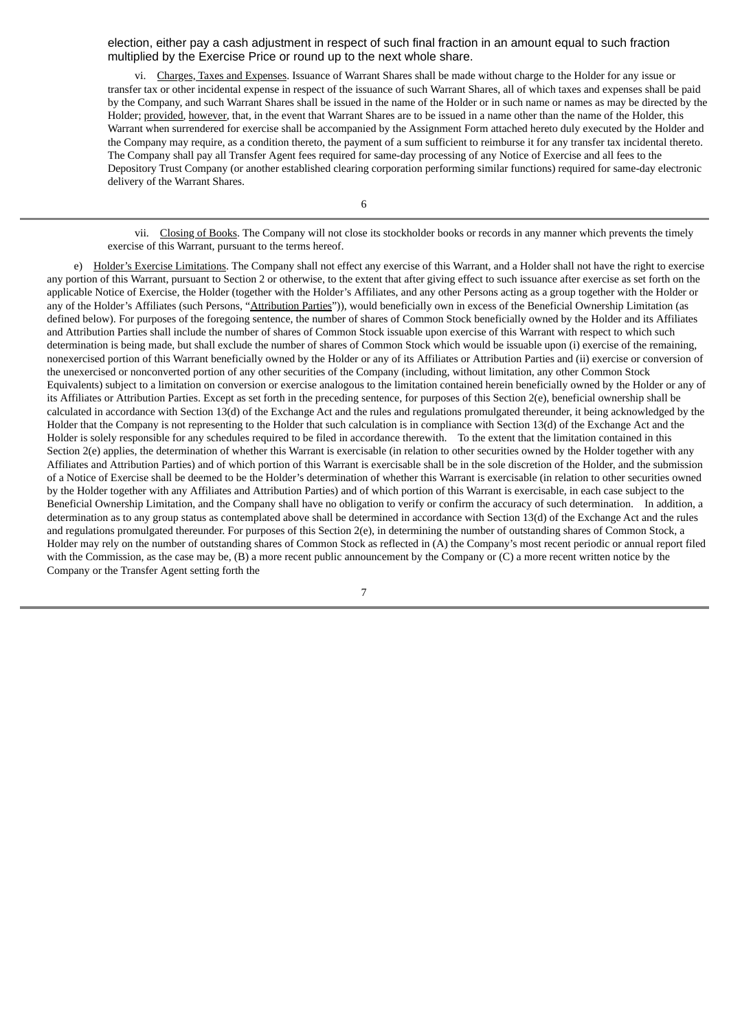election, either pay a cash adjustment in respect of such final fraction in an amount equal to such fraction multiplied by the Exercise Price or round up to the next whole share.

vi. Charges, Taxes and Expenses. Issuance of Warrant Shares shall be made without charge to the Holder for any issue or transfer tax or other incidental expense in respect of the issuance of such Warrant Shares, all of which taxes and expenses shall be paid by the Company, and such Warrant Shares shall be issued in the name of the Holder or in such name or names as may be directed by the Holder; provided, however, that, in the event that Warrant Shares are to be issued in a name other than the name of the Holder, this Warrant when surrendered for exercise shall be accompanied by the Assignment Form attached hereto duly executed by the Holder and the Company may require, as a condition thereto, the payment of a sum sufficient to reimburse it for any transfer tax incidental thereto. The Company shall pay all Transfer Agent fees required for same-day processing of any Notice of Exercise and all fees to the Depository Trust Company (or another established clearing corporation performing similar functions) required for same-day electronic delivery of the Warrant Shares.

vii. Closing of Books. The Company will not close its stockholder books or records in any manner which prevents the timely exercise of this Warrant, pursuant to the terms hereof.

e) Holder's Exercise Limitations. The Company shall not effect any exercise of this Warrant, and a Holder shall not have the right to exercise any portion of this Warrant, pursuant to Section 2 or otherwise, to the extent that after giving effect to such issuance after exercise as set forth on the applicable Notice of Exercise, the Holder (together with the Holder's Affiliates, and any other Persons acting as a group together with the Holder or any of the Holder's Affiliates (such Persons, "Attribution Parties")), would beneficially own in excess of the Beneficial Ownership Limitation (as defined below). For purposes of the foregoing sentence, the number of shares of Common Stock beneficially owned by the Holder and its Affiliates and Attribution Parties shall include the number of shares of Common Stock issuable upon exercise of this Warrant with respect to which such determination is being made, but shall exclude the number of shares of Common Stock which would be issuable upon (i) exercise of the remaining, nonexercised portion of this Warrant beneficially owned by the Holder or any of its Affiliates or Attribution Parties and (ii) exercise or conversion of the unexercised or nonconverted portion of any other securities of the Company (including, without limitation, any other Common Stock Equivalents) subject to a limitation on conversion or exercise analogous to the limitation contained herein beneficially owned by the Holder or any of its Affiliates or Attribution Parties. Except as set forth in the preceding sentence, for purposes of this Section 2(e), beneficial ownership shall be calculated in accordance with Section 13(d) of the Exchange Act and the rules and regulations promulgated thereunder, it being acknowledged by the Holder that the Company is not representing to the Holder that such calculation is in compliance with Section 13(d) of the Exchange Act and the Holder is solely responsible for any schedules required to be filed in accordance therewith. To the extent that the limitation contained in this Section 2(e) applies, the determination of whether this Warrant is exercisable (in relation to other securities owned by the Holder together with any Affiliates and Attribution Parties) and of which portion of this Warrant is exercisable shall be in the sole discretion of the Holder, and the submission of a Notice of Exercise shall be deemed to be the Holder's determination of whether this Warrant is exercisable (in relation to other securities owned by the Holder together with any Affiliates and Attribution Parties) and of which portion of this Warrant is exercisable, in each case subject to the Beneficial Ownership Limitation, and the Company shall have no obligation to verify or confirm the accuracy of such determination. In addition, a determination as to any group status as contemplated above shall be determined in accordance with Section 13(d) of the Exchange Act and the rules and regulations promulgated thereunder. For purposes of this Section 2(e), in determining the number of outstanding shares of Common Stock, a Holder may rely on the number of outstanding shares of Common Stock as reflected in (A) the Company's most recent periodic or annual report filed with the Commission, as the case may be, (B) a more recent public announcement by the Company or (C) a more recent written notice by the Company or the Transfer Agent setting forth the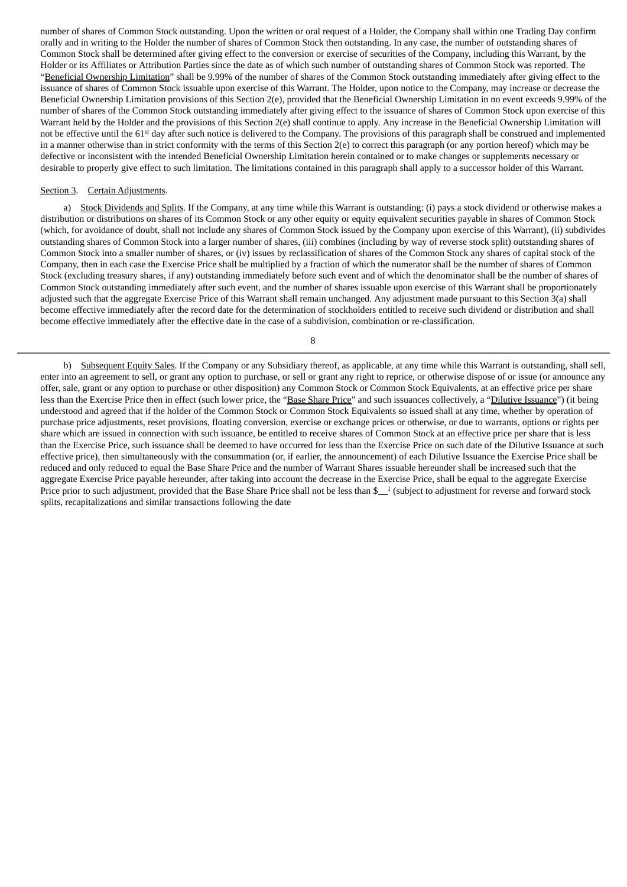number of shares of Common Stock outstanding. Upon the written or oral request of a Holder, the Company shall within one Trading Day confirm orally and in writing to the Holder the number of shares of Common Stock then outstanding. In any case, the number of outstanding shares of Common Stock shall be determined after giving effect to the conversion or exercise of securities of the Company, including this Warrant, by the Holder or its Affiliates or Attribution Parties since the date as of which such number of outstanding shares of Common Stock was reported. The "Beneficial Ownership Limitation" shall be 9.99% of the number of shares of the Common Stock outstanding immediately after giving effect to the issuance of shares of Common Stock issuable upon exercise of this Warrant. The Holder, upon notice to the Company, may increase or decrease the Beneficial Ownership Limitation provisions of this Section 2(e), provided that the Beneficial Ownership Limitation in no event exceeds 9.99% of the number of shares of the Common Stock outstanding immediately after giving effect to the issuance of shares of Common Stock upon exercise of this Warrant held by the Holder and the provisions of this Section 2(e) shall continue to apply. Any increase in the Beneficial Ownership Limitation will not be effective until the 61st day after such notice is delivered to the Company. The provisions of this paragraph shall be construed and implemented in a manner otherwise than in strict conformity with the terms of this Section 2(e) to correct this paragraph (or any portion hereof) which may be defective or inconsistent with the intended Beneficial Ownership Limitation herein contained or to make changes or supplements necessary or desirable to properly give effect to such limitation. The limitations contained in this paragraph shall apply to a successor holder of this Warrant.

Section 3. Certain Adjustments.

a) Stock Dividends and Splits. If the Company, at any time while this Warrant is outstanding: (i) pays a stock dividend or otherwise makes a distribution or distributions on shares of its Common Stock or any other equity or equity equivalent securities payable in shares of Common Stock (which, for avoidance of doubt, shall not include any shares of Common Stock issued by the Company upon exercise of this Warrant), (ii) subdivides outstanding shares of Common Stock into a larger number of shares, (iii) combines (including by way of reverse stock split) outstanding shares of Common Stock into a smaller number of shares, or (iv) issues by reclassification of shares of the Common Stock any shares of capital stock of the Company, then in each case the Exercise Price shall be multiplied by a fraction of which the numerator shall be the number of shares of Common Stock (excluding treasury shares, if any) outstanding immediately before such event and of which the denominator shall be the number of shares of Common Stock outstanding immediately after such event, and the number of shares issuable upon exercise of this Warrant shall be proportionately adjusted such that the aggregate Exercise Price of this Warrant shall remain unchanged. Any adjustment made pursuant to this Section 3(a) shall become effective immediately after the record date for the determination of stockholders entitled to receive such dividend or distribution and shall become effective immediately after the effective date in the case of a subdivision, combination or re-classification.

b) Subsequent Equity Sales. If the Company or any Subsidiary thereof, as applicable, at any time while this Warrant is outstanding, shall sell, enter into an agreement to sell, or grant any option to purchase, or sell or grant any right to reprice, or otherwise dispose of or issue (or announce any offer, sale, grant or any option to purchase or other disposition) any Common Stock or Common Stock Equivalents, at an effective price per share less than the Exercise Price then in effect (such lower price, the "Base Share Price" and such issuances collectively, a "Dilutive Issuance") (it being understood and agreed that if the holder of the Common Stock or Common Stock Equivalents so issued shall at any time, whether by operation of purchase price adjustments, reset provisions, floating conversion, exercise or exchange prices or otherwise, or due to warrants, options or rights per share which are issued in connection with such issuance, be entitled to receive shares of Common Stock at an effective price per share that is less than the Exercise Price, such issuance shall be deemed to have occurred for less than the Exercise Price on such date of the Dilutive Issuance at such effective price), then simultaneously with the consummation (or, if earlier, the announcement) of each Dilutive Issuance the Exercise Price shall be reduced and only reduced to equal the Base Share Price and the number of Warrant Shares issuable hereunder shall be increased such that the aggregate Exercise Price payable hereunder, after taking into account the decrease in the Exercise Price, shall be equal to the aggregate Exercise Price prior to such adjustment, provided that the Base Share Price shall not be less than $\_\_[1] (subject to adjustment for reverse and forward stock splits, recapitalizations and similar transactions following the date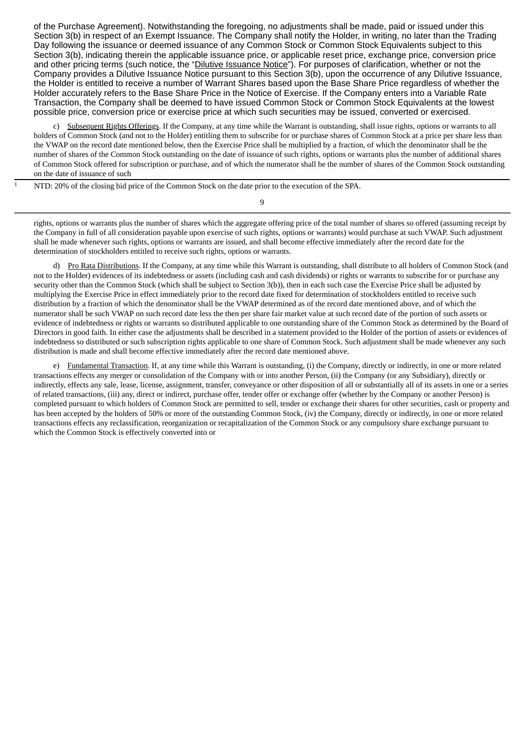of the Purchase Agreement). Notwithstanding the foregoing, no adjustments shall be made, paid or issued under this Section 3(b) in respect of an Exempt Issuance. The Company shall notify the Holder, in writing, no later than the Trading Day following the issuance or deemed issuance of any Common Stock or Common Stock Equivalents subject to this Section 3(b), indicating therein the applicable issuance price, or applicable reset price, exchange price, conversion price and other pricing terms (such notice, the "Dilutive Issuance Notice"). For purposes of clarification, whether or not the Company provides a Dilutive Issuance Notice pursuant to this Section 3(b), upon the occurrence of any Dilutive Issuance, the Holder is entitled to receive a number of Warrant Shares based upon the Base Share Price regardless of whether the Holder accurately refers to the Base Share Price in the Notice of Exercise. If the Company enters into a Variable Rate Transaction, the Company shall be deemed to have issued Common Stock or Common Stock Equivalents at the lowest possible price, conversion price or exercise price at which such securities may be issued, converted or exercised.

c) Subsequent Rights Offerings. If the Company, at any time while the Warrant is outstanding, shall issue rights, options or warrants to all holders of Common Stock (and not to the Holder) entitling them to subscribe for or purchase shares of Common Stock at a price per share less than the VWAP on the record date mentioned below, then the Exercise Price shall be multiplied by a fraction, of which the denominator shall be the number of shares of the Common Stock outstanding on the date of issuance of such rights, options or warrants plus the number of additional shares of Common Stock offered for subscription or purchase, and of which the numerator shall be the number of shares of the Common Stock outstanding on the date of issuance of such rights, options or warrants plus the number of shares which the aggregate offering price of the total number of shares so offered (assuming receipt by the Company in full of all consideration payable upon exercise of such rights, options or warrants) would purchase at such VWAP. Such adjustment shall be made whenever such rights, options or warrants are issued, and shall become effective immediately after the record date for the determination of stockholders entitled to receive such rights, options or warrants.

[1] NTD: 20% of the closing bid price of the Common Stock on the date prior to the execution of the SPA.

d) Pro Rata Distributions. If the Company, at any time while this Warrant is outstanding, shall distribute to all holders of Common Stock (and not to the Holder) evidences of its indebtedness or assets (including cash and cash dividends) or rights or warrants to subscribe for or purchase any security other than the Common Stock (which shall be subject to Section 3(b)), then in each such case the Exercise Price shall be adjusted by multiplying the Exercise Price in effect immediately prior to the record date fixed for determination of stockholders entitled to receive such distribution by a fraction of which the denominator shall be the VWAP determined as of the record date mentioned above, and of which the numerator shall be such VWAP on such record date less the then per share fair market value at such record date of the portion of such assets or evidence of indebtedness or rights or warrants so distributed applicable to one outstanding share of the Common Stock as determined by the Board of Directors in good faith. In either case the adjustments shall be described in a statement provided to the Holder of the portion of assets or evidences of indebtedness so distributed or such subscription rights applicable to one share of Common Stock. Such adjustment shall be made whenever any such distribution is made and shall become effective immediately after the record date mentioned above.

e) Fundamental Transaction. If, at any time while this Warrant is outstanding, (i) the Company, directly or indirectly, in one or more related transactions effects any merger or consolidation of the Company with or into another Person, (ii) the Company (or any Subsidiary), directly or indirectly, effects any sale, lease, license, assignment, transfer, conveyance or other disposition of all or substantially all of its assets in one or a series of related transactions, (iii) any, direct or indirect, purchase offer, tender offer or exchange offer (whether by the Company or another Person) is completed pursuant to which holders of Common Stock are permitted to sell, tender or exchange their shares for other securities, cash or property and has been accepted by the holders of 50% or more of the outstanding Common Stock, (iv) the Company, directly or indirectly, in one or more related transactions effects any reclassification, reorganization or recapitalization of the Common Stock or any compulsory share exchange pursuant to which the Common Stock is effectively converted into or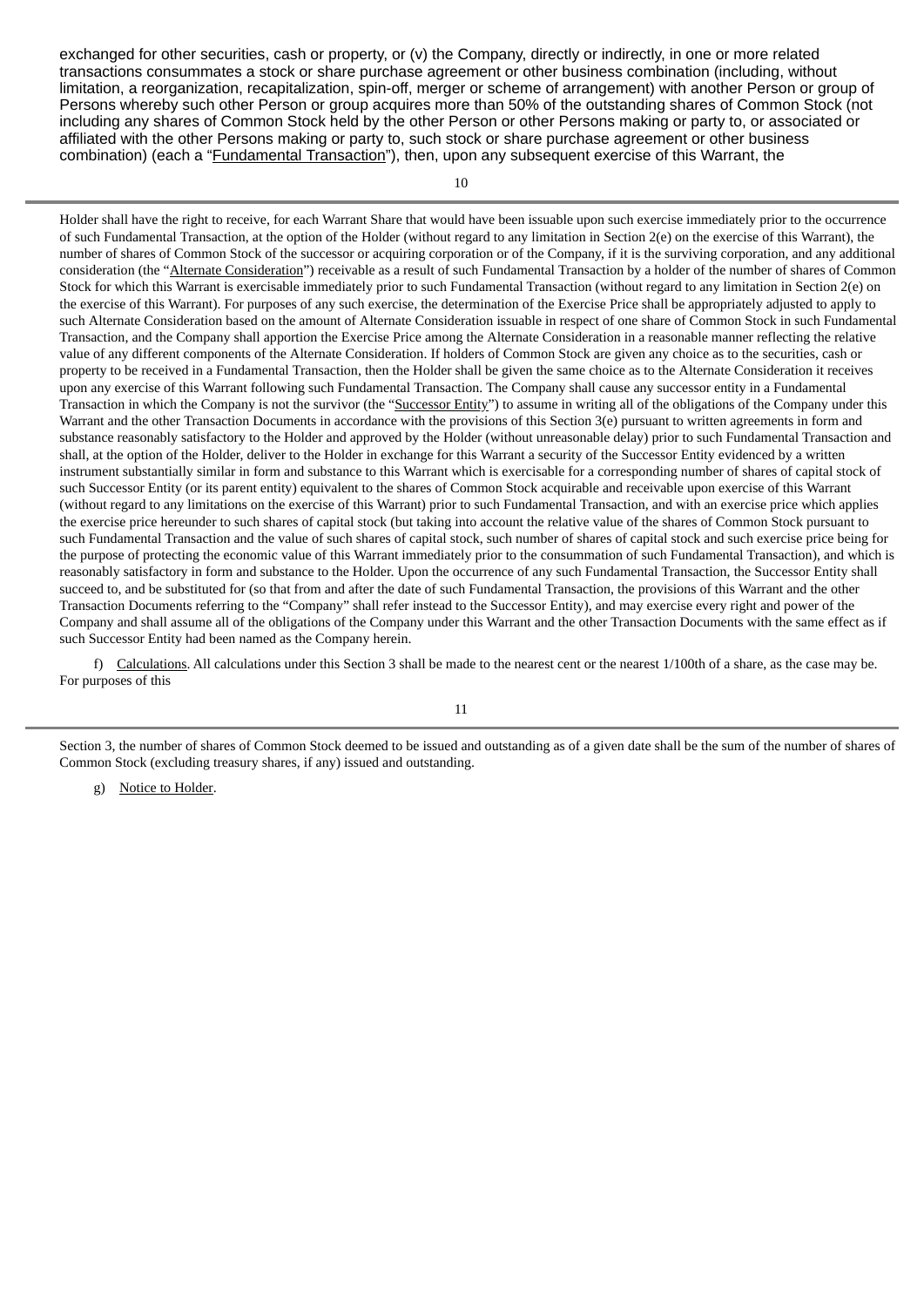exchanged for other securities, cash or property, or (v) the Company, directly or indirectly, in one or more related transactions consummates a stock or share purchase agreement or other business combination (including, without limitation, a reorganization, recapitalization, spin-off, merger or scheme of arrangement) with another Person or group of Persons whereby such other Person or group acquires more than 50% of the outstanding shares of Common Stock (not including any shares of Common Stock held by the other Person or other Persons making or party to, or associated or affiliated with the other Persons making or party to, such stock or share purchase agreement or other business combination) (each a "Fundamental Transaction"), then, upon any subsequent exercise of this Warrant, the Holder shall have the right to receive, for each Warrant Share that would have been issuable upon such exercise immediately prior to the occurrence of such Fundamental Transaction, at the option of the Holder (without regard to any limitation in Section 2(e) on the exercise of this Warrant), the number of shares of Common Stock of the successor or acquiring corporation or of the Company, if it is the surviving corporation, and any additional consideration (the "Alternate Consideration") receivable as a result of such Fundamental Transaction by a holder of the number of shares of Common Stock for which this Warrant is exercisable immediately prior to such Fundamental Transaction (without regard to any limitation in Section 2(e) on the exercise of this Warrant). For purposes of any such exercise, the determination of the Exercise Price shall be appropriately adjusted to apply to such Alternate Consideration based on the amount of Alternate Consideration issuable in respect of one share of Common Stock in such Fundamental Transaction, and the Company shall apportion the Exercise Price among the Alternate Consideration in a reasonable manner reflecting the relative value of any different components of the Alternate Consideration. If holders of Common Stock are given any choice as to the securities, cash or property to be received in a Fundamental Transaction, then the Holder shall be given the same choice as to the Alternate Consideration it receives upon any exercise of this Warrant following such Fundamental Transaction. The Company shall cause any successor entity in a Fundamental Transaction in which the Company is not the survivor (the "Successor Entity") to assume in writing all of the obligations of the Company under this Warrant and the other Transaction Documents in accordance with the provisions of this Section 3(e) pursuant to written agreements in form and substance reasonably satisfactory to the Holder and approved by the Holder (without unreasonable delay) prior to such Fundamental Transaction and shall, at the option of the Holder, deliver to the Holder in exchange for this Warrant a security of the Successor Entity evidenced by a written instrument substantially similar in form and substance to this Warrant which is exercisable for a corresponding number of shares of capital stock of such Successor Entity (or its parent entity) equivalent to the shares of Common Stock acquirable and receivable upon exercise of this Warrant (without regard to any limitations on the exercise of this Warrant) prior to such Fundamental Transaction, and with an exercise price which applies the exercise price hereunder to such shares of capital stock (but taking into account the relative value of the shares of Common Stock pursuant to such Fundamental Transaction and the value of such shares of capital stock, such number of shares of capital stock and such exercise price being for the purpose of protecting the economic value of this Warrant immediately prior to the consummation of such Fundamental Transaction), and which is reasonably satisfactory in form and substance to the Holder. Upon the occurrence of any such Fundamental Transaction, the Successor Entity shall succeed to, and be substituted for (so that from and after the date of such Fundamental Transaction, the provisions of this Warrant and the other Transaction Documents referring to the "Company" shall refer instead to the Successor Entity), and may exercise every right and power of the Company and shall assume all of the obligations of the Company under this Warrant and the other Transaction Documents with the same effect as if such Successor Entity had been named as the Company herein.

f) Calculations. All calculations under this Section 3 shall be made to the nearest cent or the nearest 1/100th of a share, as the case may be. For purposes of this Section 3, the number of shares of Common Stock deemed to be issued and outstanding as of a given date shall be the sum of the number of shares of Common Stock (excluding treasury shares, if any) issued and outstanding.

g) Notice to Holder.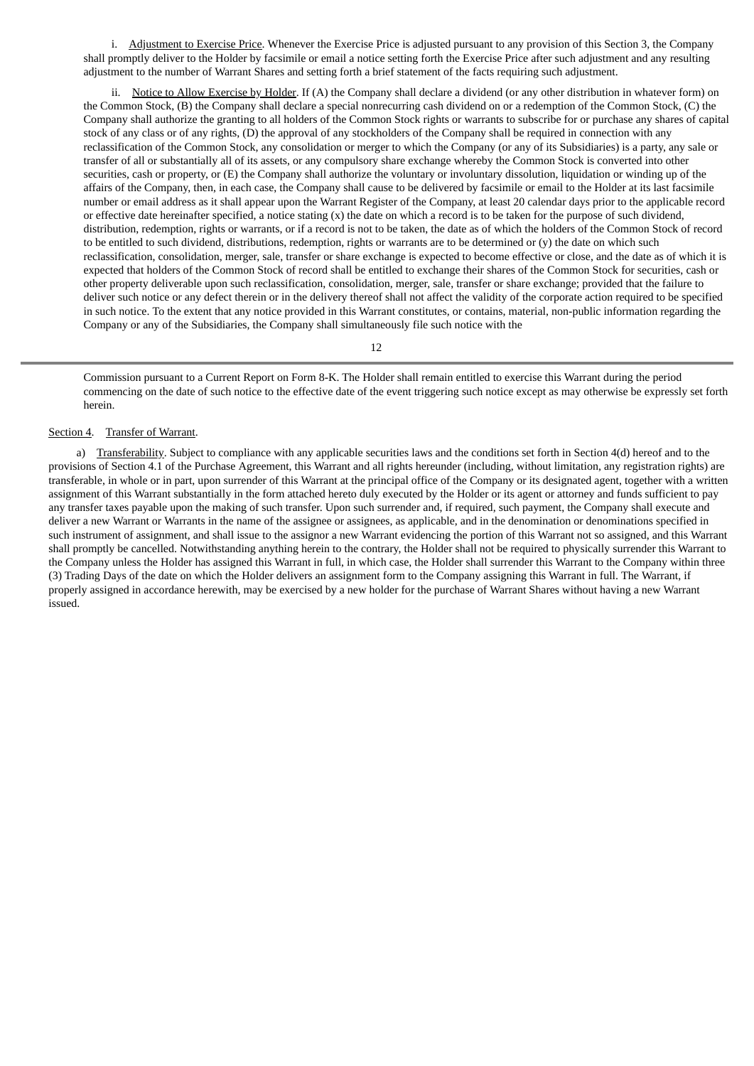i. Adjustment to Exercise Price. Whenever the Exercise Price is adjusted pursuant to any provision of this Section 3, the Company shall promptly deliver to the Holder by facsimile or email a notice setting forth the Exercise Price after such adjustment and any resulting adjustment to the number of Warrant Shares and setting forth a brief statement of the facts requiring such adjustment.

ii. Notice to Allow Exercise by Holder. If (A) the Company shall declare a dividend (or any other distribution in whatever form) on the Common Stock, (B) the Company shall declare a special nonrecurring cash dividend on or a redemption of the Common Stock, (C) the Company shall authorize the granting to all holders of the Common Stock rights or warrants to subscribe for or purchase any shares of capital stock of any class or of any rights, (D) the approval of any stockholders of the Company shall be required in connection with any reclassification of the Common Stock, any consolidation or merger to which the Company (or any of its Subsidiaries) is a party, any sale or transfer of all or substantially all of its assets, or any compulsory share exchange whereby the Common Stock is converted into other securities, cash or property, or (E) the Company shall authorize the voluntary or involuntary dissolution, liquidation or winding up of the affairs of the Company, then, in each case, the Company shall cause to be delivered by facsimile or email to the Holder at its last facsimile number or email address as it shall appear upon the Warrant Register of the Company, at least 20 calendar days prior to the applicable record or effective date hereinafter specified, a notice stating (x) the date on which a record is to be taken for the purpose of such dividend, distribution, redemption, rights or warrants, or if a record is not to be taken, the date as of which the holders of the Common Stock of record to be entitled to such dividend, distributions, redemption, rights or warrants are to be determined or (y) the date on which such reclassification, consolidation, merger, sale, transfer or share exchange is expected to become effective or close, and the date as of which it is expected that holders of the Common Stock of record shall be entitled to exchange their shares of the Common Stock for securities, cash or other property deliverable upon such reclassification, consolidation, merger, sale, transfer or share exchange; provided that the failure to deliver such notice or any defect therein or in the delivery thereof shall not affect the validity of the corporate action required to be specified in such notice. To the extent that any notice provided in this Warrant constitutes, or contains, material, non-public information regarding the Company or any of the Subsidiaries, the Company shall simultaneously file such notice with the Commission pursuant to a Current Report on Form 8-K. The Holder shall remain entitled to exercise this Warrant during the period commencing on the date of such notice to the effective date of the event triggering such notice except as may otherwise be expressly set forth herein.

Section 4. Transfer of Warrant.

a) Transferability. Subject to compliance with any applicable securities laws and the conditions set forth in Section 4(d) hereof and to the provisions of Section 4.1 of the Purchase Agreement, this Warrant and all rights hereunder (including, without limitation, any registration rights) are transferable, in whole or in part, upon surrender of this Warrant at the principal office of the Company or its designated agent, together with a written assignment of this Warrant substantially in the form attached hereto duly executed by the Holder or its agent or attorney and funds sufficient to pay any transfer taxes payable upon the making of such transfer. Upon such surrender and, if required, such payment, the Company shall execute and deliver a new Warrant or Warrants in the name of the assignee or assignees, as applicable, and in the denomination or denominations specified in such instrument of assignment, and shall issue to the assignor a new Warrant evidencing the portion of this Warrant not so assigned, and this Warrant shall promptly be cancelled. Notwithstanding anything herein to the contrary, the Holder shall not be required to physically surrender this Warrant to the Company unless the Holder has assigned this Warrant in full, in which case, the Holder shall surrender this Warrant to the Company within three (3) Trading Days of the date on which the Holder delivers an assignment form to the Company assigning this Warrant in full. The Warrant, if properly assigned in accordance herewith, may be exercised by a new holder for the purchase of Warrant Shares without having a new Warrant issued.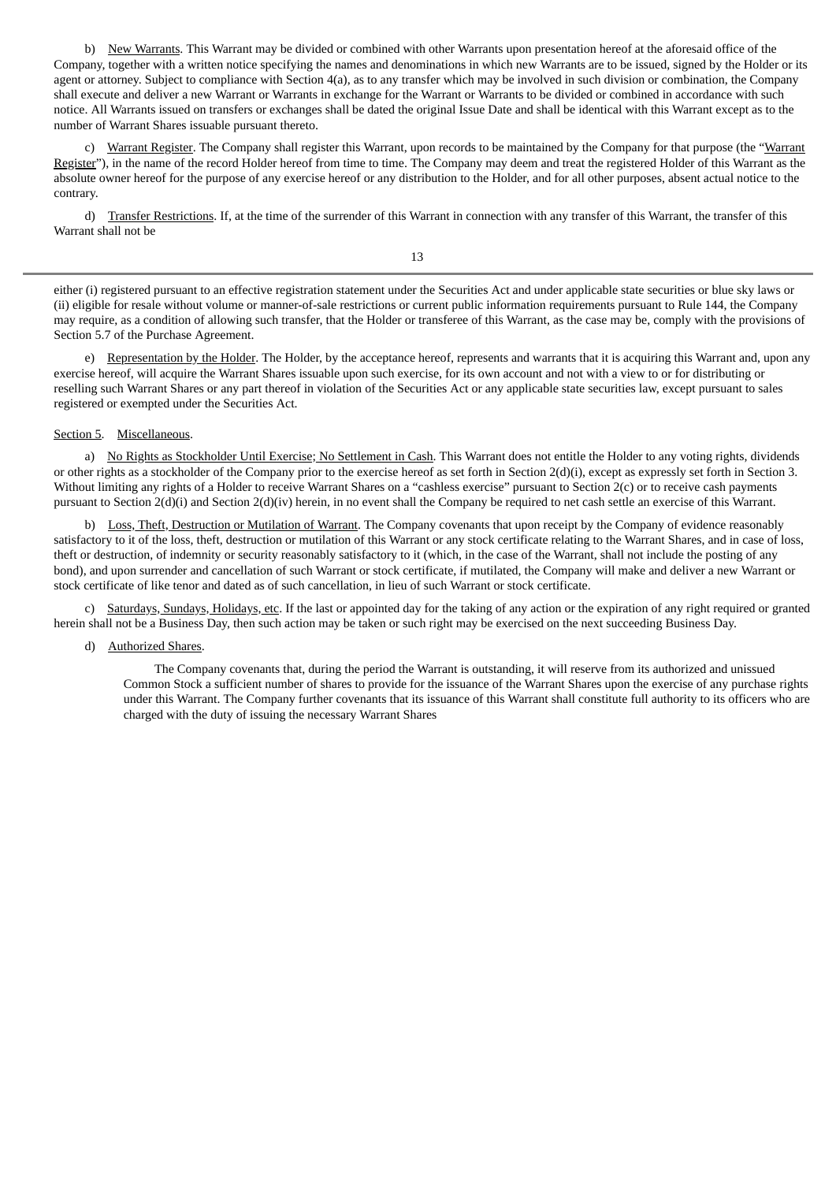b) New Warrants. This Warrant may be divided or combined with other Warrants upon presentation hereof at the aforesaid office of the Company, together with a written notice specifying the names and denominations in which new Warrants are to be issued, signed by the Holder or its agent or attorney. Subject to compliance with Section 4(a), as to any transfer which may be involved in such division or combination, the Company shall execute and deliver a new Warrant or Warrants in exchange for the Warrant or Warrants to be divided or combined in accordance with such notice. All Warrants issued on transfers or exchanges shall be dated the original Issue Date and shall be identical with this Warrant except as to the number of Warrant Shares issuable pursuant thereto.

c) Warrant Register. The Company shall register this Warrant, upon records to be maintained by the Company for that purpose (the "Warrant Register"), in the name of the record Holder hereof from time to time. The Company may deem and treat the registered Holder of this Warrant as the absolute owner hereof for the purpose of any exercise hereof or any distribution to the Holder, and for all other purposes, absent actual notice to the contrary.

d) Transfer Restrictions. If, at the time of the surrender of this Warrant in connection with any transfer of this Warrant, the transfer of this Warrant shall not be either (i) registered pursuant to an effective registration statement under the Securities Act and under applicable state securities or blue sky laws or (ii) eligible for resale without volume or manner-of-sale restrictions or current public information requirements pursuant to Rule 144, the Company may require, as a condition of allowing such transfer, that the Holder or transferee of this Warrant, as the case may be, comply with the provisions of Section 5.7 of the Purchase Agreement.

e) Representation by the Holder. The Holder, by the acceptance hereof, represents and warrants that it is acquiring this Warrant and, upon any exercise hereof, will acquire the Warrant Shares issuable upon such exercise, for its own account and not with a view to or for distributing or reselling such Warrant Shares or any part thereof in violation of the Securities Act or any applicable state securities law, except pursuant to sales registered or exempted under the Securities Act.

Section 5. Miscellaneous.

a) No Rights as Stockholder Until Exercise; No Settlement in Cash. This Warrant does not entitle the Holder to any voting rights, dividends or other rights as a stockholder of the Company prior to the exercise hereof as set forth in Section 2(d)(i), except as expressly set forth in Section 3. Without limiting any rights of a Holder to receive Warrant Shares on a "cashless exercise" pursuant to Section 2(c) or to receive cash payments pursuant to Section 2(d)(i) and Section 2(d)(iv) herein, in no event shall the Company be required to net cash settle an exercise of this Warrant.

b) Loss, Theft, Destruction or Mutilation of Warrant. The Company covenants that upon receipt by the Company of evidence reasonably satisfactory to it of the loss, theft, destruction or mutilation of this Warrant or any stock certificate relating to the Warrant Shares, and in case of loss, theft or destruction, of indemnity or security reasonably satisfactory to it (which, in the case of the Warrant, shall not include the posting of any bond), and upon surrender and cancellation of such Warrant or stock certificate, if mutilated, the Company will make and deliver a new Warrant or stock certificate of like tenor and dated as of such cancellation, in lieu of such Warrant or stock certificate.

c) Saturdays, Sundays, Holidays, etc. If the last or appointed day for the taking of any action or the expiration of any right required or granted herein shall not be a Business Day, then such action may be taken or such right may be exercised on the next succeeding Business Day.

d) Authorized Shares.

The Company covenants that, during the period the Warrant is outstanding, it will reserve from its authorized and unissued Common Stock a sufficient number of shares to provide for the issuance of the Warrant Shares upon the exercise of any purchase rights under this Warrant. The Company further covenants that its issuance of this Warrant shall constitute full authority to its officers who are charged with the duty of issuing the necessary Warrant Shares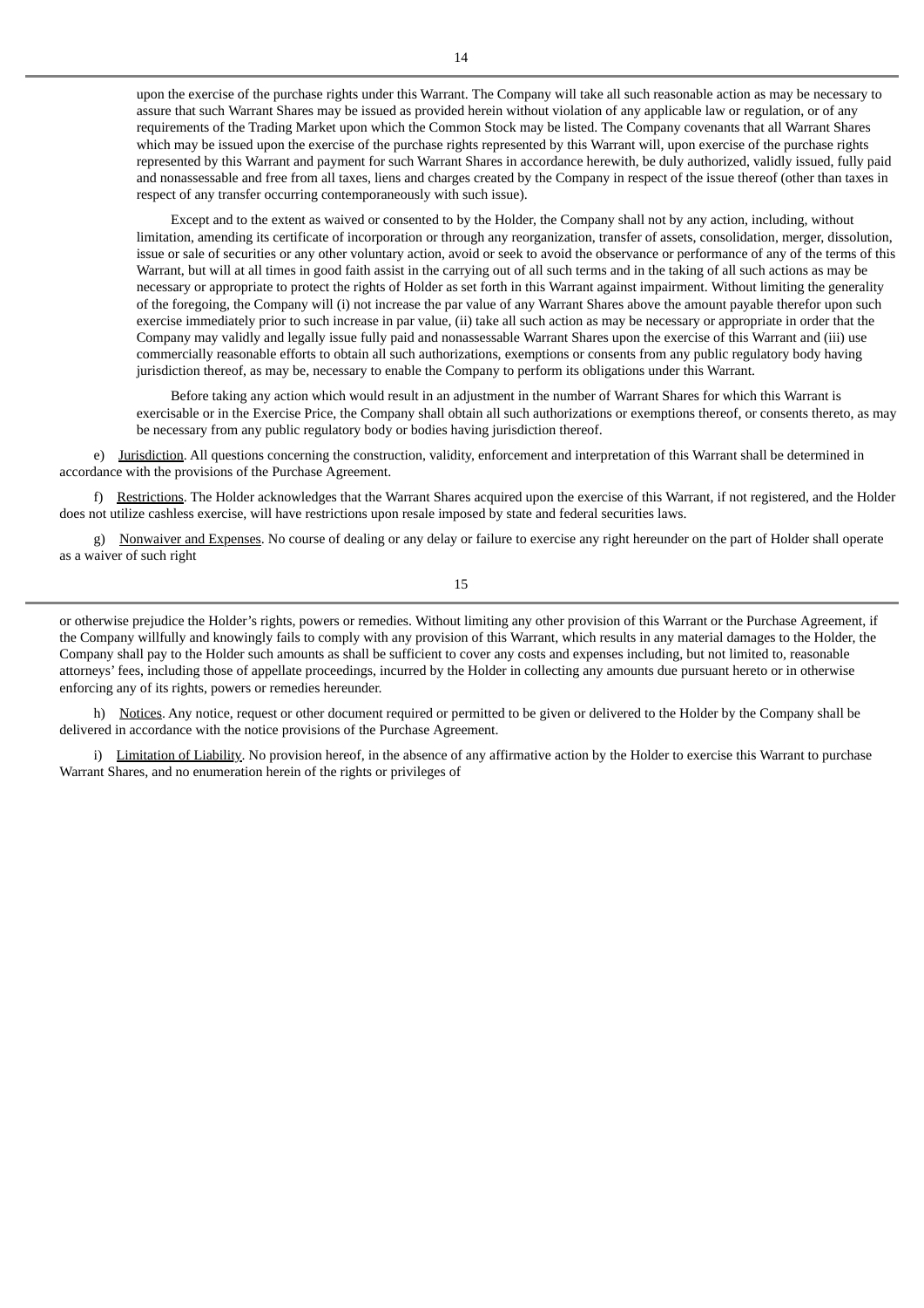upon the exercise of the purchase rights under this Warrant. The Company will take all such reasonable action as may be necessary to assure that such Warrant Shares may be issued as provided herein without violation of any applicable law or regulation, or of any requirements of the Trading Market upon which the Common Stock may be listed. The Company covenants that all Warrant Shares which may be issued upon the exercise of the purchase rights represented by this Warrant will, upon exercise of the purchase rights represented by this Warrant and payment for such Warrant Shares in accordance herewith, be duly authorized, validly issued, fully paid and nonassessable and free from all taxes, liens and charges created by the Company in respect of the issue thereof (other than taxes in respect of any transfer occurring contemporaneously with such issue).

Except and to the extent as waived or consented to by the Holder, the Company shall not by any action, including, without limitation, amending its certificate of incorporation or through any reorganization, transfer of assets, consolidation, merger, dissolution, issue or sale of securities or any other voluntary action, avoid or seek to avoid the observance or performance of any of the terms of this Warrant, but will at all times in good faith assist in the carrying out of all such terms and in the taking of all such actions as may be necessary or appropriate to protect the rights of Holder as set forth in this Warrant against impairment. Without limiting the generality of the foregoing, the Company will (i) not increase the par value of any Warrant Shares above the amount payable therefor upon such exercise immediately prior to such increase in par value, (ii) take all such action as may be necessary or appropriate in order that the Company may validly and legally issue fully paid and nonassessable Warrant Shares upon the exercise of this Warrant and (iii) use commercially reasonable efforts to obtain all such authorizations, exemptions or consents from any public regulatory body having jurisdiction thereof, as may be, necessary to enable the Company to perform its obligations under this Warrant.

Before taking any action which would result in an adjustment in the number of Warrant Shares for which this Warrant is exercisable or in the Exercise Price, the Company shall obtain all such authorizations or exemptions thereof, or consents thereto, as may be necessary from any public regulatory body or bodies having jurisdiction thereof.

e) Jurisdiction. All questions concerning the construction, validity, enforcement and interpretation of this Warrant shall be determined in accordance with the provisions of the Purchase Agreement.

f) Restrictions. The Holder acknowledges that the Warrant Shares acquired upon the exercise of this Warrant, if not registered, and the Holder does not utilize cashless exercise, will have restrictions upon resale imposed by state and federal securities laws.

g) Nonwaiver and Expenses. No course of dealing or any delay or failure to exercise any right hereunder on the part of Holder shall operate as a waiver of such right or otherwise prejudice the Holder's rights, powers or remedies. Without limiting any other provision of this Warrant or the Purchase Agreement, if the Company willfully and knowingly fails to comply with any provision of this Warrant, which results in any material damages to the Holder, the Company shall pay to the Holder such amounts as shall be sufficient to cover any costs and expenses including, but not limited to, reasonable attorneys' fees, including those of appellate proceedings, incurred by the Holder in collecting any amounts due pursuant hereto or in otherwise enforcing any of its rights, powers or remedies hereunder.

h) Notices. Any notice, request or other document required or permitted to be given or delivered to the Holder by the Company shall be delivered in accordance with the notice provisions of the Purchase Agreement.

i) Limitation of Liability. No provision hereof, in the absence of any affirmative action by the Holder to exercise this Warrant to purchase Warrant Shares, and no enumeration herein of the rights or privileges of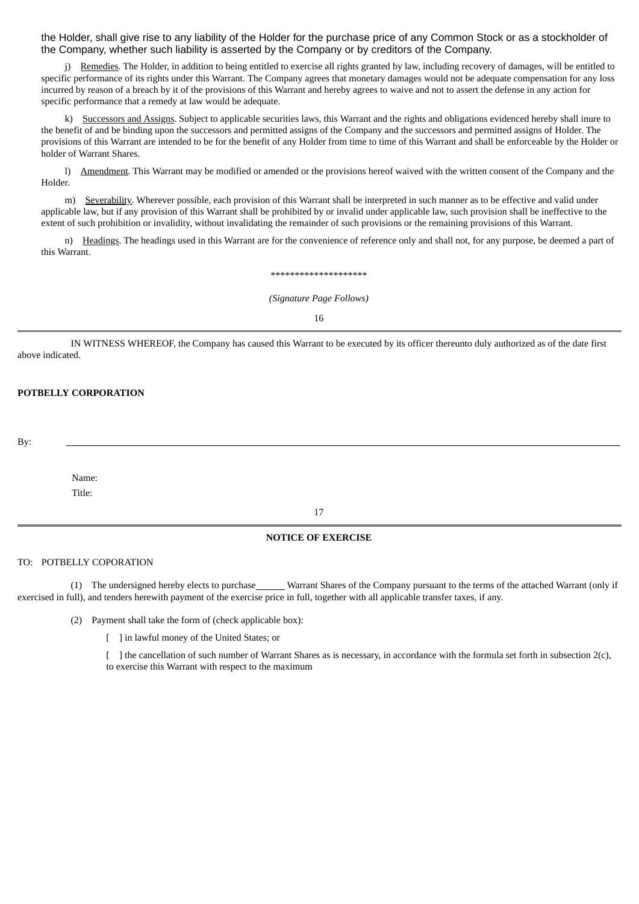the Holder, shall give rise to any liability of the Holder for the purchase price of any Common Stock or as a stockholder of the Company, whether such liability is asserted by the Company or by creditors of the Company.

j) Remedies. The Holder, in addition to being entitled to exercise all rights granted by law, including recovery of damages, will be entitled to specific performance of its rights under this Warrant. The Company agrees that monetary damages would not be adequate compensation for any loss incurred by reason of a breach by it of the provisions of this Warrant and hereby agrees to waive and not to assert the defense in any action for specific performance that a remedy at law would be adequate.

k) Successors and Assigns. Subject to applicable securities laws, this Warrant and the rights and obligations evidenced hereby shall inure to the benefit of and be binding upon the successors and permitted assigns of the Company and the successors and permitted assigns of Holder. The provisions of this Warrant are intended to be for the benefit of any Holder from time to time of this Warrant and shall be enforceable by the Holder or holder of Warrant Shares.

l) Amendment. This Warrant may be modified or amended or the provisions hereof waived with the written consent of the Company and the Holder.

m) Severability. Wherever possible, each provision of this Warrant shall be interpreted in such manner as to be effective and valid under applicable law, but if any provision of this Warrant shall be prohibited by or invalid under applicable law, such provision shall be ineffective to the extent of such prohibition or invalidity, without invalidating the remainder of such provisions or the remaining provisions of this Warrant.

n) Headings. The headings used in this Warrant are for the convenience of reference only and shall not, for any purpose, be deemed a part of this Warrant.

********************

*(Signature Page Follows)*

IN WITNESS WHEREOF, the Company has caused this Warrant to be executed by its officer thereunto duly authorized as of the date first above indicated.

**POTBELLY CORPORATION**

By: ______________________________

Name:
Title:

**NOTICE OF EXERCISE**

TO: POTBELLY COPORATION

(1) The undersigned hereby elects to purchase ______ Warrant Shares of the Company pursuant to the terms of the attached Warrant (only if exercised in full), and tenders herewith payment of the exercise price in full, together with all applicable transfer taxes, if any.

(2) Payment shall take the form of (check applicable box):

[ ] in lawful money of the United States; or

[ ] the cancellation of such number of Warrant Shares as is necessary, in accordance with the formula set forth in subsection 2(c), to exercise this Warrant with respect to the maximum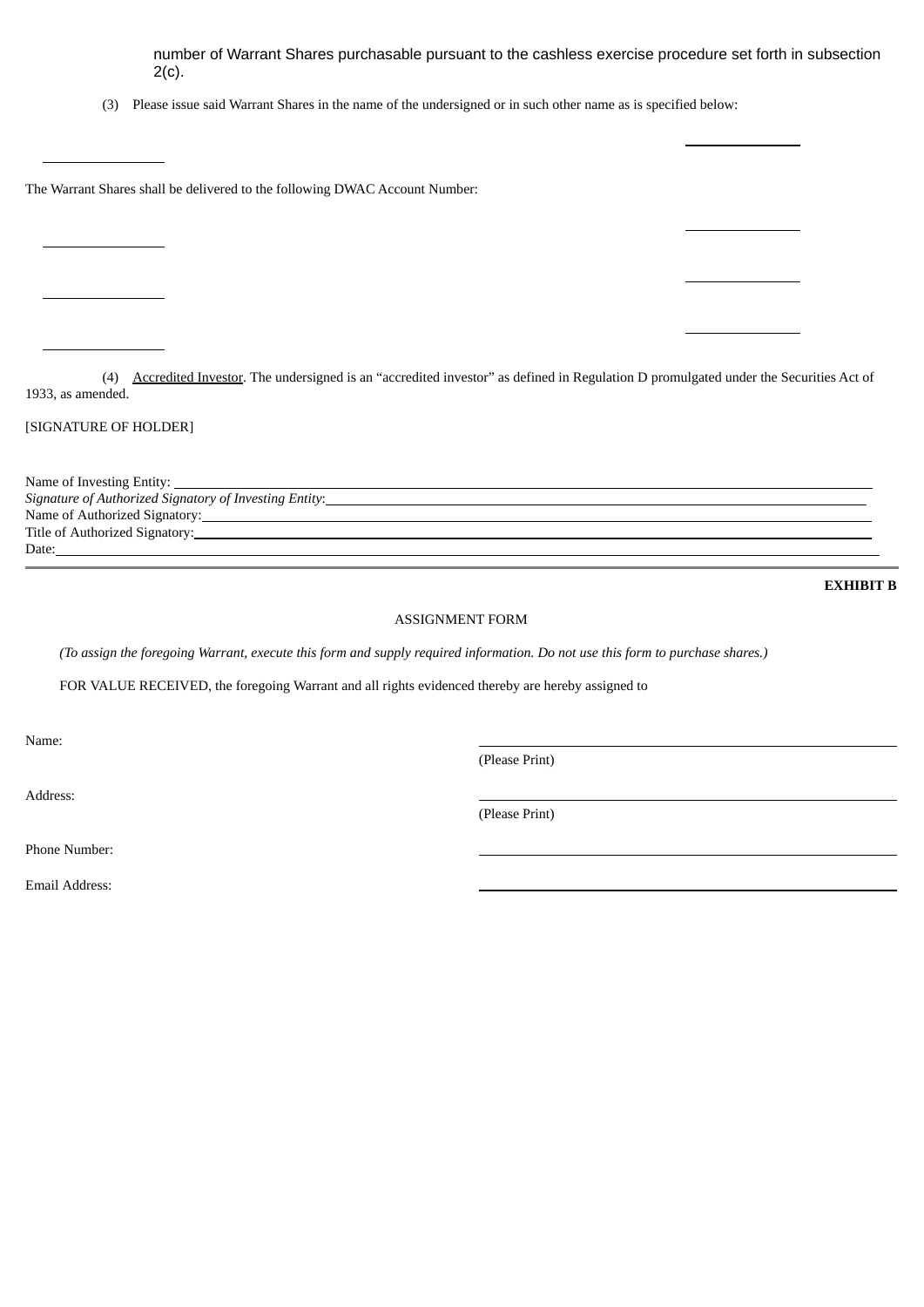number of Warrant Shares purchasable pursuant to the cashless exercise procedure set forth in subsection 2(c).

(3) Please issue said Warrant Shares in the name of the undersigned or in such other name as is specified below:

_______________

The Warrant Shares shall be delivered to the following DWAC Account Number:

_______________

_______________

_______________

(4) Accredited Investor. The undersigned is an “accredited investor” as defined in Regulation D promulgated under the Securities Act of 1933, as amended.

[SIGNATURE OF HOLDER]

Name of Investing Entity: ________________________________________

*Signature of Authorized Signatory of Investing Entity*: ________________________________________

Name of Authorized Signatory: ________________________________________

Title of Authorized Signatory: ________________________________________

Date: ________________________________________

---

**EXHIBIT B**

ASSIGNMENT FORM

*(To assign the foregoing Warrant, execute this form and supply required information. Do not use this form to purchase shares.)*

FOR VALUE RECEIVED, the foregoing Warrant and all rights evidenced thereby are hereby assigned to

Name: ________________________________________
(Please Print)

Address: ________________________________________
(Please Print)

Phone Number: ________________________________________

Email Address: ________________________________________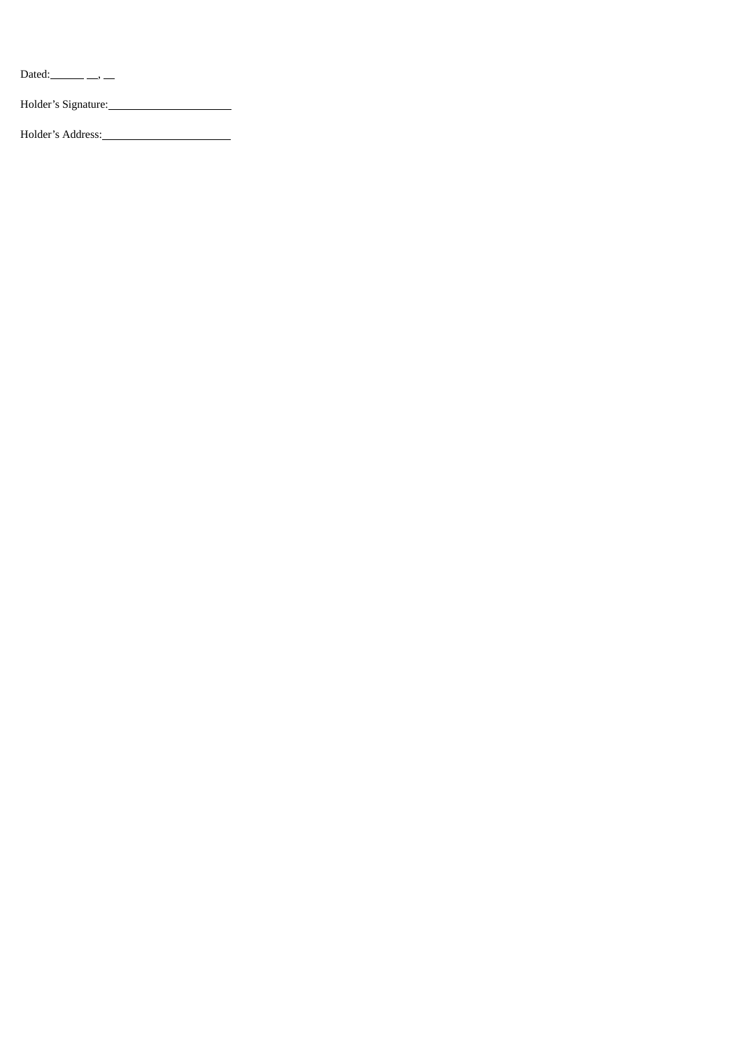Dated: ______ __, __

Holder's Signature: ____________________

Holder's Address: ____________________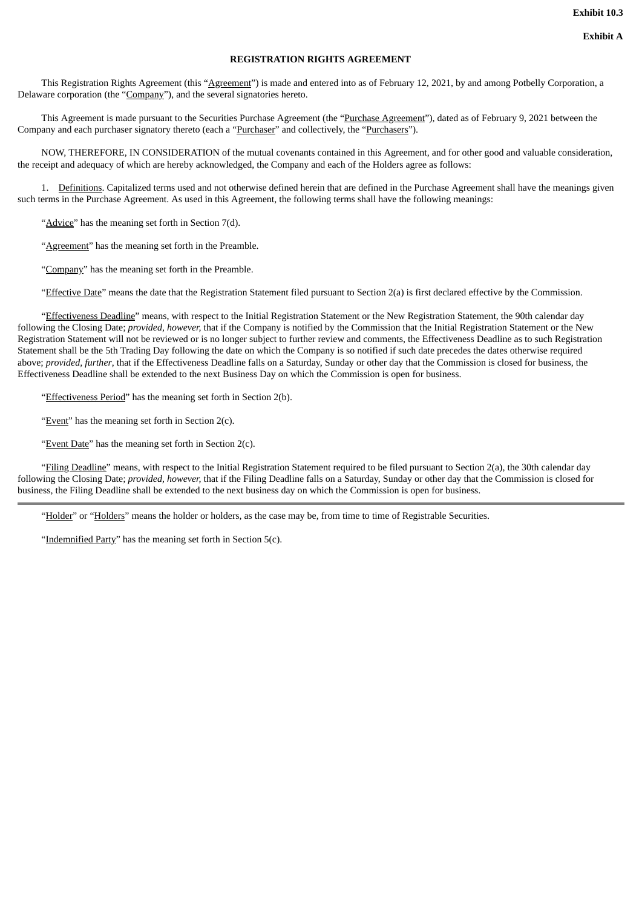**Exhibit 10.3**

**Exhibit A**

**REGISTRATION RIGHTS AGREEMENT**

This Registration Rights Agreement (this "Agreement") is made and entered into as of February 12, 2021, by and among Potbelly Corporation, a Delaware corporation (the "Company"), and the several signatories hereto.

This Agreement is made pursuant to the Securities Purchase Agreement (the "Purchase Agreement"), dated as of February 9, 2021 between the Company and each purchaser signatory thereto (each a "Purchaser" and collectively, the "Purchasers").

NOW, THEREFORE, IN CONSIDERATION of the mutual covenants contained in this Agreement, and for other good and valuable consideration, the receipt and adequacy of which are hereby acknowledged, the Company and each of the Holders agree as follows:

1. Definitions. Capitalized terms used and not otherwise defined herein that are defined in the Purchase Agreement shall have the meanings given such terms in the Purchase Agreement. As used in this Agreement, the following terms shall have the following meanings:

"Advice" has the meaning set forth in Section 7(d).

"Agreement" has the meaning set forth in the Preamble.

"Company" has the meaning set forth in the Preamble.

"Effective Date" means the date that the Registration Statement filed pursuant to Section 2(a) is first declared effective by the Commission.

"Effectiveness Deadline" means, with respect to the Initial Registration Statement or the New Registration Statement, the 90th calendar day following the Closing Date; *provided*, *however*, that if the Company is notified by the Commission that the Initial Registration Statement or the New Registration Statement will not be reviewed or is no longer subject to further review and comments, the Effectiveness Deadline as to such Registration Statement shall be the 5th Trading Day following the date on which the Company is so notified if such date precedes the dates otherwise required above; *provided, further*, that if the Effectiveness Deadline falls on a Saturday, Sunday or other day that the Commission is closed for business, the Effectiveness Deadline shall be extended to the next Business Day on which the Commission is open for business.

"Effectiveness Period" has the meaning set forth in Section 2(b).

"Event" has the meaning set forth in Section 2(c).

"Event Date" has the meaning set forth in Section 2(c).

"Filing Deadline" means, with respect to the Initial Registration Statement required to be filed pursuant to Section 2(a), the 30th calendar day following the Closing Date; *provided*, *however*, that if the Filing Deadline falls on a Saturday, Sunday or other day that the Commission is closed for business, the Filing Deadline shall be extended to the next business day on which the Commission is open for business.

"Holder" or "Holders" means the holder or holders, as the case may be, from time to time of Registrable Securities.

"Indemnified Party" has the meaning set forth in Section 5(c).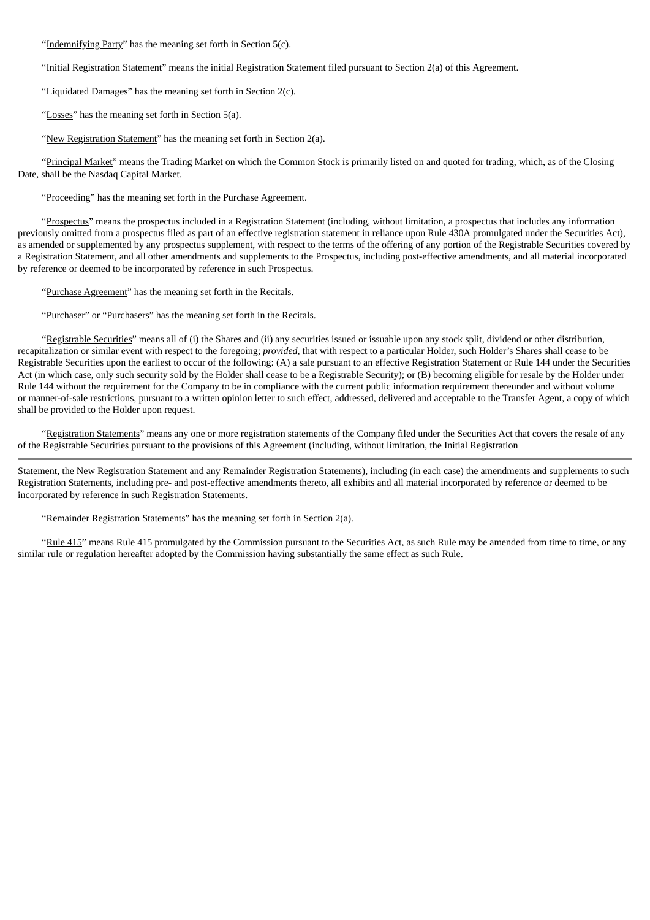"Indemnifying Party" has the meaning set forth in Section 5(c).

"Initial Registration Statement" means the initial Registration Statement filed pursuant to Section 2(a) of this Agreement.

"Liquidated Damages" has the meaning set forth in Section 2(c).

"Losses" has the meaning set forth in Section 5(a).

"New Registration Statement" has the meaning set forth in Section 2(a).

"Principal Market" means the Trading Market on which the Common Stock is primarily listed on and quoted for trading, which, as of the Closing Date, shall be the Nasdaq Capital Market.

"Proceeding" has the meaning set forth in the Purchase Agreement.

"Prospectus" means the prospectus included in a Registration Statement (including, without limitation, a prospectus that includes any information previously omitted from a prospectus filed as part of an effective registration statement in reliance upon Rule 430A promulgated under the Securities Act), as amended or supplemented by any prospectus supplement, with respect to the terms of the offering of any portion of the Registrable Securities covered by a Registration Statement, and all other amendments and supplements to the Prospectus, including post-effective amendments, and all material incorporated by reference or deemed to be incorporated by reference in such Prospectus.

"Purchase Agreement" has the meaning set forth in the Recitals.

"Purchaser" or "Purchasers" has the meaning set forth in the Recitals.

"Registrable Securities" means all of (i) the Shares and (ii) any securities issued or issuable upon any stock split, dividend or other distribution, recapitalization or similar event with respect to the foregoing; *provided*, that with respect to a particular Holder, such Holder's Shares shall cease to be Registrable Securities upon the earliest to occur of the following: (A) a sale pursuant to an effective Registration Statement or Rule 144 under the Securities Act (in which case, only such security sold by the Holder shall cease to be a Registrable Security); or (B) becoming eligible for resale by the Holder under Rule 144 without the requirement for the Company to be in compliance with the current public information requirement thereunder and without volume or manner-of-sale restrictions, pursuant to a written opinion letter to such effect, addressed, delivered and acceptable to the Transfer Agent, a copy of which shall be provided to the Holder upon request.

"Registration Statements" means any one or more registration statements of the Company filed under the Securities Act that covers the resale of any of the Registrable Securities pursuant to the provisions of this Agreement (including, without limitation, the Initial Registration Statement, the New Registration Statement and any Remainder Registration Statements), including (in each case) the amendments and supplements to such Registration Statements, including pre- and post-effective amendments thereto, all exhibits and all material incorporated by reference or deemed to be incorporated by reference in such Registration Statements.

"Remainder Registration Statements" has the meaning set forth in Section 2(a).

"Rule 415" means Rule 415 promulgated by the Commission pursuant to the Securities Act, as such Rule may be amended from time to time, or any similar rule or regulation hereafter adopted by the Commission having substantially the same effect as such Rule.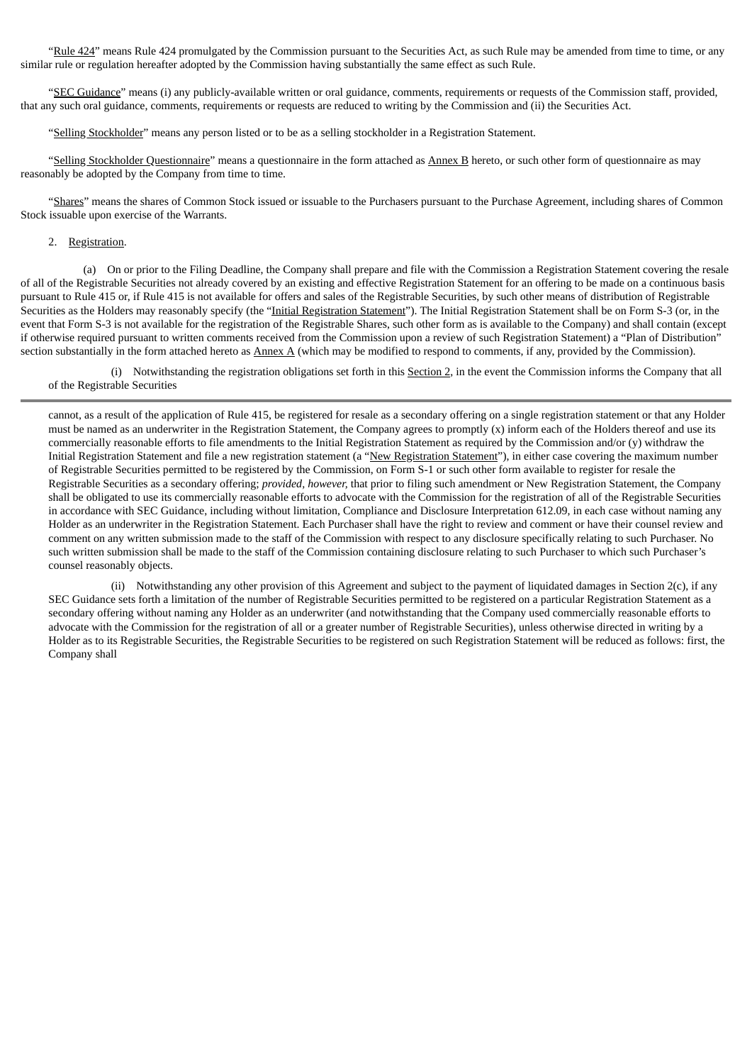"Rule 424" means Rule 424 promulgated by the Commission pursuant to the Securities Act, as such Rule may be amended from time to time, or any similar rule or regulation hereafter adopted by the Commission having substantially the same effect as such Rule.

"SEC Guidance" means (i) any publicly-available written or oral guidance, comments, requirements or requests of the Commission staff, provided, that any such oral guidance, comments, requirements or requests are reduced to writing by the Commission and (ii) the Securities Act.

"Selling Stockholder" means any person listed or to be as a selling stockholder in a Registration Statement.

"Selling Stockholder Questionnaire" means a questionnaire in the form attached as Annex B hereto, or such other form of questionnaire as may reasonably be adopted by the Company from time to time.

"Shares" means the shares of Common Stock issued or issuable to the Purchasers pursuant to the Purchase Agreement, including shares of Common Stock issuable upon exercise of the Warrants.

2. Registration.

(a) On or prior to the Filing Deadline, the Company shall prepare and file with the Commission a Registration Statement covering the resale of all of the Registrable Securities not already covered by an existing and effective Registration Statement for an offering to be made on a continuous basis pursuant to Rule 415 or, if Rule 415 is not available for offers and sales of the Registrable Securities, by such other means of distribution of Registrable Securities as the Holders may reasonably specify (the "Initial Registration Statement"). The Initial Registration Statement shall be on Form S-3 (or, in the event that Form S-3 is not available for the registration of the Registrable Shares, such other form as is available to the Company) and shall contain (except if otherwise required pursuant to written comments received from the Commission upon a review of such Registration Statement) a "Plan of Distribution" section substantially in the form attached hereto as Annex A (which may be modified to respond to comments, if any, provided by the Commission).

(i) Notwithstanding the registration obligations set forth in this Section 2, in the event the Commission informs the Company that all of the Registrable Securities cannot, as a result of the application of Rule 415, be registered for resale as a secondary offering on a single registration statement or that any Holder must be named as an underwriter in the Registration Statement, the Company agrees to promptly (x) inform each of the Holders thereof and use its commercially reasonable efforts to file amendments to the Initial Registration Statement as required by the Commission and/or (y) withdraw the Initial Registration Statement and file a new registration statement (a "New Registration Statement"), in either case covering the maximum number of Registrable Securities permitted to be registered by the Commission, on Form S-1 or such other form available to register for resale the Registrable Securities as a secondary offering; *provided*, *however*, that prior to filing such amendment or New Registration Statement, the Company shall be obligated to use its commercially reasonable efforts to advocate with the Commission for the registration of all of the Registrable Securities in accordance with SEC Guidance, including without limitation, Compliance and Disclosure Interpretation 612.09, in each case without naming any Holder as an underwriter in the Registration Statement. Each Purchaser shall have the right to review and comment or have their counsel review and comment on any written submission made to the staff of the Commission with respect to any disclosure specifically relating to such Purchaser. No such written submission shall be made to the staff of the Commission containing disclosure relating to such Purchaser to which such Purchaser's counsel reasonably objects.

(ii) Notwithstanding any other provision of this Agreement and subject to the payment of liquidated damages in Section 2(c), if any SEC Guidance sets forth a limitation of the number of Registrable Securities permitted to be registered on a particular Registration Statement as a secondary offering without naming any Holder as an underwriter (and notwithstanding that the Company used commercially reasonable efforts to advocate with the Commission for the registration of all or a greater number of Registrable Securities), unless otherwise directed in writing by a Holder as to its Registrable Securities, the Registrable Securities to be registered on such Registration Statement will be reduced as follows: first, the Company shall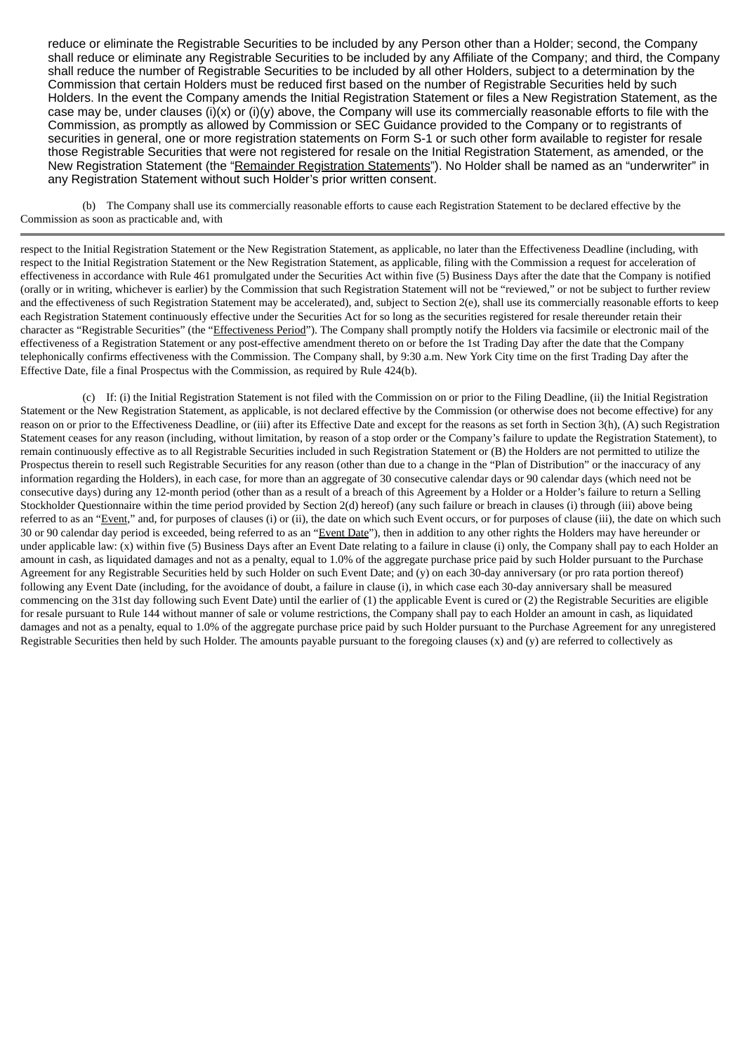reduce or eliminate the Registrable Securities to be included by any Person other than a Holder; second, the Company shall reduce or eliminate any Registrable Securities to be included by any Affiliate of the Company; and third, the Company shall reduce the number of Registrable Securities to be included by all other Holders, subject to a determination by the Commission that certain Holders must be reduced first based on the number of Registrable Securities held by such Holders. In the event the Company amends the Initial Registration Statement or files a New Registration Statement, as the case may be, under clauses (i)(x) or (i)(y) above, the Company will use its commercially reasonable efforts to file with the Commission, as promptly as allowed by Commission or SEC Guidance provided to the Company or to registrants of securities in general, one or more registration statements on Form S-1 or such other form available to register for resale those Registrable Securities that were not registered for resale on the Initial Registration Statement, as amended, or the New Registration Statement (the "Remainder Registration Statements"). No Holder shall be named as an "underwriter" in any Registration Statement without such Holder's prior written consent.

(b) The Company shall use its commercially reasonable efforts to cause each Registration Statement to be declared effective by the Commission as soon as practicable and, with respect to the Initial Registration Statement or the New Registration Statement, as applicable, no later than the Effectiveness Deadline (including, with respect to the Initial Registration Statement or the New Registration Statement, as applicable, filing with the Commission a request for acceleration of effectiveness in accordance with Rule 461 promulgated under the Securities Act within five (5) Business Days after the date that the Company is notified (orally or in writing, whichever is earlier) by the Commission that such Registration Statement will not be "reviewed," or not be subject to further review and the effectiveness of such Registration Statement may be accelerated), and, subject to Section 2(e), shall use its commercially reasonable efforts to keep each Registration Statement continuously effective under the Securities Act for so long as the securities registered for resale thereunder retain their character as "Registrable Securities" (the "Effectiveness Period"). The Company shall promptly notify the Holders via facsimile or electronic mail of the effectiveness of a Registration Statement or any post-effective amendment thereto on or before the 1st Trading Day after the date that the Company telephonically confirms effectiveness with the Commission. The Company shall, by 9:30 a.m. New York City time on the first Trading Day after the Effective Date, file a final Prospectus with the Commission, as required by Rule 424(b).

(c) If: (i) the Initial Registration Statement is not filed with the Commission on or prior to the Filing Deadline, (ii) the Initial Registration Statement or the New Registration Statement, as applicable, is not declared effective by the Commission (or otherwise does not become effective) for any reason on or prior to the Effectiveness Deadline, or (iii) after its Effective Date and except for the reasons as set forth in Section 3(h), (A) such Registration Statement ceases for any reason (including, without limitation, by reason of a stop order or the Company's failure to update the Registration Statement), to remain continuously effective as to all Registrable Securities included in such Registration Statement or (B) the Holders are not permitted to utilize the Prospectus therein to resell such Registrable Securities for any reason (other than due to a change in the "Plan of Distribution" or the inaccuracy of any information regarding the Holders), in each case, for more than an aggregate of 30 consecutive calendar days or 90 calendar days (which need not be consecutive days) during any 12-month period (other than as a result of a breach of this Agreement by a Holder or a Holder's failure to return a Selling Stockholder Questionnaire within the time period provided by Section 2(d) hereof) (any such failure or breach in clauses (i) through (iii) above being referred to as an "Event," and, for purposes of clauses (i) or (ii), the date on which such Event occurs, or for purposes of clause (iii), the date on which such 30 or 90 calendar day period is exceeded, being referred to as an "Event Date"), then in addition to any other rights the Holders may have hereunder or under applicable law: (x) within five (5) Business Days after an Event Date relating to a failure in clause (i) only, the Company shall pay to each Holder an amount in cash, as liquidated damages and not as a penalty, equal to 1.0% of the aggregate purchase price paid by such Holder pursuant to the Purchase Agreement for any Registrable Securities held by such Holder on such Event Date; and (y) on each 30-day anniversary (or pro rata portion thereof) following any Event Date (including, for the avoidance of doubt, a failure in clause (i), in which case each 30-day anniversary shall be measured commencing on the 31st day following such Event Date) until the earlier of (1) the applicable Event is cured or (2) the Registrable Securities are eligible for resale pursuant to Rule 144 without manner of sale or volume restrictions, the Company shall pay to each Holder an amount in cash, as liquidated damages and not as a penalty, equal to 1.0% of the aggregate purchase price paid by such Holder pursuant to the Purchase Agreement for any unregistered Registrable Securities then held by such Holder. The amounts payable pursuant to the foregoing clauses (x) and (y) are referred to collectively as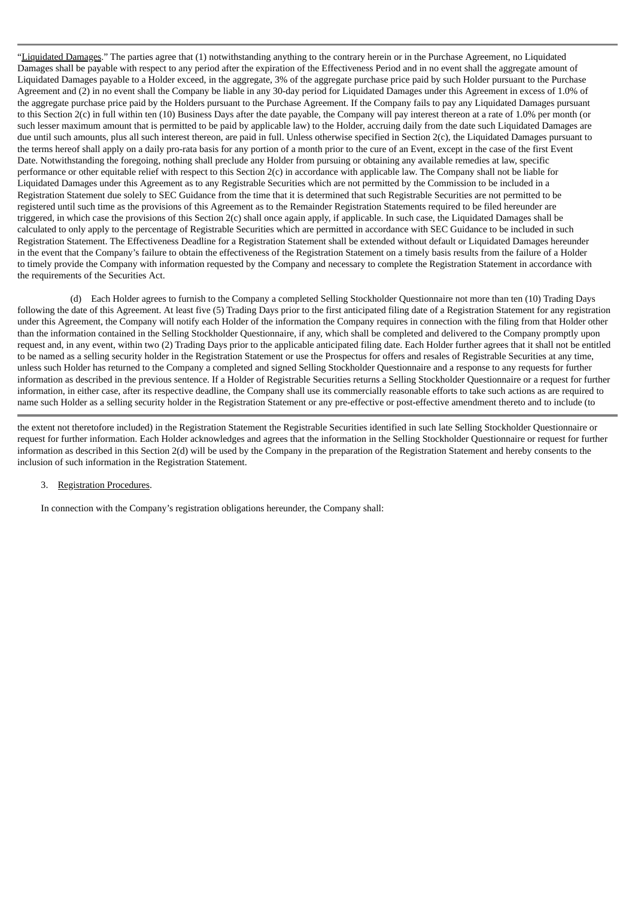"Liquidated Damages." The parties agree that (1) notwithstanding anything to the contrary herein or in the Purchase Agreement, no Liquidated Damages shall be payable with respect to any period after the expiration of the Effectiveness Period and in no event shall the aggregate amount of Liquidated Damages payable to a Holder exceed, in the aggregate, 3% of the aggregate purchase price paid by such Holder pursuant to the Purchase Agreement and (2) in no event shall the Company be liable in any 30-day period for Liquidated Damages under this Agreement in excess of 1.0% of the aggregate purchase price paid by the Holders pursuant to the Purchase Agreement. If the Company fails to pay any Liquidated Damages pursuant to this Section 2(c) in full within ten (10) Business Days after the date payable, the Company will pay interest thereon at a rate of 1.0% per month (or such lesser maximum amount that is permitted to be paid by applicable law) to the Holder, accruing daily from the date such Liquidated Damages are due until such amounts, plus all such interest thereon, are paid in full. Unless otherwise specified in Section 2(c), the Liquidated Damages pursuant to the terms hereof shall apply on a daily pro-rata basis for any portion of a month prior to the cure of an Event, except in the case of the first Event Date. Notwithstanding the foregoing, nothing shall preclude any Holder from pursuing or obtaining any available remedies at law, specific performance or other equitable relief with respect to this Section 2(c) in accordance with applicable law. The Company shall not be liable for Liquidated Damages under this Agreement as to any Registrable Securities which are not permitted by the Commission to be included in a Registration Statement due solely to SEC Guidance from the time that it is determined that such Registrable Securities are not permitted to be registered until such time as the provisions of this Agreement as to the Remainder Registration Statements required to be filed hereunder are triggered, in which case the provisions of this Section 2(c) shall once again apply, if applicable. In such case, the Liquidated Damages shall be calculated to only apply to the percentage of Registrable Securities which are permitted in accordance with SEC Guidance to be included in such Registration Statement. The Effectiveness Deadline for a Registration Statement shall be extended without default or Liquidated Damages hereunder in the event that the Company's failure to obtain the effectiveness of the Registration Statement on a timely basis results from the failure of a Holder to timely provide the Company with information requested by the Company and necessary to complete the Registration Statement in accordance with the requirements of the Securities Act.

(d) Each Holder agrees to furnish to the Company a completed Selling Stockholder Questionnaire not more than ten (10) Trading Days following the date of this Agreement. At least five (5) Trading Days prior to the first anticipated filing date of a Registration Statement for any registration under this Agreement, the Company will notify each Holder of the information the Company requires in connection with the filing from that Holder other than the information contained in the Selling Stockholder Questionnaire, if any, which shall be completed and delivered to the Company promptly upon request and, in any event, within two (2) Trading Days prior to the applicable anticipated filing date. Each Holder further agrees that it shall not be entitled to be named as a selling security holder in the Registration Statement or use the Prospectus for offers and resales of Registrable Securities at any time, unless such Holder has returned to the Company a completed and signed Selling Stockholder Questionnaire and a response to any requests for further information as described in the previous sentence. If a Holder of Registrable Securities returns a Selling Stockholder Questionnaire or a request for further information, in either case, after its respective deadline, the Company shall use its commercially reasonable efforts to take such actions as are required to name such Holder as a selling security holder in the Registration Statement or any pre-effective or post-effective amendment thereto and to include (to the extent not theretofore included) in the Registration Statement the Registrable Securities identified in such late Selling Stockholder Questionnaire or request for further information. Each Holder acknowledges and agrees that the information in the Selling Stockholder Questionnaire or request for further information as described in this Section 2(d) will be used by the Company in the preparation of the Registration Statement and hereby consents to the inclusion of such information in the Registration Statement.

3. Registration Procedures.

In connection with the Company's registration obligations hereunder, the Company shall: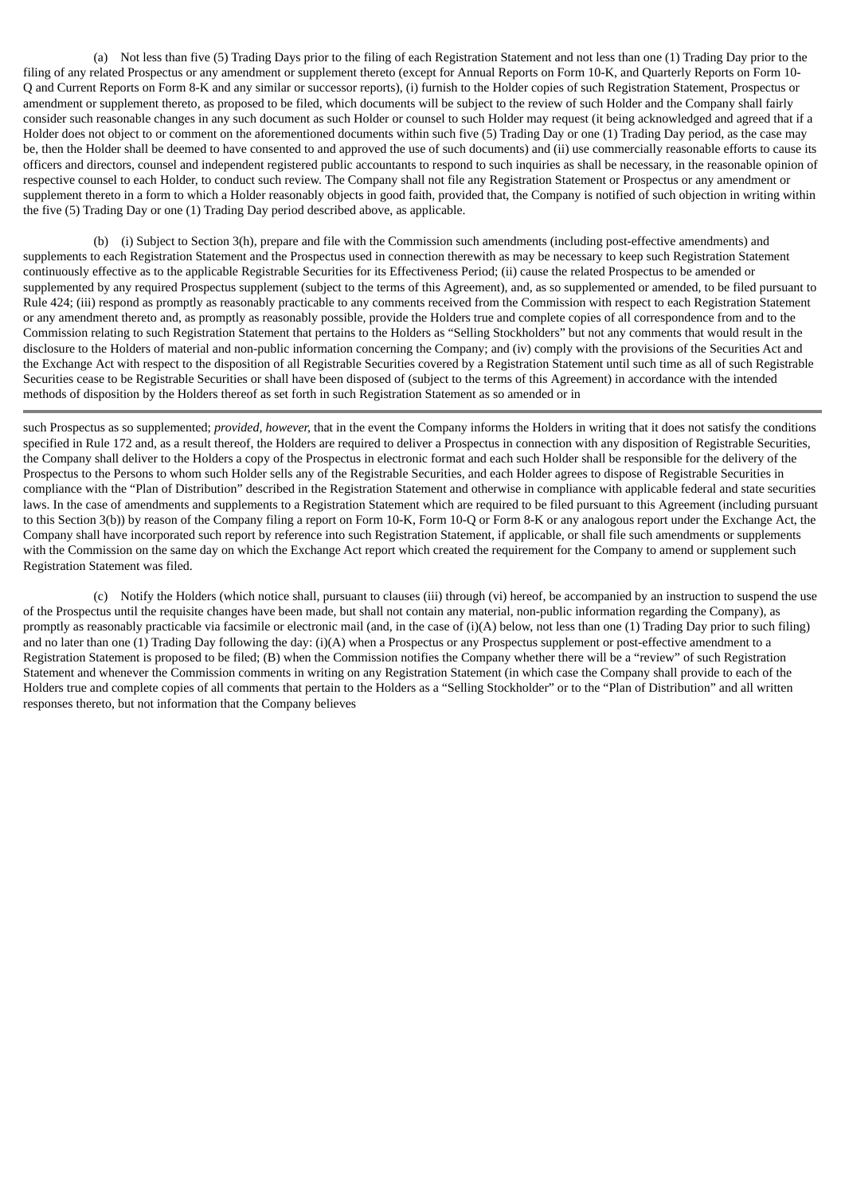(a) Not less than five (5) Trading Days prior to the filing of each Registration Statement and not less than one (1) Trading Day prior to the filing of any related Prospectus or any amendment or supplement thereto (except for Annual Reports on Form 10-K, and Quarterly Reports on Form 10-Q and Current Reports on Form 8-K and any similar or successor reports), (i) furnish to the Holder copies of such Registration Statement, Prospectus or amendment or supplement thereto, as proposed to be filed, which documents will be subject to the review of such Holder and the Company shall fairly consider such reasonable changes in any such document as such Holder or counsel to such Holder may request (it being acknowledged and agreed that if a Holder does not object to or comment on the aforementioned documents within such five (5) Trading Day or one (1) Trading Day period, as the case may be, then the Holder shall be deemed to have consented to and approved the use of such documents) and (ii) use commercially reasonable efforts to cause its officers and directors, counsel and independent registered public accountants to respond to such inquiries as shall be necessary, in the reasonable opinion of respective counsel to each Holder, to conduct such review. The Company shall not file any Registration Statement or Prospectus or any amendment or supplement thereto in a form to which a Holder reasonably objects in good faith, provided that, the Company is notified of such objection in writing within the five (5) Trading Day or one (1) Trading Day period described above, as applicable.

(b) (i) Subject to Section 3(h), prepare and file with the Commission such amendments (including post-effective amendments) and supplements to each Registration Statement and the Prospectus used in connection therewith as may be necessary to keep such Registration Statement continuously effective as to the applicable Registrable Securities for its Effectiveness Period; (ii) cause the related Prospectus to be amended or supplemented by any required Prospectus supplement (subject to the terms of this Agreement), and, as so supplemented or amended, to be filed pursuant to Rule 424; (iii) respond as promptly as reasonably practicable to any comments received from the Commission with respect to each Registration Statement or any amendment thereto and, as promptly as reasonably possible, provide the Holders true and complete copies of all correspondence from and to the Commission relating to such Registration Statement that pertains to the Holders as "Selling Stockholders" but not any comments that would result in the disclosure to the Holders of material and non-public information concerning the Company; and (iv) comply with the provisions of the Securities Act and the Exchange Act with respect to the disposition of all Registrable Securities covered by a Registration Statement until such time as all of such Registrable Securities cease to be Registrable Securities or shall have been disposed of (subject to the terms of this Agreement) in accordance with the intended methods of disposition by the Holders thereof as set forth in such Registration Statement as so amended or in such Prospectus as so supplemented; *provided, however*, that in the event the Company informs the Holders in writing that it does not satisfy the conditions specified in Rule 172 and, as a result thereof, the Holders are required to deliver a Prospectus in connection with any disposition of Registrable Securities, the Company shall deliver to the Holders a copy of the Prospectus in electronic format and each such Holder shall be responsible for the delivery of the Prospectus to the Persons to whom such Holder sells any of the Registrable Securities, and each Holder agrees to dispose of Registrable Securities in compliance with the "Plan of Distribution" described in the Registration Statement and otherwise in compliance with applicable federal and state securities laws. In the case of amendments and supplements to a Registration Statement which are required to be filed pursuant to this Agreement (including pursuant to this Section 3(b)) by reason of the Company filing a report on Form 10-K, Form 10-Q or Form 8-K or any analogous report under the Exchange Act, the Company shall have incorporated such report by reference into such Registration Statement, if applicable, or shall file such amendments or supplements with the Commission on the same day on which the Exchange Act report which created the requirement for the Company to amend or supplement such Registration Statement was filed.

(c) Notify the Holders (which notice shall, pursuant to clauses (iii) through (vi) hereof, be accompanied by an instruction to suspend the use of the Prospectus until the requisite changes have been made, but shall not contain any material, non-public information regarding the Company), as promptly as reasonably practicable via facsimile or electronic mail (and, in the case of (i)(A) below, not less than one (1) Trading Day prior to such filing) and no later than one (1) Trading Day following the day: (i)(A) when a Prospectus or any Prospectus supplement or post-effective amendment to a Registration Statement is proposed to be filed; (B) when the Commission notifies the Company whether there will be a "review" of such Registration Statement and whenever the Commission comments in writing on any Registration Statement (in which case the Company shall provide to each of the Holders true and complete copies of all comments that pertain to the Holders as a "Selling Stockholder" or to the "Plan of Distribution" and all written responses thereto, but not information that the Company believes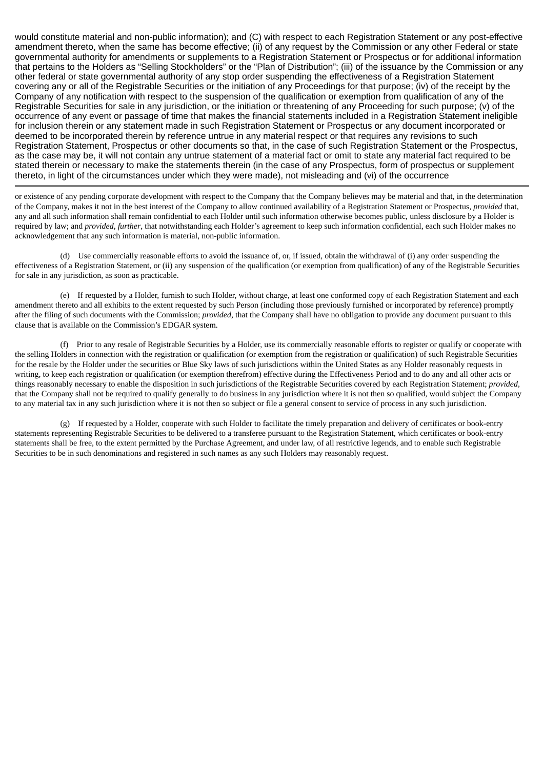would constitute material and non-public information); and (C) with respect to each Registration Statement or any post-effective amendment thereto, when the same has become effective; (ii) of any request by the Commission or any other Federal or state governmental authority for amendments or supplements to a Registration Statement or Prospectus or for additional information that pertains to the Holders as "Selling Stockholders" or the "Plan of Distribution"; (iii) of the issuance by the Commission or any other federal or state governmental authority of any stop order suspending the effectiveness of a Registration Statement covering any or all of the Registrable Securities or the initiation of any Proceedings for that purpose; (iv) of the receipt by the Company of any notification with respect to the suspension of the qualification or exemption from qualification of any of the Registrable Securities for sale in any jurisdiction, or the initiation or threatening of any Proceeding for such purpose; (v) of the occurrence of any event or passage of time that makes the financial statements included in a Registration Statement ineligible for inclusion therein or any statement made in such Registration Statement or Prospectus or any document incorporated or deemed to be incorporated therein by reference untrue in any material respect or that requires any revisions to such Registration Statement, Prospectus or other documents so that, in the case of such Registration Statement or the Prospectus, as the case may be, it will not contain any untrue statement of a material fact or omit to state any material fact required to be stated therein or necessary to make the statements therein (in the case of any Prospectus, form of prospectus or supplement thereto, in light of the circumstances under which they were made), not misleading and (vi) of the occurrence or existence of any pending corporate development with respect to the Company that the Company believes may be material and that, in the determination of the Company, makes it not in the best interest of the Company to allow continued availability of a Registration Statement or Prospectus, *provided* that, any and all such information shall remain confidential to each Holder until such information otherwise becomes public, unless disclosure by a Holder is required by law; and *provided*, *further*, that notwithstanding each Holder's agreement to keep such information confidential, each such Holder makes no acknowledgement that any such information is material, non-public information.

(d) Use commercially reasonable efforts to avoid the issuance of, or, if issued, obtain the withdrawal of (i) any order suspending the effectiveness of a Registration Statement, or (ii) any suspension of the qualification (or exemption from qualification) of any of the Registrable Securities for sale in any jurisdiction, as soon as practicable.

(e) If requested by a Holder, furnish to such Holder, without charge, at least one conformed copy of each Registration Statement and each amendment thereto and all exhibits to the extent requested by such Person (including those previously furnished or incorporated by reference) promptly after the filing of such documents with the Commission; *provided*, that the Company shall have no obligation to provide any document pursuant to this clause that is available on the Commission's EDGAR system.

(f) Prior to any resale of Registrable Securities by a Holder, use its commercially reasonable efforts to register or qualify or cooperate with the selling Holders in connection with the registration or qualification (or exemption from the registration or qualification) of such Registrable Securities for the resale by the Holder under the securities or Blue Sky laws of such jurisdictions within the United States as any Holder reasonably requests in writing, to keep each registration or qualification (or exemption therefrom) effective during the Effectiveness Period and to do any and all other acts or things reasonably necessary to enable the disposition in such jurisdictions of the Registrable Securities covered by each Registration Statement; *provided*, that the Company shall not be required to qualify generally to do business in any jurisdiction where it is not then so qualified, would subject the Company to any material tax in any such jurisdiction where it is not then so subject or file a general consent to service of process in any such jurisdiction.

(g) If requested by a Holder, cooperate with such Holder to facilitate the timely preparation and delivery of certificates or book-entry statements representing Registrable Securities to be delivered to a transferee pursuant to the Registration Statement, which certificates or book-entry statements shall be free, to the extent permitted by the Purchase Agreement, and under law, of all restrictive legends, and to enable such Registrable Securities to be in such denominations and registered in such names as any such Holders may reasonably request.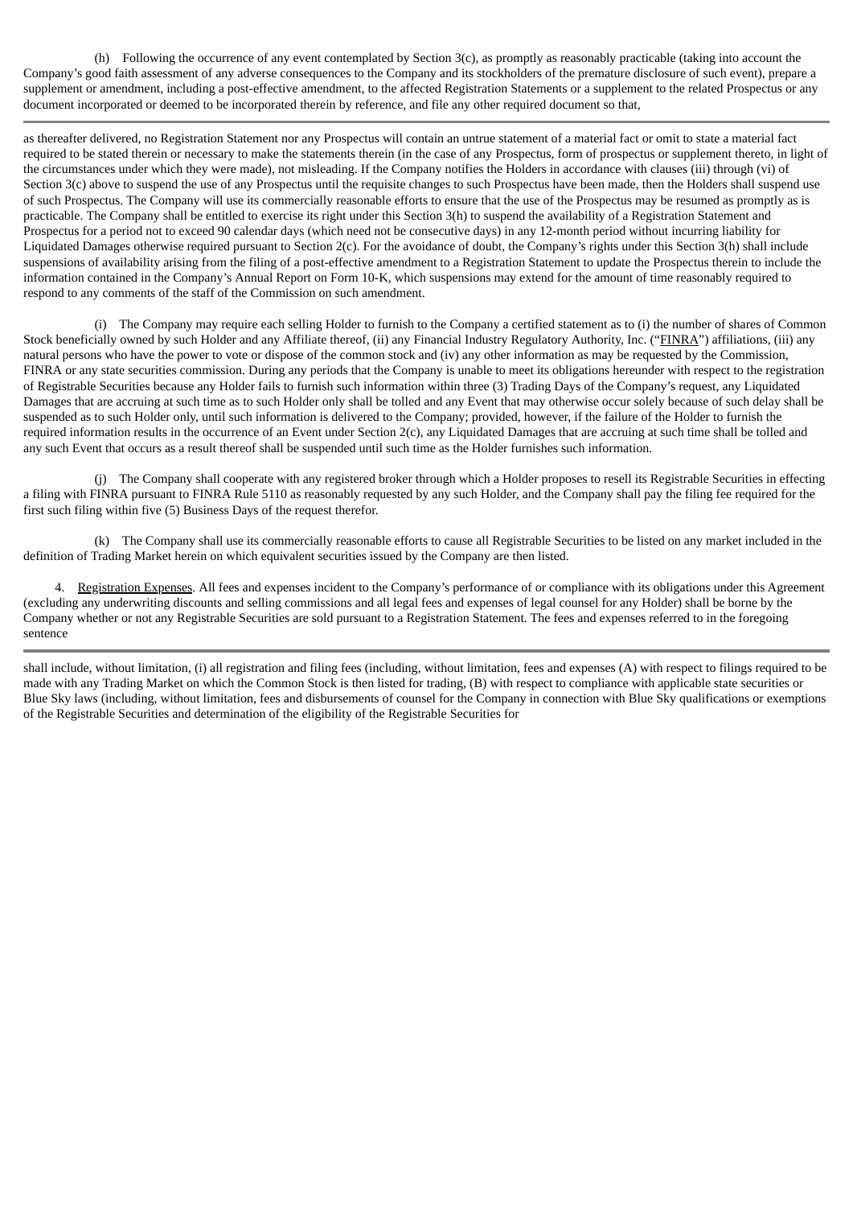(h) Following the occurrence of any event contemplated by Section 3(c), as promptly as reasonably practicable (taking into account the Company's good faith assessment of any adverse consequences to the Company and its stockholders of the premature disclosure of such event), prepare a supplement or amendment, including a post-effective amendment, to the affected Registration Statements or a supplement to the related Prospectus or any document incorporated or deemed to be incorporated therein by reference, and file any other required document so that,

as thereafter delivered, no Registration Statement nor any Prospectus will contain an untrue statement of a material fact or omit to state a material fact required to be stated therein or necessary to make the statements therein (in the case of any Prospectus, form of prospectus or supplement thereto, in light of the circumstances under which they were made), not misleading. If the Company notifies the Holders in accordance with clauses (iii) through (vi) of Section 3(c) above to suspend the use of any Prospectus until the requisite changes to such Prospectus have been made, then the Holders shall suspend use of such Prospectus. The Company will use its commercially reasonable efforts to ensure that the use of the Prospectus may be resumed as promptly as is practicable. The Company shall be entitled to exercise its right under this Section 3(h) to suspend the availability of a Registration Statement and Prospectus for a period not to exceed 90 calendar days (which need not be consecutive days) in any 12-month period without incurring liability for Liquidated Damages otherwise required pursuant to Section 2(c). For the avoidance of doubt, the Company's rights under this Section 3(h) shall include suspensions of availability arising from the filing of a post-effective amendment to a Registration Statement to update the Prospectus therein to include the information contained in the Company's Annual Report on Form 10-K, which suspensions may extend for the amount of time reasonably required to respond to any comments of the staff of the Commission on such amendment.

(i) The Company may require each selling Holder to furnish to the Company a certified statement as to (i) the number of shares of Common Stock beneficially owned by such Holder and any Affiliate thereof, (ii) any Financial Industry Regulatory Authority, Inc. ("FINRA") affiliations, (iii) any natural persons who have the power to vote or dispose of the common stock and (iv) any other information as may be requested by the Commission, FINRA or any state securities commission. During any periods that the Company is unable to meet its obligations hereunder with respect to the registration of Registrable Securities because any Holder fails to furnish such information within three (3) Trading Days of the Company's request, any Liquidated Damages that are accruing at such time as to such Holder only shall be tolled and any Event that may otherwise occur solely because of such delay shall be suspended as to such Holder only, until such information is delivered to the Company; provided, however, if the failure of the Holder to furnish the required information results in the occurrence of an Event under Section 2(c), any Liquidated Damages that are accruing at such time shall be tolled and any such Event that occurs as a result thereof shall be suspended until such time as the Holder furnishes such information.

(j) The Company shall cooperate with any registered broker through which a Holder proposes to resell its Registrable Securities in effecting a filing with FINRA pursuant to FINRA Rule 5110 as reasonably requested by any such Holder, and the Company shall pay the filing fee required for the first such filing within five (5) Business Days of the request therefor.

(k) The Company shall use its commercially reasonable efforts to cause all Registrable Securities to be listed on any market included in the definition of Trading Market herein on which equivalent securities issued by the Company are then listed.

4. Registration Expenses. All fees and expenses incident to the Company's performance of or compliance with its obligations under this Agreement (excluding any underwriting discounts and selling commissions and all legal fees and expenses of legal counsel for any Holder) shall be borne by the Company whether or not any Registrable Securities are sold pursuant to a Registration Statement. The fees and expenses referred to in the foregoing sentence

shall include, without limitation, (i) all registration and filing fees (including, without limitation, fees and expenses (A) with respect to filings required to be made with any Trading Market on which the Common Stock is then listed for trading, (B) with respect to compliance with applicable state securities or Blue Sky laws (including, without limitation, fees and disbursements of counsel for the Company in connection with Blue Sky qualifications or exemptions of the Registrable Securities and determination of the eligibility of the Registrable Securities for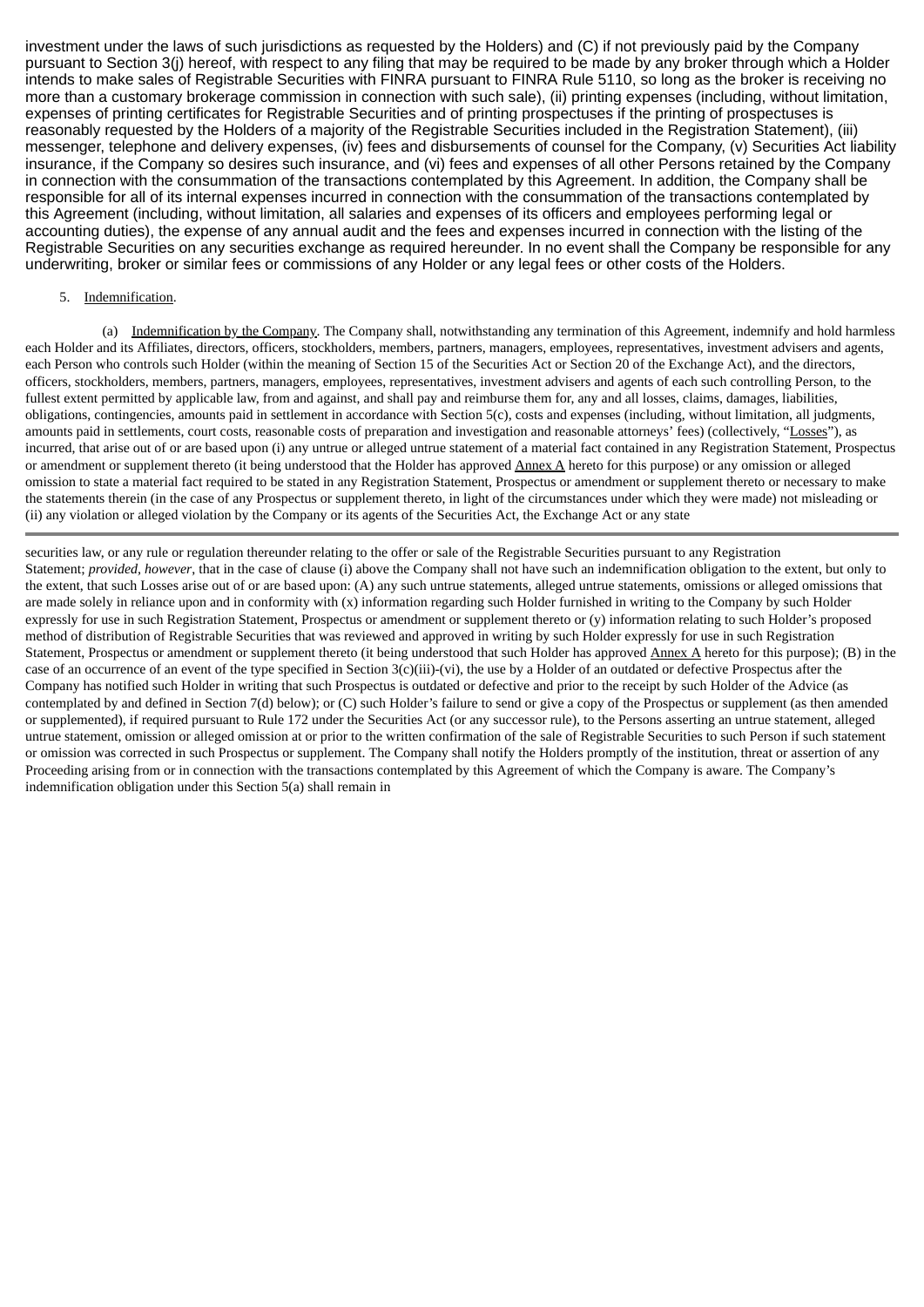investment under the laws of such jurisdictions as requested by the Holders) and (C) if not previously paid by the Company pursuant to Section 3(j) hereof, with respect to any filing that may be required to be made by any broker through which a Holder intends to make sales of Registrable Securities with FINRA pursuant to FINRA Rule 5110, so long as the broker is receiving no more than a customary brokerage commission in connection with such sale), (ii) printing expenses (including, without limitation, expenses of printing certificates for Registrable Securities and of printing prospectuses if the printing of prospectuses is reasonably requested by the Holders of a majority of the Registrable Securities included in the Registration Statement), (iii) messenger, telephone and delivery expenses, (iv) fees and disbursements of counsel for the Company, (v) Securities Act liability insurance, if the Company so desires such insurance, and (vi) fees and expenses of all other Persons retained by the Company in connection with the consummation of the transactions contemplated by this Agreement. In addition, the Company shall be responsible for all of its internal expenses incurred in connection with the consummation of the transactions contemplated by this Agreement (including, without limitation, all salaries and expenses of its officers and employees performing legal or accounting duties), the expense of any annual audit and the fees and expenses incurred in connection with the listing of the Registrable Securities on any securities exchange as required hereunder. In no event shall the Company be responsible for any underwriting, broker or similar fees or commissions of any Holder or any legal fees or other costs of the Holders.

5. Indemnification.

(a) Indemnification by the Company. The Company shall, notwithstanding any termination of this Agreement, indemnify and hold harmless each Holder and its Affiliates, directors, officers, stockholders, members, partners, managers, employees, representatives, investment advisers and agents, each Person who controls such Holder (within the meaning of Section 15 of the Securities Act or Section 20 of the Exchange Act), and the directors, officers, stockholders, members, partners, managers, employees, representatives, investment advisers and agents of each such controlling Person, to the fullest extent permitted by applicable law, from and against, and shall pay and reimburse them for, any and all losses, claims, damages, liabilities, obligations, contingencies, amounts paid in settlement in accordance with Section 5(c), costs and expenses (including, without limitation, all judgments, amounts paid in settlements, court costs, reasonable costs of preparation and investigation and reasonable attorneys' fees) (collectively, "Losses"), as incurred, that arise out of or are based upon (i) any untrue or alleged untrue statement of a material fact contained in any Registration Statement, Prospectus or amendment or supplement thereto (it being understood that the Holder has approved Annex A hereto for this purpose) or any omission or alleged omission to state a material fact required to be stated in any Registration Statement, Prospectus or amendment or supplement thereto or necessary to make the statements therein (in the case of any Prospectus or supplement thereto, in light of the circumstances under which they were made) not misleading or (ii) any violation or alleged violation by the Company or its agents of the Securities Act, the Exchange Act or any state securities law, or any rule or regulation thereunder relating to the offer or sale of the Registrable Securities pursuant to any Registration Statement; *provided, however*, that in the case of clause (i) above the Company shall not have such an indemnification obligation to the extent, but only to the extent, that such Losses arise out of or are based upon: (A) any such untrue statements, alleged untrue statements, omissions or alleged omissions that are made solely in reliance upon and in conformity with (x) information regarding such Holder furnished in writing to the Company by such Holder expressly for use in such Registration Statement, Prospectus or amendment or supplement thereto or (y) information relating to such Holder's proposed method of distribution of Registrable Securities that was reviewed and approved in writing by such Holder expressly for use in such Registration Statement, Prospectus or amendment or supplement thereto (it being understood that such Holder has approved Annex A hereto for this purpose); (B) in the case of an occurrence of an event of the type specified in Section 3(c)(iii)-(vi), the use by a Holder of an outdated or defective Prospectus after the Company has notified such Holder in writing that such Prospectus is outdated or defective and prior to the receipt by such Holder of the Advice (as contemplated by and defined in Section 7(d) below); or (C) such Holder's failure to send or give a copy of the Prospectus or supplement (as then amended or supplemented), if required pursuant to Rule 172 under the Securities Act (or any successor rule), to the Persons asserting an untrue statement, alleged untrue statement, omission or alleged omission at or prior to the written confirmation of the sale of Registrable Securities to such Person if such statement or omission was corrected in such Prospectus or supplement. The Company shall notify the Holders promptly of the institution, threat or assertion of any Proceeding arising from or in connection with the transactions contemplated by this Agreement of which the Company is aware. The Company's indemnification obligation under this Section 5(a) shall remain in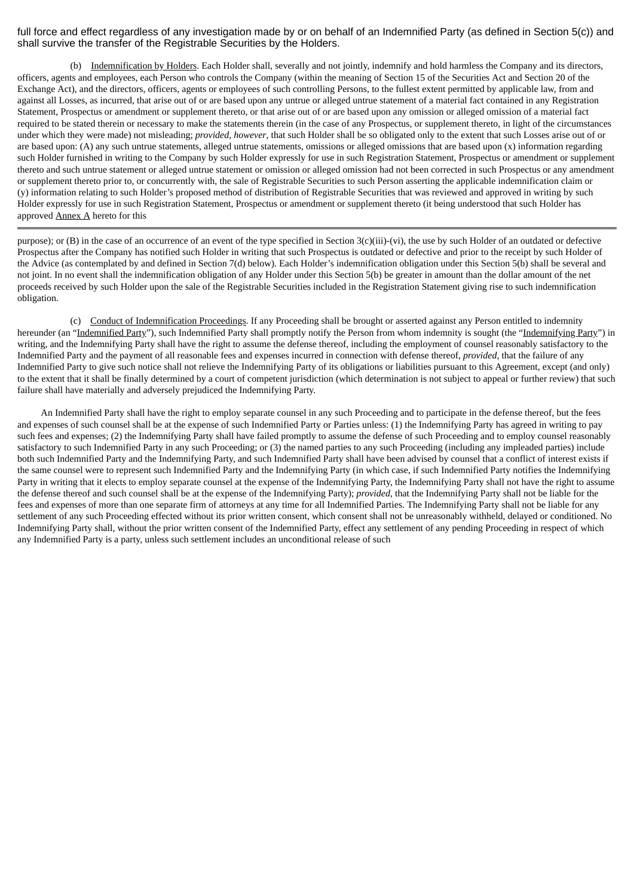full force and effect regardless of any investigation made by or on behalf of an Indemnified Party (as defined in Section 5(c)) and shall survive the transfer of the Registrable Securities by the Holders.

(b) Indemnification by Holders. Each Holder shall, severally and not jointly, indemnify and hold harmless the Company and its directors, officers, agents and employees, each Person who controls the Company (within the meaning of Section 15 of the Securities Act and Section 20 of the Exchange Act), and the directors, officers, agents or employees of such controlling Persons, to the fullest extent permitted by applicable law, from and against all Losses, as incurred, that arise out of or are based upon any untrue or alleged untrue statement of a material fact contained in any Registration Statement, Prospectus or amendment or supplement thereto, or that arise out of or are based upon any omission or alleged omission of a material fact required to be stated therein or necessary to make the statements therein (in the case of any Prospectus, or supplement thereto, in light of the circumstances under which they were made) not misleading; *provided*, *however*, that such Holder shall be so obligated only to the extent that such Losses arise out of or are based upon: (A) any such untrue statements, alleged untrue statements, omissions or alleged omissions that are based upon (x) information regarding such Holder furnished in writing to the Company by such Holder expressly for use in such Registration Statement, Prospectus or amendment or supplement thereto and such untrue statement or alleged untrue statement or omission or alleged omission had not been corrected in such Prospectus or any amendment or supplement thereto prior to, or concurrently with, the sale of Registrable Securities to such Person asserting the applicable indemnification claim or (y) information relating to such Holder's proposed method of distribution of Registrable Securities that was reviewed and approved in writing by such Holder expressly for use in such Registration Statement, Prospectus or amendment or supplement thereto (it being understood that such Holder has approved Annex A hereto for this purpose); or (B) in the case of an occurrence of an event of the type specified in Section 3(c)(iii)-(vi), the use by such Holder of an outdated or defective Prospectus after the Company has notified such Holder in writing that such Prospectus is outdated or defective and prior to the receipt by such Holder of the Advice (as contemplated by and defined in Section 7(d) below). Each Holder's indemnification obligation under this Section 5(b) shall be several and not joint. In no event shall the indemnification obligation of any Holder under this Section 5(b) be greater in amount than the dollar amount of the net proceeds received by such Holder upon the sale of the Registrable Securities included in the Registration Statement giving rise to such indemnification obligation.

(c) Conduct of Indemnification Proceedings. If any Proceeding shall be brought or asserted against any Person entitled to indemnity hereunder (an "Indemnified Party"), such Indemnified Party shall promptly notify the Person from whom indemnity is sought (the "Indemnifying Party") in writing, and the Indemnifying Party shall have the right to assume the defense thereof, including the employment of counsel reasonably satisfactory to the Indemnified Party and the payment of all reasonable fees and expenses incurred in connection with defense thereof, *provided*, that the failure of any Indemnified Party to give such notice shall not relieve the Indemnifying Party of its obligations or liabilities pursuant to this Agreement, except (and only) to the extent that it shall be finally determined by a court of competent jurisdiction (which determination is not subject to appeal or further review) that such failure shall have materially and adversely prejudiced the Indemnifying Party.

An Indemnified Party shall have the right to employ separate counsel in any such Proceeding and to participate in the defense thereof, but the fees and expenses of such counsel shall be at the expense of such Indemnified Party or Parties unless: (1) the Indemnifying Party has agreed in writing to pay such fees and expenses; (2) the Indemnifying Party shall have failed promptly to assume the defense of such Proceeding and to employ counsel reasonably satisfactory to such Indemnified Party in any such Proceeding; or (3) the named parties to any such Proceeding (including any impleaded parties) include both such Indemnified Party and the Indemnifying Party, and such Indemnified Party shall have been advised by counsel that a conflict of interest exists if the same counsel were to represent such Indemnified Party and the Indemnifying Party (in which case, if such Indemnified Party notifies the Indemnifying Party in writing that it elects to employ separate counsel at the expense of the Indemnifying Party, the Indemnifying Party shall not have the right to assume the defense thereof and such counsel shall be at the expense of the Indemnifying Party); *provided*, that the Indemnifying Party shall not be liable for the fees and expenses of more than one separate firm of attorneys at any time for all Indemnified Parties. The Indemnifying Party shall not be liable for any settlement of any such Proceeding effected without its prior written consent, which consent shall not be unreasonably withheld, delayed or conditioned. No Indemnifying Party shall, without the prior written consent of the Indemnified Party, effect any settlement of any pending Proceeding in respect of which any Indemnified Party is a party, unless such settlement includes an unconditional release of such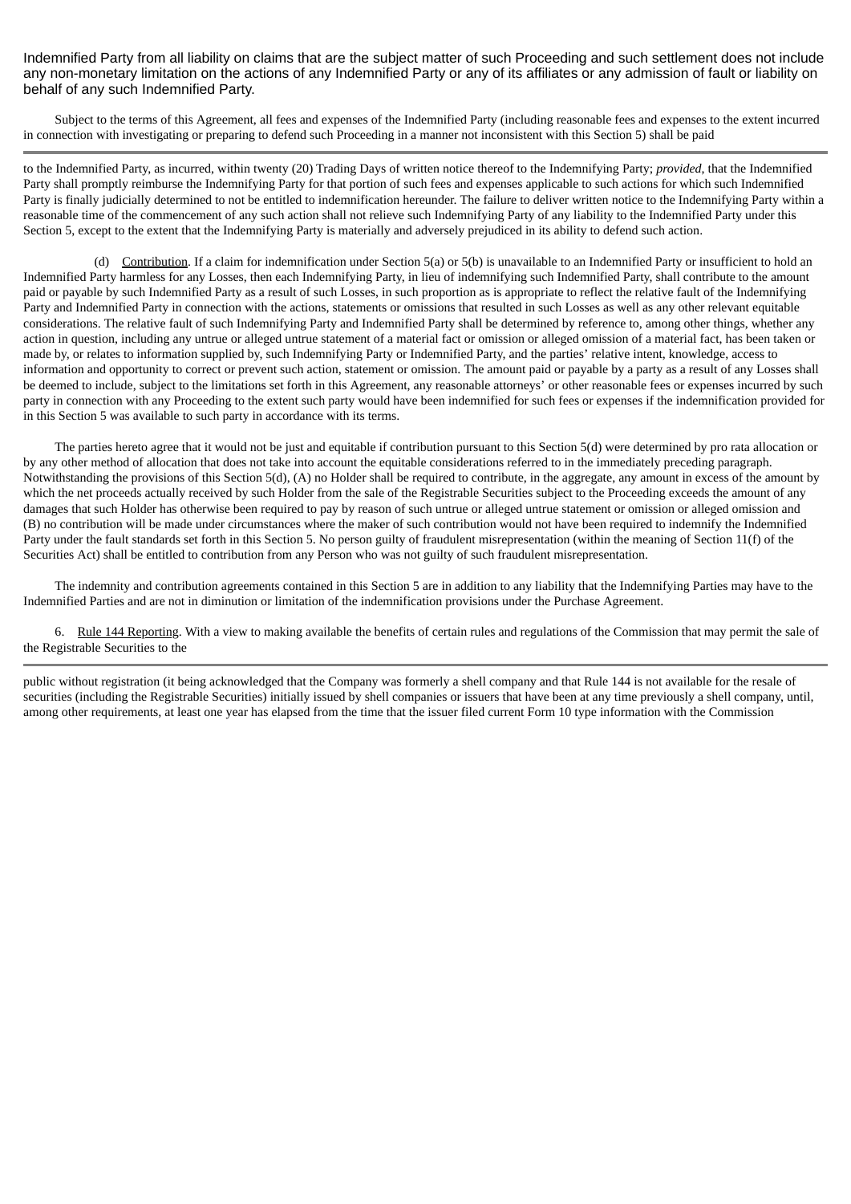Indemnified Party from all liability on claims that are the subject matter of such Proceeding and such settlement does not include any non-monetary limitation on the actions of any Indemnified Party or any of its affiliates or any admission of fault or liability on behalf of any such Indemnified Party.

Subject to the terms of this Agreement, all fees and expenses of the Indemnified Party (including reasonable fees and expenses to the extent incurred in connection with investigating or preparing to defend such Proceeding in a manner not inconsistent with this Section 5) shall be paid to the Indemnified Party, as incurred, within twenty (20) Trading Days of written notice thereof to the Indemnifying Party; *provided,* that the Indemnified Party shall promptly reimburse the Indemnifying Party for that portion of such fees and expenses applicable to such actions for which such Indemnified Party is finally judicially determined to not be entitled to indemnification hereunder. The failure to deliver written notice to the Indemnifying Party within a reasonable time of the commencement of any such action shall not relieve such Indemnifying Party of any liability to the Indemnified Party under this Section 5, except to the extent that the Indemnifying Party is materially and adversely prejudiced in its ability to defend such action.

(d) Contribution. If a claim for indemnification under Section 5(a) or 5(b) is unavailable to an Indemnified Party or insufficient to hold an Indemnified Party harmless for any Losses, then each Indemnifying Party, in lieu of indemnifying such Indemnified Party, shall contribute to the amount paid or payable by such Indemnified Party as a result of such Losses, in such proportion as is appropriate to reflect the relative fault of the Indemnifying Party and Indemnified Party in connection with the actions, statements or omissions that resulted in such Losses as well as any other relevant equitable considerations. The relative fault of such Indemnifying Party and Indemnified Party shall be determined by reference to, among other things, whether any action in question, including any untrue or alleged untrue statement of a material fact or omission or alleged omission of a material fact, has been taken or made by, or relates to information supplied by, such Indemnifying Party or Indemnified Party, and the parties' relative intent, knowledge, access to information and opportunity to correct or prevent such action, statement or omission. The amount paid or payable by a party as a result of any Losses shall be deemed to include, subject to the limitations set forth in this Agreement, any reasonable attorneys' or other reasonable fees or expenses incurred by such party in connection with any Proceeding to the extent such party would have been indemnified for such fees or expenses if the indemnification provided for in this Section 5 was available to such party in accordance with its terms.

The parties hereto agree that it would not be just and equitable if contribution pursuant to this Section 5(d) were determined by pro rata allocation or by any other method of allocation that does not take into account the equitable considerations referred to in the immediately preceding paragraph. Notwithstanding the provisions of this Section 5(d), (A) no Holder shall be required to contribute, in the aggregate, any amount in excess of the amount by which the net proceeds actually received by such Holder from the sale of the Registrable Securities subject to the Proceeding exceeds the amount of any damages that such Holder has otherwise been required to pay by reason of such untrue or alleged untrue statement or omission or alleged omission and (B) no contribution will be made under circumstances where the maker of such contribution would not have been required to indemnify the Indemnified Party under the fault standards set forth in this Section 5. No person guilty of fraudulent misrepresentation (within the meaning of Section 11(f) of the Securities Act) shall be entitled to contribution from any Person who was not guilty of such fraudulent misrepresentation.

The indemnity and contribution agreements contained in this Section 5 are in addition to any liability that the Indemnifying Parties may have to the Indemnified Parties and are not in diminution or limitation of the indemnification provisions under the Purchase Agreement.

6. Rule 144 Reporting. With a view to making available the benefits of certain rules and regulations of the Commission that may permit the sale of the Registrable Securities to the public without registration (it being acknowledged that the Company was formerly a shell company and that Rule 144 is not available for the resale of securities (including the Registrable Securities) initially issued by shell companies or issuers that have been at any time previously a shell company, until, among other requirements, at least one year has elapsed from the time that the issuer filed current Form 10 type information with the Commission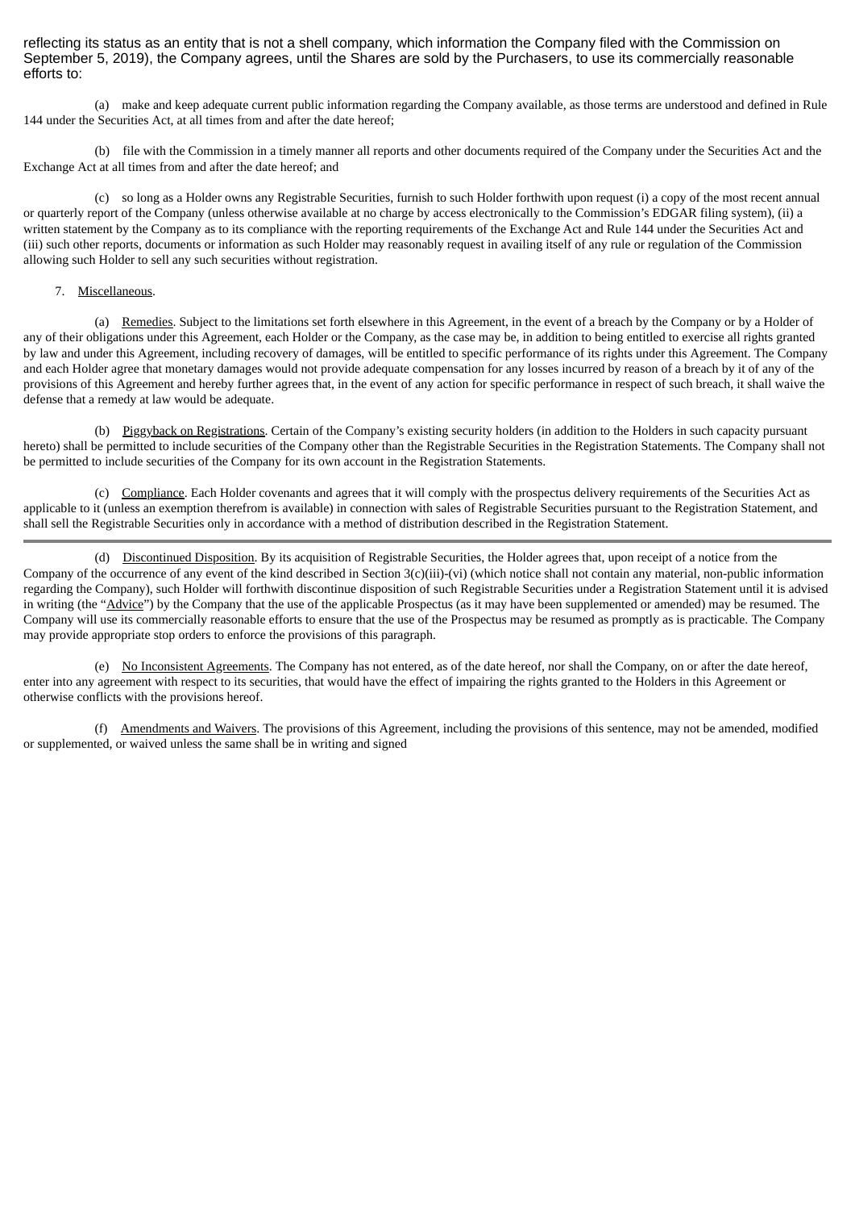reflecting its status as an entity that is not a shell company, which information the Company filed with the Commission on September 5, 2019), the Company agrees, until the Shares are sold by the Purchasers, to use its commercially reasonable efforts to:

(a) make and keep adequate current public information regarding the Company available, as those terms are understood and defined in Rule 144 under the Securities Act, at all times from and after the date hereof;

(b) file with the Commission in a timely manner all reports and other documents required of the Company under the Securities Act and the Exchange Act at all times from and after the date hereof; and

(c) so long as a Holder owns any Registrable Securities, furnish to such Holder forthwith upon request (i) a copy of the most recent annual or quarterly report of the Company (unless otherwise available at no charge by access electronically to the Commission's EDGAR filing system), (ii) a written statement by the Company as to its compliance with the reporting requirements of the Exchange Act and Rule 144 under the Securities Act and (iii) such other reports, documents or information as such Holder may reasonably request in availing itself of any rule or regulation of the Commission allowing such Holder to sell any such securities without registration.

7. Miscellaneous.

(a) Remedies. Subject to the limitations set forth elsewhere in this Agreement, in the event of a breach by the Company or by a Holder of any of their obligations under this Agreement, each Holder or the Company, as the case may be, in addition to being entitled to exercise all rights granted by law and under this Agreement, including recovery of damages, will be entitled to specific performance of its rights under this Agreement. The Company and each Holder agree that monetary damages would not provide adequate compensation for any losses incurred by reason of a breach by it of any of the provisions of this Agreement and hereby further agrees that, in the event of any action for specific performance in respect of such breach, it shall waive the defense that a remedy at law would be adequate.

(b) Piggyback on Registrations. Certain of the Company's existing security holders (in addition to the Holders in such capacity pursuant hereto) shall be permitted to include securities of the Company other than the Registrable Securities in the Registration Statements. The Company shall not be permitted to include securities of the Company for its own account in the Registration Statements.

(c) Compliance. Each Holder covenants and agrees that it will comply with the prospectus delivery requirements of the Securities Act as applicable to it (unless an exemption therefrom is available) in connection with sales of Registrable Securities pursuant to the Registration Statement, and shall sell the Registrable Securities only in accordance with a method of distribution described in the Registration Statement.

---

(d) Discontinued Disposition. By its acquisition of Registrable Securities, the Holder agrees that, upon receipt of a notice from the Company of the occurrence of any event of the kind described in Section 3(c)(iii)-(vi) (which notice shall not contain any material, non-public information regarding the Company), such Holder will forthwith discontinue disposition of such Registrable Securities under a Registration Statement until it is advised in writing (the "Advice") by the Company that the use of the applicable Prospectus (as it may have been supplemented or amended) may be resumed. The Company will use its commercially reasonable efforts to ensure that the use of the Prospectus may be resumed as promptly as is practicable. The Company may provide appropriate stop orders to enforce the provisions of this paragraph.

(e) No Inconsistent Agreements. The Company has not entered, as of the date hereof, nor shall the Company, on or after the date hereof, enter into any agreement with respect to its securities, that would have the effect of impairing the rights granted to the Holders in this Agreement or otherwise conflicts with the provisions hereof.

(f) Amendments and Waivers. The provisions of this Agreement, including the provisions of this sentence, may not be amended, modified or supplemented, or waived unless the same shall be in writing and signed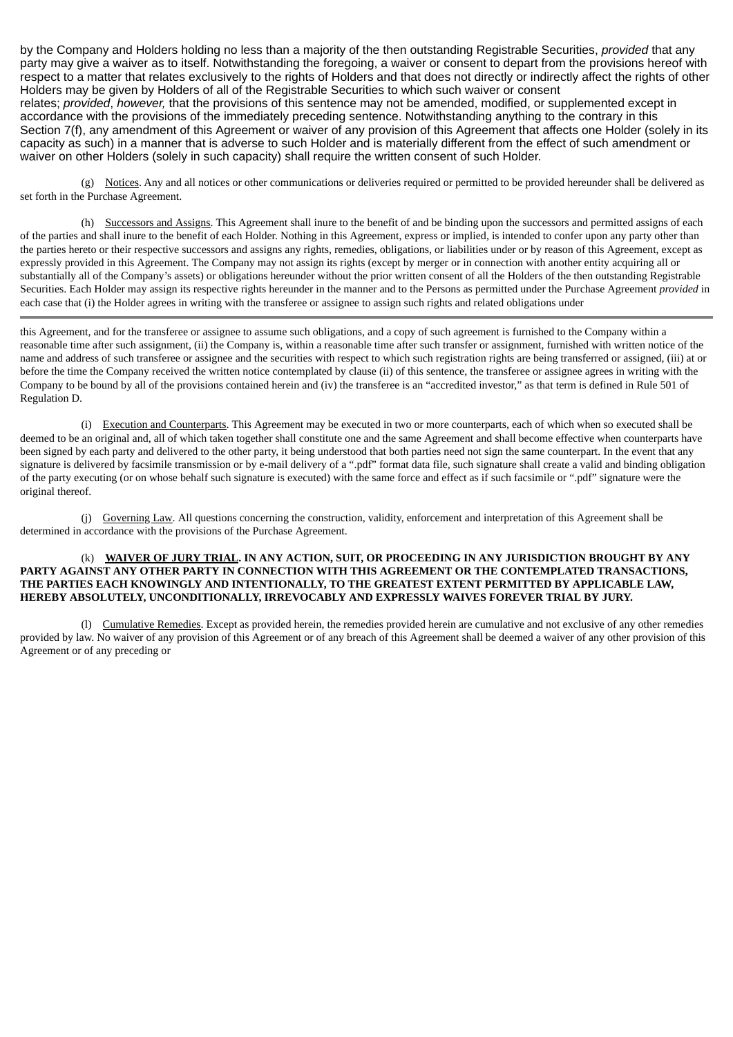by the Company and Holders holding no less than a majority of the then outstanding Registrable Securities, *provided* that any party may give a waiver as to itself. Notwithstanding the foregoing, a waiver or consent to depart from the provisions hereof with respect to a matter that relates exclusively to the rights of Holders and that does not directly or indirectly affect the rights of other Holders may be given by Holders of all of the Registrable Securities to which such waiver or consent relates; *provided*, *however,* that the provisions of this sentence may not be amended, modified, or supplemented except in accordance with the provisions of the immediately preceding sentence. Notwithstanding anything to the contrary in this Section 7(f), any amendment of this Agreement or waiver of any provision of this Agreement that affects one Holder (solely in its capacity as such) in a manner that is adverse to such Holder and is materially different from the effect of such amendment or waiver on other Holders (solely in such capacity) shall require the written consent of such Holder.

(g) Notices. Any and all notices or other communications or deliveries required or permitted to be provided hereunder shall be delivered as set forth in the Purchase Agreement.

(h) Successors and Assigns. This Agreement shall inure to the benefit of and be binding upon the successors and permitted assigns of each of the parties and shall inure to the benefit of each Holder. Nothing in this Agreement, express or implied, is intended to confer upon any party other than the parties hereto or their respective successors and assigns any rights, remedies, obligations, or liabilities under or by reason of this Agreement, except as expressly provided in this Agreement. The Company may not assign its rights (except by merger or in connection with another entity acquiring all or substantially all of the Company's assets) or obligations hereunder without the prior written consent of all the Holders of the then outstanding Registrable Securities. Each Holder may assign its respective rights hereunder in the manner and to the Persons as permitted under the Purchase Agreement *provided* in each case that (i) the Holder agrees in writing with the transferee or assignee to assign such rights and related obligations under this Agreement, and for the transferee or assignee to assume such obligations, and a copy of such agreement is furnished to the Company within a reasonable time after such assignment, (ii) the Company is, within a reasonable time after such transfer or assignment, furnished with written notice of the name and address of such transferee or assignee and the securities with respect to which such registration rights are being transferred or assigned, (iii) at or before the time the Company received the written notice contemplated by clause (ii) of this sentence, the transferee or assignee agrees in writing with the Company to be bound by all of the provisions contained herein and (iv) the transferee is an "accredited investor," as that term is defined in Rule 501 of Regulation D.

(i) Execution and Counterparts. This Agreement may be executed in two or more counterparts, each of which when so executed shall be deemed to be an original and, all of which taken together shall constitute one and the same Agreement and shall become effective when counterparts have been signed by each party and delivered to the other party, it being understood that both parties need not sign the same counterpart. In the event that any signature is delivered by facsimile transmission or by e-mail delivery of a ".pdf" format data file, such signature shall create a valid and binding obligation of the party executing (or on whose behalf such signature is executed) with the same force and effect as if such facsimile or ".pdf" signature were the original thereof.

(j) Governing Law. All questions concerning the construction, validity, enforcement and interpretation of this Agreement shall be determined in accordance with the provisions of the Purchase Agreement.

(k) **WAIVER OF JURY TRIAL. IN ANY ACTION, SUIT, OR PROCEEDING IN ANY JURISDICTION BROUGHT BY ANY PARTY AGAINST ANY OTHER PARTY IN CONNECTION WITH THIS AGREEMENT OR THE CONTEMPLATED TRANSACTIONS, THE PARTIES EACH KNOWINGLY AND INTENTIONALLY, TO THE GREATEST EXTENT PERMITTED BY APPLICABLE LAW, HEREBY ABSOLUTELY, UNCONDITIONALLY, IRREVOCABLY AND EXPRESSLY WAIVES FOREVER TRIAL BY JURY.**

(l) Cumulative Remedies. Except as provided herein, the remedies provided herein are cumulative and not exclusive of any other remedies provided by law. No waiver of any provision of this Agreement or of any breach of this Agreement shall be deemed a waiver of any other provision of this Agreement or of any preceding or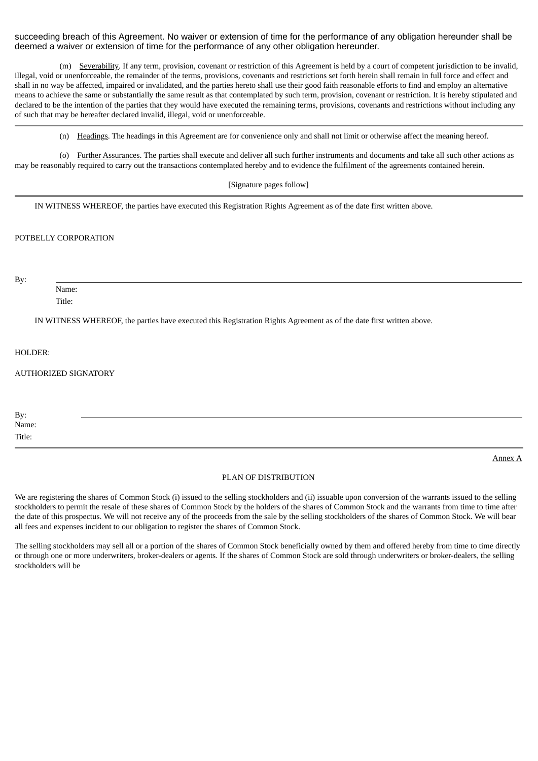succeeding breach of this Agreement. No waiver or extension of time for the performance of any obligation hereunder shall be deemed a waiver or extension of time for the performance of any other obligation hereunder.

(m) Severability. If any term, provision, covenant or restriction of this Agreement is held by a court of competent jurisdiction to be invalid, illegal, void or unenforceable, the remainder of the terms, provisions, covenants and restrictions set forth herein shall remain in full force and effect and shall in no way be affected, impaired or invalidated, and the parties hereto shall use their good faith reasonable efforts to find and employ an alternative means to achieve the same or substantially the same result as that contemplated by such term, provision, covenant or restriction. It is hereby stipulated and declared to be the intention of the parties that they would have executed the remaining terms, provisions, covenants and restrictions without including any of such that may be hereafter declared invalid, illegal, void or unenforceable.

---

(n) Headings. The headings in this Agreement are for convenience only and shall not limit or otherwise affect the meaning hereof.

(o) Further Assurances. The parties shall execute and deliver all such further instruments and documents and take all such other actions as may be reasonably required to carry out the transactions contemplated hereby and to evidence the fulfilment of the agreements contained herein.

[Signature pages follow]

---

IN WITNESS WHEREOF, the parties have executed this Registration Rights Agreement as of the date first written above.

POTBELLY CORPORATION

By: \_\_\_\_\_\_\_\_\_\_\_\_\_\_\_\_\_\_\_\_\_\_\_\_\_\_\_\_\_\_
Name:
Title:

IN WITNESS WHEREOF, the parties have executed this Registration Rights Agreement as of the date first written above.

HOLDER:

AUTHORIZED SIGNATORY

By: \_\_\_\_\_\_\_\_\_\_\_\_\_\_\_\_\_\_\_\_\_\_\_\_\_\_\_\_\_\_
Name:
Title:

---

Annex A

PLAN OF DISTRIBUTION

We are registering the shares of Common Stock (i) issued to the selling stockholders and (ii) issuable upon conversion of the warrants issued to the selling stockholders to permit the resale of these shares of Common Stock by the holders of the shares of Common Stock and the warrants from time to time after the date of this prospectus. We will not receive any of the proceeds from the sale by the selling stockholders of the shares of Common Stock. We will bear all fees and expenses incident to our obligation to register the shares of Common Stock.

The selling stockholders may sell all or a portion of the shares of Common Stock beneficially owned by them and offered hereby from time to time directly or through one or more underwriters, broker-dealers or agents. If the shares of Common Stock are sold through underwriters or broker-dealers, the selling stockholders will be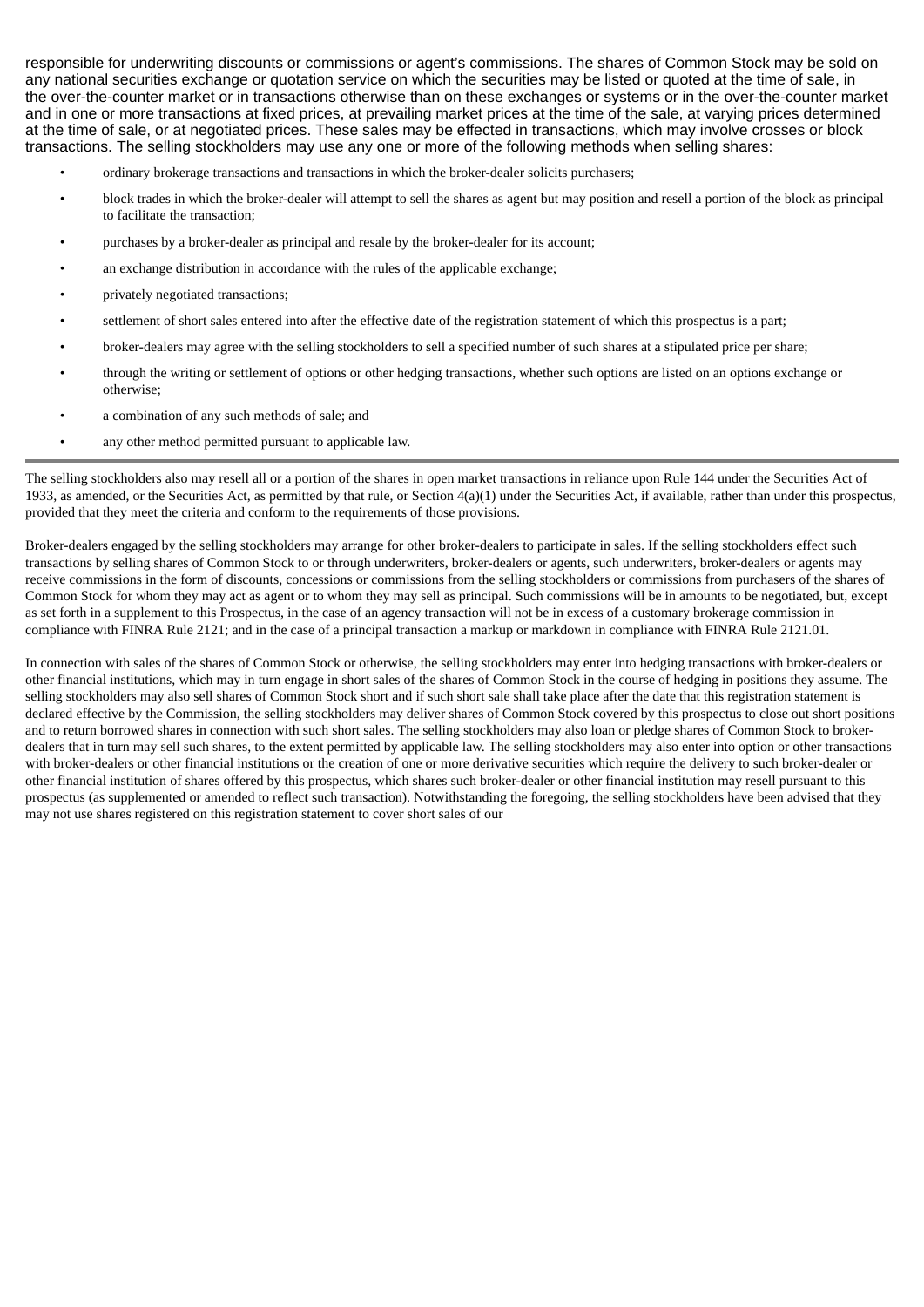responsible for underwriting discounts or commissions or agent's commissions. The shares of Common Stock may be sold on any national securities exchange or quotation service on which the securities may be listed or quoted at the time of sale, in the over-the-counter market or in transactions otherwise than on these exchanges or systems or in the over-the-counter market and in one or more transactions at fixed prices, at prevailing market prices at the time of the sale, at varying prices determined at the time of sale, or at negotiated prices. These sales may be effected in transactions, which may involve crosses or block transactions. The selling stockholders may use any one or more of the following methods when selling shares:

- ordinary brokerage transactions and transactions in which the broker-dealer solicits purchasers;
- block trades in which the broker-dealer will attempt to sell the shares as agent but may position and resell a portion of the block as principal to facilitate the transaction;
- purchases by a broker-dealer as principal and resale by the broker-dealer for its account;
- an exchange distribution in accordance with the rules of the applicable exchange;
- privately negotiated transactions;
- settlement of short sales entered into after the effective date of the registration statement of which this prospectus is a part;
- broker-dealers may agree with the selling stockholders to sell a specified number of such shares at a stipulated price per share;
- through the writing or settlement of options or other hedging transactions, whether such options are listed on an options exchange or otherwise;
- a combination of any such methods of sale; and
- any other method permitted pursuant to applicable law.

The selling stockholders also may resell all or a portion of the shares in open market transactions in reliance upon Rule 144 under the Securities Act of 1933, as amended, or the Securities Act, as permitted by that rule, or Section 4(a)(1) under the Securities Act, if available, rather than under this prospectus, provided that they meet the criteria and conform to the requirements of those provisions.

Broker-dealers engaged by the selling stockholders may arrange for other broker-dealers to participate in sales. If the selling stockholders effect such transactions by selling shares of Common Stock to or through underwriters, broker-dealers or agents, such underwriters, broker-dealers or agents may receive commissions in the form of discounts, concessions or commissions from the selling stockholders or commissions from purchasers of the shares of Common Stock for whom they may act as agent or to whom they may sell as principal. Such commissions will be in amounts to be negotiated, but, except as set forth in a supplement to this Prospectus, in the case of an agency transaction will not be in excess of a customary brokerage commission in compliance with FINRA Rule 2121; and in the case of a principal transaction a markup or markdown in compliance with FINRA Rule 2121.01.

In connection with sales of the shares of Common Stock or otherwise, the selling stockholders may enter into hedging transactions with broker-dealers or other financial institutions, which may in turn engage in short sales of the shares of Common Stock in the course of hedging in positions they assume. The selling stockholders may also sell shares of Common Stock short and if such short sale shall take place after the date that this registration statement is declared effective by the Commission, the selling stockholders may deliver shares of Common Stock covered by this prospectus to close out short positions and to return borrowed shares in connection with such short sales. The selling stockholders may also loan or pledge shares of Common Stock to broker-dealers that in turn may sell such shares, to the extent permitted by applicable law. The selling stockholders may also enter into option or other transactions with broker-dealers or other financial institutions or the creation of one or more derivative securities which require the delivery to such broker-dealer or other financial institution of shares offered by this prospectus, which shares such broker-dealer or other financial institution may resell pursuant to this prospectus (as supplemented or amended to reflect such transaction). Notwithstanding the foregoing, the selling stockholders have been advised that they may not use shares registered on this registration statement to cover short sales of our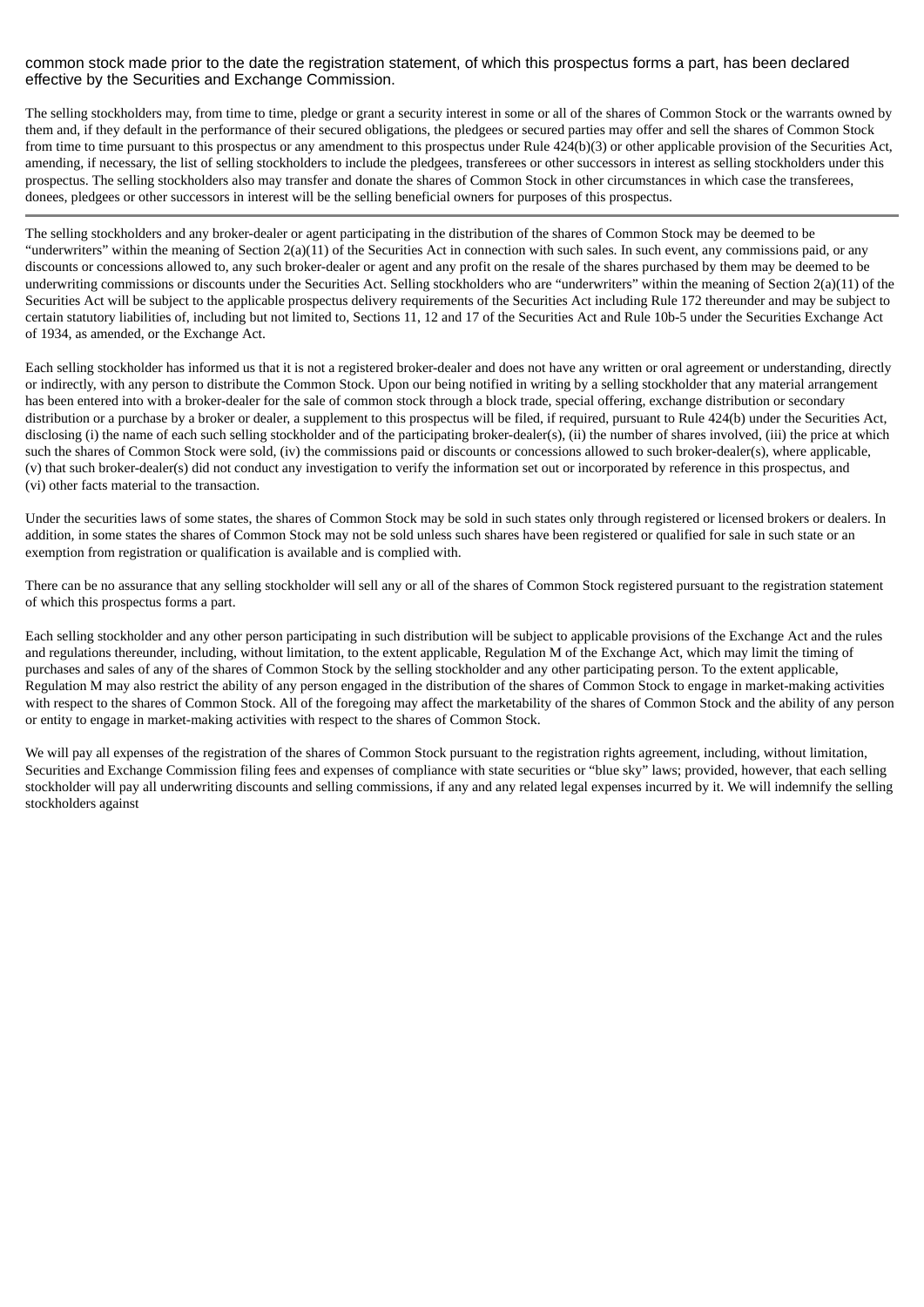common stock made prior to the date the registration statement, of which this prospectus forms a part, has been declared effective by the Securities and Exchange Commission.

The selling stockholders may, from time to time, pledge or grant a security interest in some or all of the shares of Common Stock or the warrants owned by them and, if they default in the performance of their secured obligations, the pledgees or secured parties may offer and sell the shares of Common Stock from time to time pursuant to this prospectus or any amendment to this prospectus under Rule 424(b)(3) or other applicable provision of the Securities Act, amending, if necessary, the list of selling stockholders to include the pledgees, transferees or other successors in interest as selling stockholders under this prospectus. The selling stockholders also may transfer and donate the shares of Common Stock in other circumstances in which case the transferees, donees, pledgees or other successors in interest will be the selling beneficial owners for purposes of this prospectus.

---

The selling stockholders and any broker-dealer or agent participating in the distribution of the shares of Common Stock may be deemed to be "underwriters" within the meaning of Section 2(a)(11) of the Securities Act in connection with such sales. In such event, any commissions paid, or any discounts or concessions allowed to, any such broker-dealer or agent and any profit on the resale of the shares purchased by them may be deemed to be underwriting commissions or discounts under the Securities Act. Selling stockholders who are "underwriters" within the meaning of Section 2(a)(11) of the Securities Act will be subject to the applicable prospectus delivery requirements of the Securities Act including Rule 172 thereunder and may be subject to certain statutory liabilities of, including but not limited to, Sections 11, 12 and 17 of the Securities Act and Rule 10b-5 under the Securities Exchange Act of 1934, as amended, or the Exchange Act.

Each selling stockholder has informed us that it is not a registered broker-dealer and does not have any written or oral agreement or understanding, directly or indirectly, with any person to distribute the Common Stock. Upon our being notified in writing by a selling stockholder that any material arrangement has been entered into with a broker-dealer for the sale of common stock through a block trade, special offering, exchange distribution or secondary distribution or a purchase by a broker or dealer, a supplement to this prospectus will be filed, if required, pursuant to Rule 424(b) under the Securities Act, disclosing (i) the name of each such selling stockholder and of the participating broker-dealer(s), (ii) the number of shares involved, (iii) the price at which such the shares of Common Stock were sold, (iv) the commissions paid or discounts or concessions allowed to such broker-dealer(s), where applicable, (v) that such broker-dealer(s) did not conduct any investigation to verify the information set out or incorporated by reference in this prospectus, and (vi) other facts material to the transaction.

Under the securities laws of some states, the shares of Common Stock may be sold in such states only through registered or licensed brokers or dealers. In addition, in some states the shares of Common Stock may not be sold unless such shares have been registered or qualified for sale in such state or an exemption from registration or qualification is available and is complied with.

There can be no assurance that any selling stockholder will sell any or all of the shares of Common Stock registered pursuant to the registration statement of which this prospectus forms a part.

Each selling stockholder and any other person participating in such distribution will be subject to applicable provisions of the Exchange Act and the rules and regulations thereunder, including, without limitation, to the extent applicable, Regulation M of the Exchange Act, which may limit the timing of purchases and sales of any of the shares of Common Stock by the selling stockholder and any other participating person. To the extent applicable, Regulation M may also restrict the ability of any person engaged in the distribution of the shares of Common Stock to engage in market-making activities with respect to the shares of Common Stock. All of the foregoing may affect the marketability of the shares of Common Stock and the ability of any person or entity to engage in market-making activities with respect to the shares of Common Stock.

We will pay all expenses of the registration of the shares of Common Stock pursuant to the registration rights agreement, including, without limitation, Securities and Exchange Commission filing fees and expenses of compliance with state securities or "blue sky" laws; provided, however, that each selling stockholder will pay all underwriting discounts and selling commissions, if any and any related legal expenses incurred by it. We will indemnify the selling stockholders against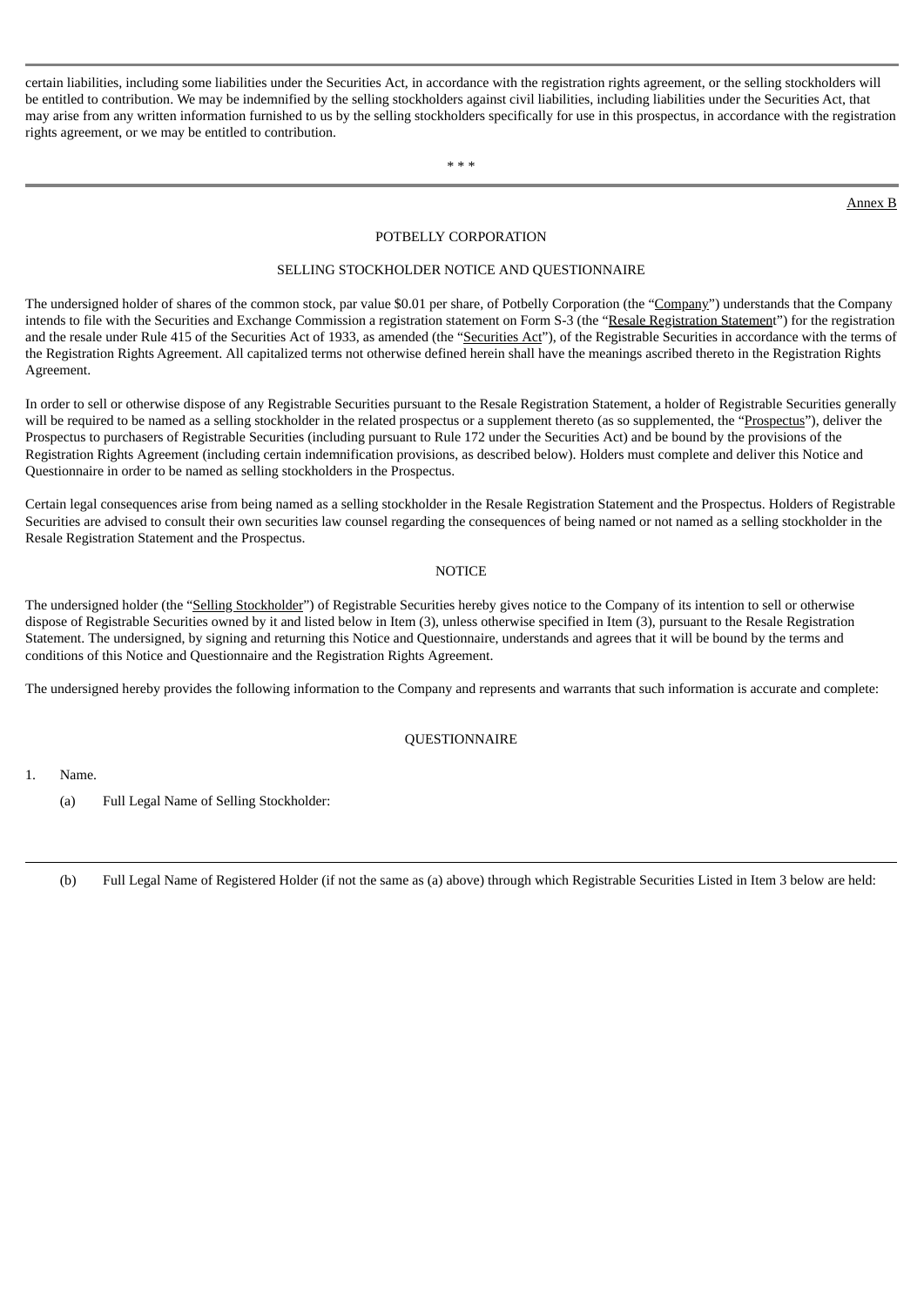certain liabilities, including some liabilities under the Securities Act, in accordance with the registration rights agreement, or the selling stockholders will be entitled to contribution. We may be indemnified by the selling stockholders against civil liabilities, including liabilities under the Securities Act, that may arise from any written information furnished to us by the selling stockholders specifically for use in this prospectus, in accordance with the registration rights agreement, or we may be entitled to contribution.

\* \* \*

---

Annex B

POTBELLY CORPORATION

SELLING STOCKHOLDER NOTICE AND QUESTIONNAIRE

The undersigned holder of shares of the common stock, par value $0.01 per share, of Potbelly Corporation (the "Company") understands that the Company intends to file with the Securities and Exchange Commission a registration statement on Form S-3 (the "Resale Registration Statement") for the registration and the resale under Rule 415 of the Securities Act of 1933, as amended (the "Securities Act"), of the Registrable Securities in accordance with the terms of the Registration Rights Agreement. All capitalized terms not otherwise defined herein shall have the meanings ascribed thereto in the Registration Rights Agreement.

In order to sell or otherwise dispose of any Registrable Securities pursuant to the Resale Registration Statement, a holder of Registrable Securities generally will be required to be named as a selling stockholder in the related prospectus or a supplement thereto (as so supplemented, the "Prospectus"), deliver the Prospectus to purchasers of Registrable Securities (including pursuant to Rule 172 under the Securities Act) and be bound by the provisions of the Registration Rights Agreement (including certain indemnification provisions, as described below). Holders must complete and deliver this Notice and Questionnaire in order to be named as selling stockholders in the Prospectus.

Certain legal consequences arise from being named as a selling stockholder in the Resale Registration Statement and the Prospectus. Holders of Registrable Securities are advised to consult their own securities law counsel regarding the consequences of being named or not named as a selling stockholder in the Resale Registration Statement and the Prospectus.

NOTICE

The undersigned holder (the "Selling Stockholder") of Registrable Securities hereby gives notice to the Company of its intention to sell or otherwise dispose of Registrable Securities owned by it and listed below in Item (3), unless otherwise specified in Item (3), pursuant to the Resale Registration Statement. The undersigned, by signing and returning this Notice and Questionnaire, understands and agrees that it will be bound by the terms and conditions of this Notice and Questionnaire and the Registration Rights Agreement.

The undersigned hereby provides the following information to the Company and represents and warrants that such information is accurate and complete:

QUESTIONNAIRE

1. Name.

   (a) Full Legal Name of Selling Stockholder:

---

   (b) Full Legal Name of Registered Holder (if not the same as (a) above) through which Registrable Securities Listed in Item 3 below are held: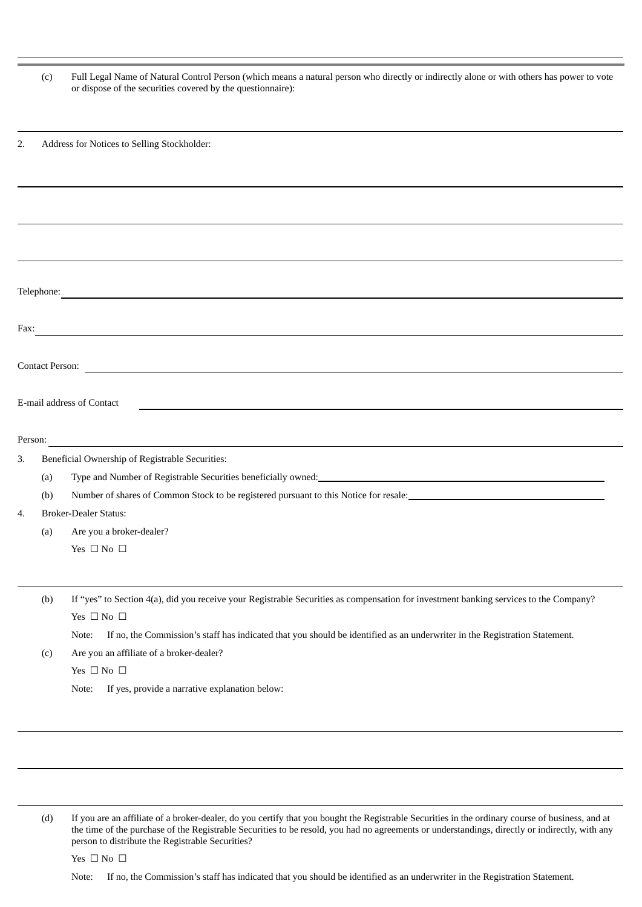(c) Full Legal Name of Natural Control Person (which means a natural person who directly or indirectly alone or with others has power to vote or dispose of the securities covered by the questionnaire):

---

2. Address for Notices to Selling Stockholder:

---

---

---

Telephone: \_\_\_\_\_\_\_\_\_\_\_\_\_\_\_\_\_\_\_\_\_\_\_\_\_\_\_\_\_\_

Fax: \_\_\_\_\_\_\_\_\_\_\_\_\_\_\_\_\_\_\_\_\_\_\_\_\_\_\_\_\_\_

Contact Person: \_\_\_\_\_\_\_\_\_\_\_\_\_\_\_\_\_\_\_\_\_\_\_\_\_\_\_\_\_\_

E-mail address of Contact Person: \_\_\_\_\_\_\_\_\_\_\_\_\_\_\_\_\_\_\_\_\_\_\_\_\_\_\_\_\_\_

3. Beneficial Ownership of Registrable Securities:

   (a) Type and Number of Registrable Securities beneficially owned: \_\_\_\_\_\_\_\_\_\_\_\_\_\_\_\_\_\_\_\_\_\_\_\_\_\_\_\_\_\_

   (b) Number of shares of Common Stock to be registered pursuant to this Notice for resale: \_\_\_\_\_\_\_\_\_\_\_\_\_\_\_\_\_\_\_\_\_\_\_\_\_\_\_\_\_\_

4. Broker-Dealer Status:

   (a) Are you a broker-dealer?

   Yes ☐ No ☐

---

   (b) If "yes" to Section 4(a), did you receive your Registrable Securities as compensation for investment banking services to the Company?

   Yes ☐ No ☐

   Note: If no, the Commission's staff has indicated that you should be identified as an underwriter in the Registration Statement.

   (c) Are you an affiliate of a broker-dealer?

   Yes ☐ No ☐

   Note: If yes, provide a narrative explanation below:

---

---

---

   (d) If you are an affiliate of a broker-dealer, do you certify that you bought the Registrable Securities in the ordinary course of business, and at the time of the purchase of the Registrable Securities to be resold, you had no agreements or understandings, directly or indirectly, with any person to distribute the Registrable Securities?

   Yes ☐ No ☐

   Note: If no, the Commission's staff has indicated that you should be identified as an underwriter in the Registration Statement.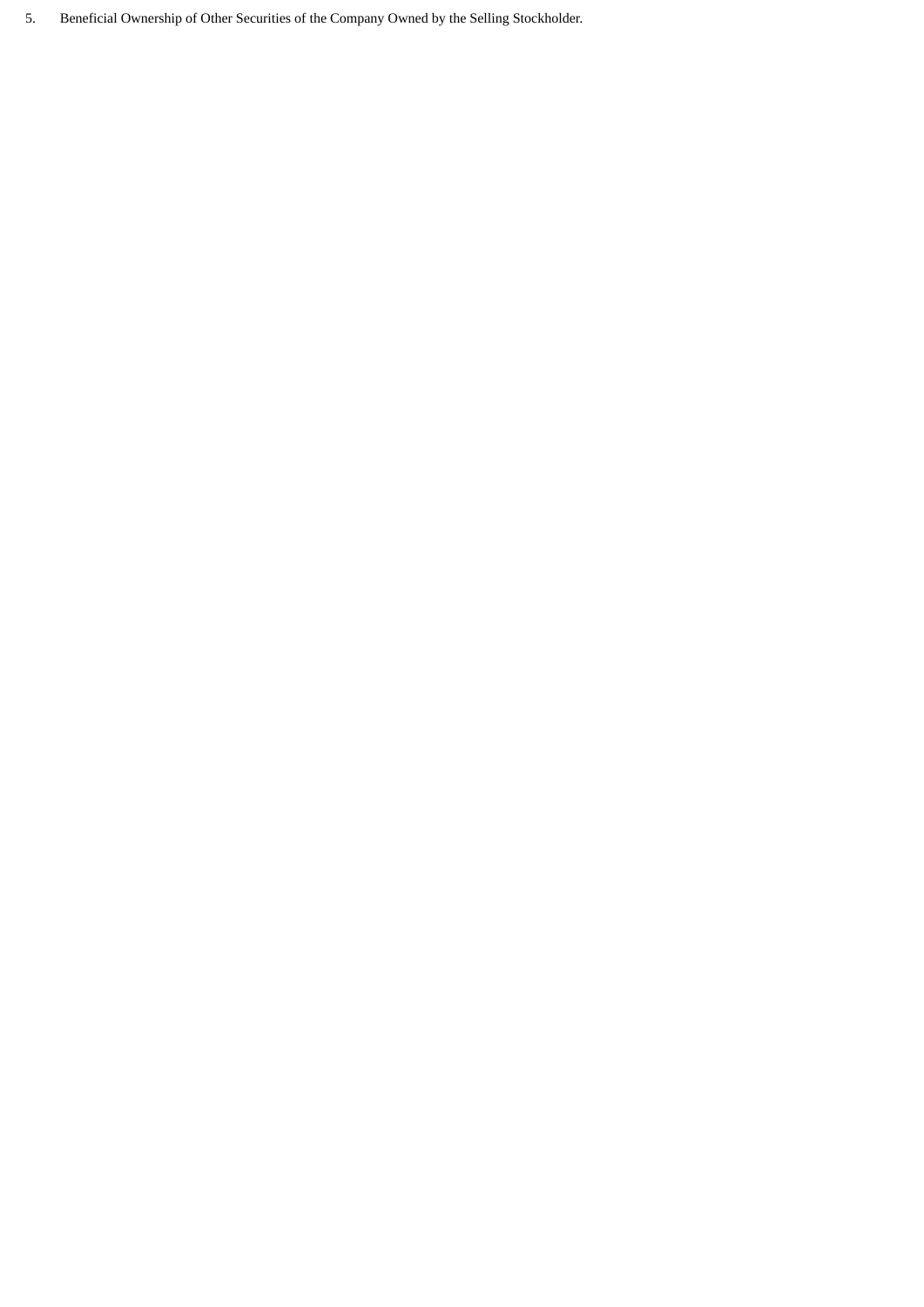5. Beneficial Ownership of Other Securities of the Company Owned by the Selling Stockholder.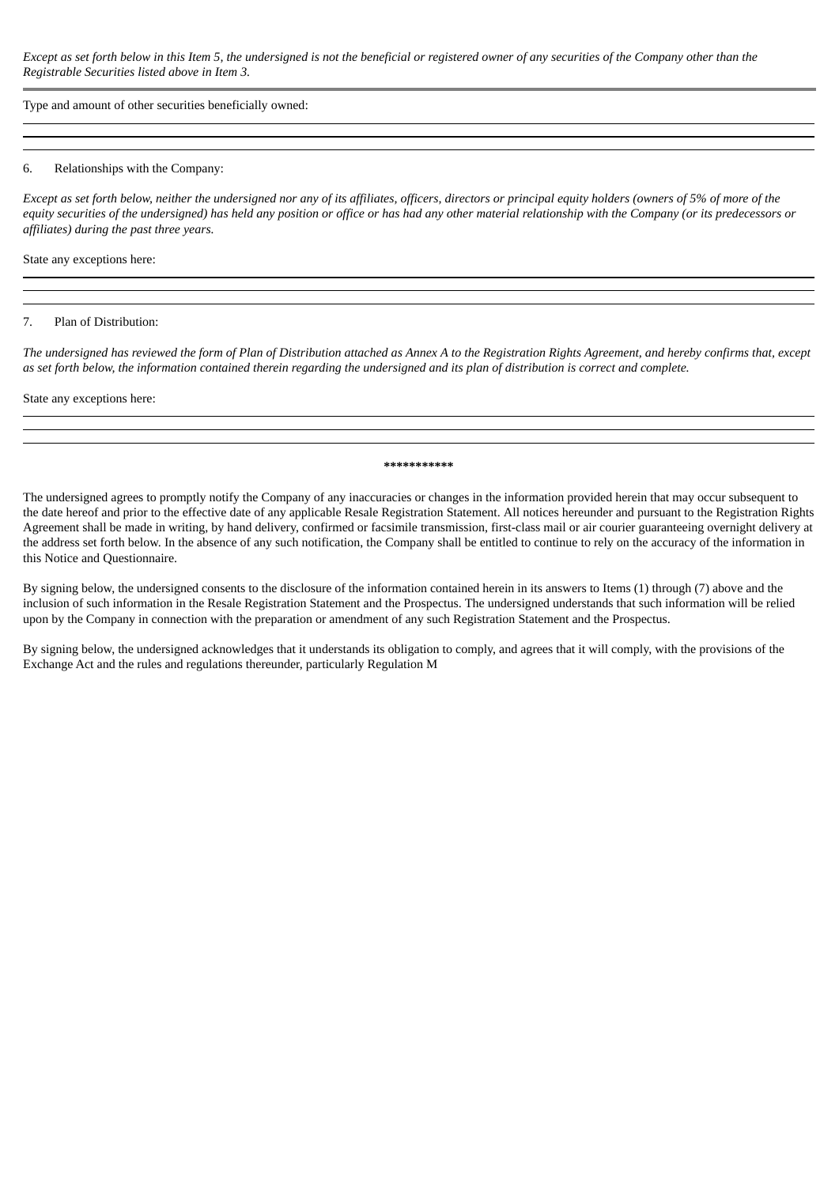*Except as set forth below in this Item 5, the undersigned is not the beneficial or registered owner of any securities of the Company other than the Registrable Securities listed above in Item 3.*

---

Type and amount of other securities beneficially owned:

---

---

---

6. Relationships with the Company:

*Except as set forth below, neither the undersigned nor any of its affiliates, officers, directors or principal equity holders (owners of 5% of more of the equity securities of the undersigned) has held any position or office or has had any other material relationship with the Company (or its predecessors or affiliates) during the past three years.*

State any exceptions here:

---

---

---

7. Plan of Distribution:

*The undersigned has reviewed the form of Plan of Distribution attached as Annex A to the Registration Rights Agreement, and hereby confirms that, except as set forth below, the information contained therein regarding the undersigned and its plan of distribution is correct and complete.*

State any exceptions here:

---

---

---

**\*\*\*\*\*\*\*\*\*\*\***

The undersigned agrees to promptly notify the Company of any inaccuracies or changes in the information provided herein that may occur subsequent to the date hereof and prior to the effective date of any applicable Resale Registration Statement. All notices hereunder and pursuant to the Registration Rights Agreement shall be made in writing, by hand delivery, confirmed or facsimile transmission, first-class mail or air courier guaranteeing overnight delivery at the address set forth below. In the absence of any such notification, the Company shall be entitled to continue to rely on the accuracy of the information in this Notice and Questionnaire.

By signing below, the undersigned consents to the disclosure of the information contained herein in its answers to Items (1) through (7) above and the inclusion of such information in the Resale Registration Statement and the Prospectus. The undersigned understands that such information will be relied upon by the Company in connection with the preparation or amendment of any such Registration Statement and the Prospectus.

By signing below, the undersigned acknowledges that it understands its obligation to comply, and agrees that it will comply, with the provisions of the Exchange Act and the rules and regulations thereunder, particularly Regulation M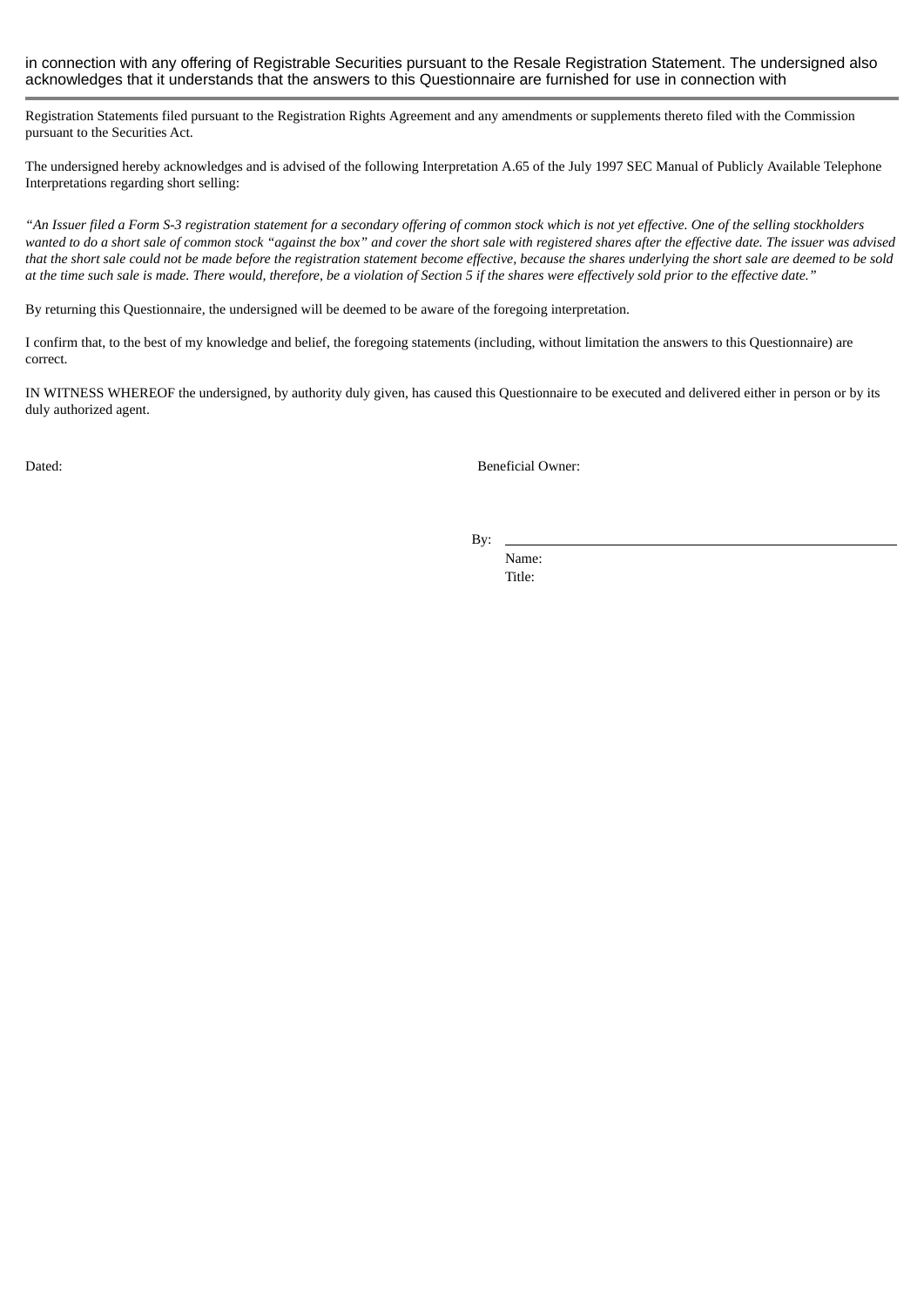in connection with any offering of Registrable Securities pursuant to the Resale Registration Statement. The undersigned also acknowledges that it understands that the answers to this Questionnaire are furnished for use in connection with

Registration Statements filed pursuant to the Registration Rights Agreement and any amendments or supplements thereto filed with the Commission pursuant to the Securities Act.

The undersigned hereby acknowledges and is advised of the following Interpretation A.65 of the July 1997 SEC Manual of Publicly Available Telephone Interpretations regarding short selling:

*"An Issuer filed a Form S-3 registration statement for a secondary offering of common stock which is not yet effective. One of the selling stockholders wanted to do a short sale of common stock "against the box" and cover the short sale with registered shares after the effective date. The issuer was advised that the short sale could not be made before the registration statement become effective, because the shares underlying the short sale are deemed to be sold at the time such sale is made. There would, therefore, be a violation of Section 5 if the shares were effectively sold prior to the effective date."*

By returning this Questionnaire, the undersigned will be deemed to be aware of the foregoing interpretation.

I confirm that, to the best of my knowledge and belief, the foregoing statements (including, without limitation the answers to this Questionnaire) are correct.

IN WITNESS WHEREOF the undersigned, by authority duly given, has caused this Questionnaire to be executed and delivered either in person or by its duly authorized agent.

Dated:

Beneficial Owner:

By: \_\_\_\_\_\_\_\_\_\_\_\_\_\_\_\_\_\_\_\_\_\_\_\_\_\_\_\_\_\_

Name:

Title: